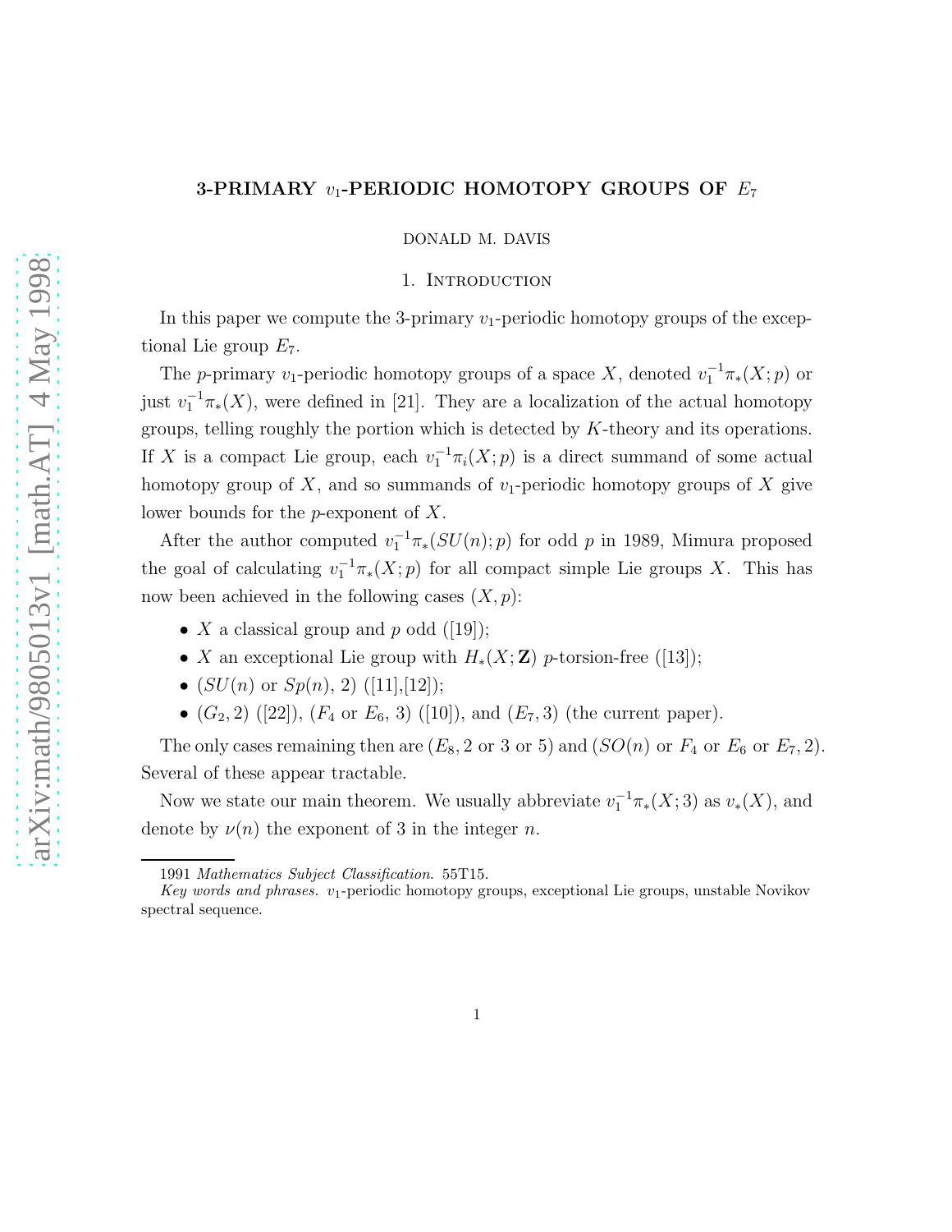# 3-PRIMARY $v_1$-PERIODIC HOMOTOPY GROUPS OF $E_7$

DONALD M. DAVIS

## 1. Introduction

In this paper we compute the 3-primary $v_1$-periodic homotopy groups of the exceptional Lie group $E_7$.

The $p$-primary $v_1$-periodic homotopy groups of a space $X$, denoted $v_1^{-1}\pi_*(X;p)$ or just $v_1^{-1}\pi_*(X)$, were defined in [21]. They are a localization of the actual homotopy groups, telling roughly the portion which is detected by $K$-theory and its operations. If $X$ is a compact Lie group, each $v_1^{-1}\pi_i(X;p)$ is a direct summand of some actual homotopy group of $X$, and so summands of $v_1$-periodic homotopy groups of $X$ give lower bounds for the $p$-exponent of $X$.

After the author computed $v_1^{-1}\pi_*(SU(n);p)$ for odd $p$ in 1989, Mimura proposed the goal of calculating $v_1^{-1}\pi_*(X;p)$ for all compact simple Lie groups $X$. This has now been achieved in the following cases $(X,p)$:

- $X$ a classical group and $p$ odd ([19]);
- $X$ an exceptional Lie group with $H_*(X;\mathbf{Z})$ $p$-torsion-free ([13]);
- ($SU(n)$ or $Sp(n)$, 2) ([11],[12]);
- ($G_2$, 2) ([22]), ($F_4$ or $E_6$, 3) ([10]), and ($E_7$, 3) (the current paper).

The only cases remaining then are ($E_8$, 2 or 3 or 5) and ($SO(n)$ or $F_4$ or $E_6$ or $E_7$, 2). Several of these appear tractable.

Now we state our main theorem. We usually abbreviate $v_1^{-1}\pi_*(X;3)$ as $v_*(X)$, and denote by $\nu(n)$ the exponent of 3 in the integer $n$.

1991 *Mathematics Subject Classification*. 55T15.

*Key words and phrases.* $v_1$-periodic homotopy groups, exceptional Lie groups, unstable Novikov spectral sequence.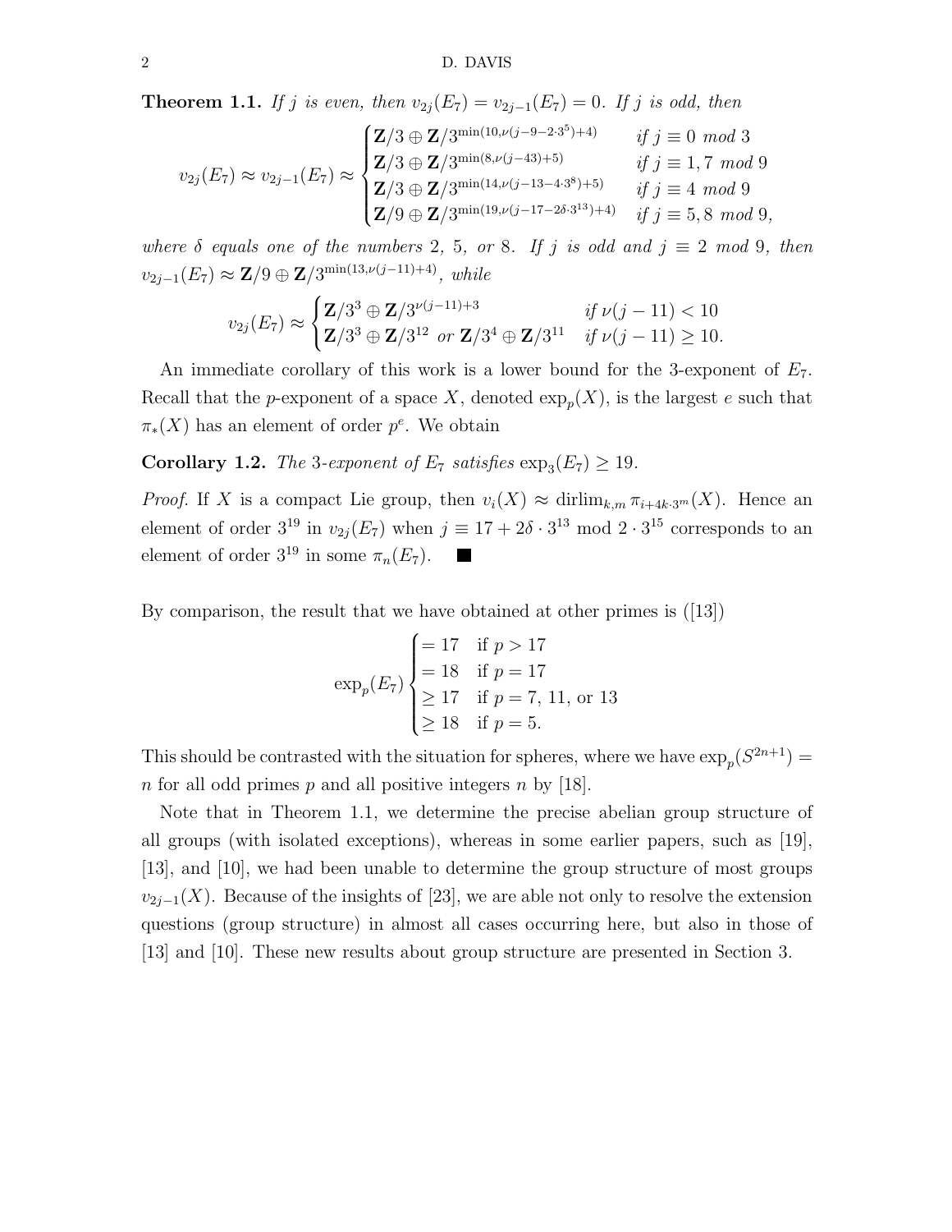**Theorem 1.1.** *If $j$ is even, then $v_{2j}(E_7) = v_{2j-1}(E_7) = 0$. If $j$ is odd, then*

$$v_{2j}(E_7) \approx v_{2j-1}(E_7) \approx \begin{cases} \mathbf{Z}/3 \oplus \mathbf{Z}/3^{\min(10,\nu(j-9-2\cdot 3^5)+4)} & \text{if } j \equiv 0 \text{ mod } 3 \\ \mathbf{Z}/3 \oplus \mathbf{Z}/3^{\min(8,\nu(j-43)+5)} & \text{if } j \equiv 1, 7 \text{ mod } 9 \\ \mathbf{Z}/3 \oplus \mathbf{Z}/3^{\min(14,\nu(j-13-4\cdot 3^8)+5)} & \text{if } j \equiv 4 \text{ mod } 9 \\ \mathbf{Z}/9 \oplus \mathbf{Z}/3^{\min(19,\nu(j-17-2\delta\cdot 3^{13})+4)} & \text{if } j \equiv 5, 8 \text{ mod } 9, \end{cases}$$

*where $\delta$ equals one of the numbers 2, 5, or 8. If $j$ is odd and $j \equiv 2$ mod 9, then $v_{2j-1}(E_7) \approx \mathbf{Z}/9 \oplus \mathbf{Z}/3^{\min(13,\nu(j-11)+4)}$, while*

$$v_{2j}(E_7) \approx \begin{cases} \mathbf{Z}/3^3 \oplus \mathbf{Z}/3^{\nu(j-11)+3} & \text{if } \nu(j-11) < 10 \\ \mathbf{Z}/3^3 \oplus \mathbf{Z}/3^{12} \text{ or } \mathbf{Z}/3^4 \oplus \mathbf{Z}/3^{11} & \text{if } \nu(j-11) \geq 10. \end{cases}$$

An immediate corollary of this work is a lower bound for the 3-exponent of $E_7$. Recall that the $p$-exponent of a space $X$, denoted $\exp_p(X)$, is the largest $e$ such that $\pi_*(X)$ has an element of order $p^e$. We obtain

**Corollary 1.2.** *The 3-exponent of $E_7$ satisfies $\exp_3(E_7) \geq 19$.*

*Proof.* If $X$ is a compact Lie group, then $v_i(X) \approx \operatorname{dirlim}_{k,m} \pi_{i+4k\cdot 3^m}(X)$. Hence an element of order $3^{19}$ in $v_{2j}(E_7)$ when $j \equiv 17 + 2\delta \cdot 3^{13}$ mod $2 \cdot 3^{15}$ corresponds to an element of order $3^{19}$ in some $\pi_n(E_7)$. ■

By comparison, the result that we have obtained at other primes is ([13])

$$\exp_p(E_7) \begin{cases} = 17 & \text{if } p > 17 \\ = 18 & \text{if } p = 17 \\ \geq 17 & \text{if } p = 7,\ 11, \text{ or } 13 \\ \geq 18 & \text{if } p = 5. \end{cases}$$

This should be contrasted with the situation for spheres, where we have $\exp_p(S^{2n+1}) = n$ for all odd primes $p$ and all positive integers $n$ by [18].

Note that in Theorem 1.1, we determine the precise abelian group structure of all groups (with isolated exceptions), whereas in some earlier papers, such as [19], [13], and [10], we had been unable to determine the group structure of most groups $v_{2j-1}(X)$. Because of the insights of [23], we are able not only to resolve the extension questions (group structure) in almost all cases occurring here, but also in those of [13] and [10]. These new results about group structure are presented in Section 3.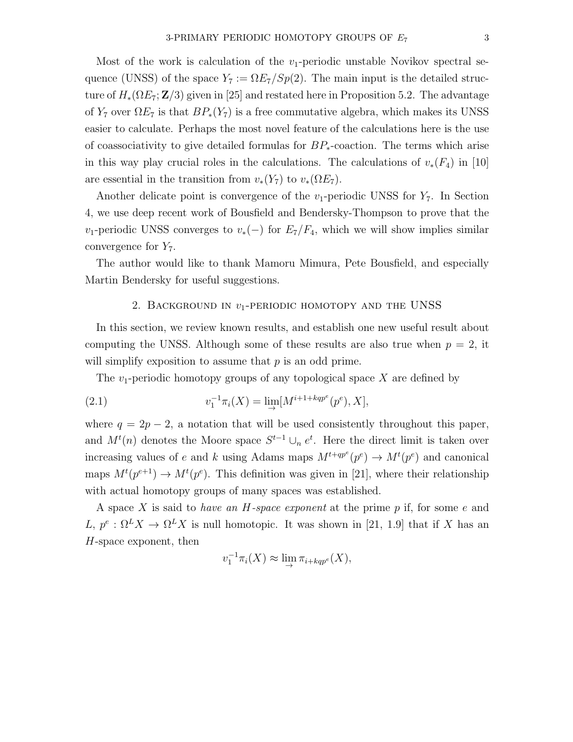Most of the work is calculation of the $v_1$-periodic unstable Novikov spectral sequence (UNSS) of the space $Y_7 := \Omega E_7/Sp(2)$. The main input is the detailed structure of $H_*(\Omega E_7; \mathbf{Z}/3)$ given in [25] and restated here in Proposition 5.2. The advantage of $Y_7$ over $\Omega E_7$ is that $BP_*(Y_7)$ is a free commutative algebra, which makes its UNSS easier to calculate. Perhaps the most novel feature of the calculations here is the use of coassociativity to give detailed formulas for $BP_*$-coaction. The terms which arise in this way play crucial roles in the calculations. The calculations of $v_*(F_4)$ in [10] are essential in the transition from $v_*(Y_7)$ to $v_*(\Omega E_7)$.

Another delicate point is convergence of the $v_1$-periodic UNSS for $Y_7$. In Section 4, we use deep recent work of Bousfield and Bendersky-Thompson to prove that the $v_1$-periodic UNSS converges to $v_*(-)$ for $E_7/F_4$, which we will show implies similar convergence for $Y_7$.

The author would like to thank Mamoru Mimura, Pete Bousfield, and especially Martin Bendersky for useful suggestions.

## 2. Background in $v_1$-periodic homotopy and the UNSS

In this section, we review known results, and establish one new useful result about computing the UNSS. Although some of these results are also true when $p = 2$, it will simplify exposition to assume that $p$ is an odd prime.

The $v_1$-periodic homotopy groups of any topological space $X$ are defined by

$$v_1^{-1}\pi_i(X) = \varinjlim [M^{i+1+kqp^e}(p^e), X], \tag{2.1}$$

where $q = 2p - 2$, a notation that will be used consistently throughout this paper, and $M^t(n)$ denotes the Moore space $S^{t-1} \cup_n e^t$. Here the direct limit is taken over increasing values of $e$ and $k$ using Adams maps $M^{t+qp^e}(p^e) \to M^t(p^e)$ and canonical maps $M^t(p^{e+1}) \to M^t(p^e)$. This definition was given in [21], where their relationship with actual homotopy groups of many spaces was established.

A space $X$ is said to *have an $H$-space exponent* at the prime $p$ if, for some $e$ and $L$, $p^e : \Omega^L X \to \Omega^L X$ is null homotopic. It was shown in [21, 1.9] that if $X$ has an $H$-space exponent, then

$$v_1^{-1}\pi_i(X) \approx \varinjlim \pi_{i+kqp^e}(X),$$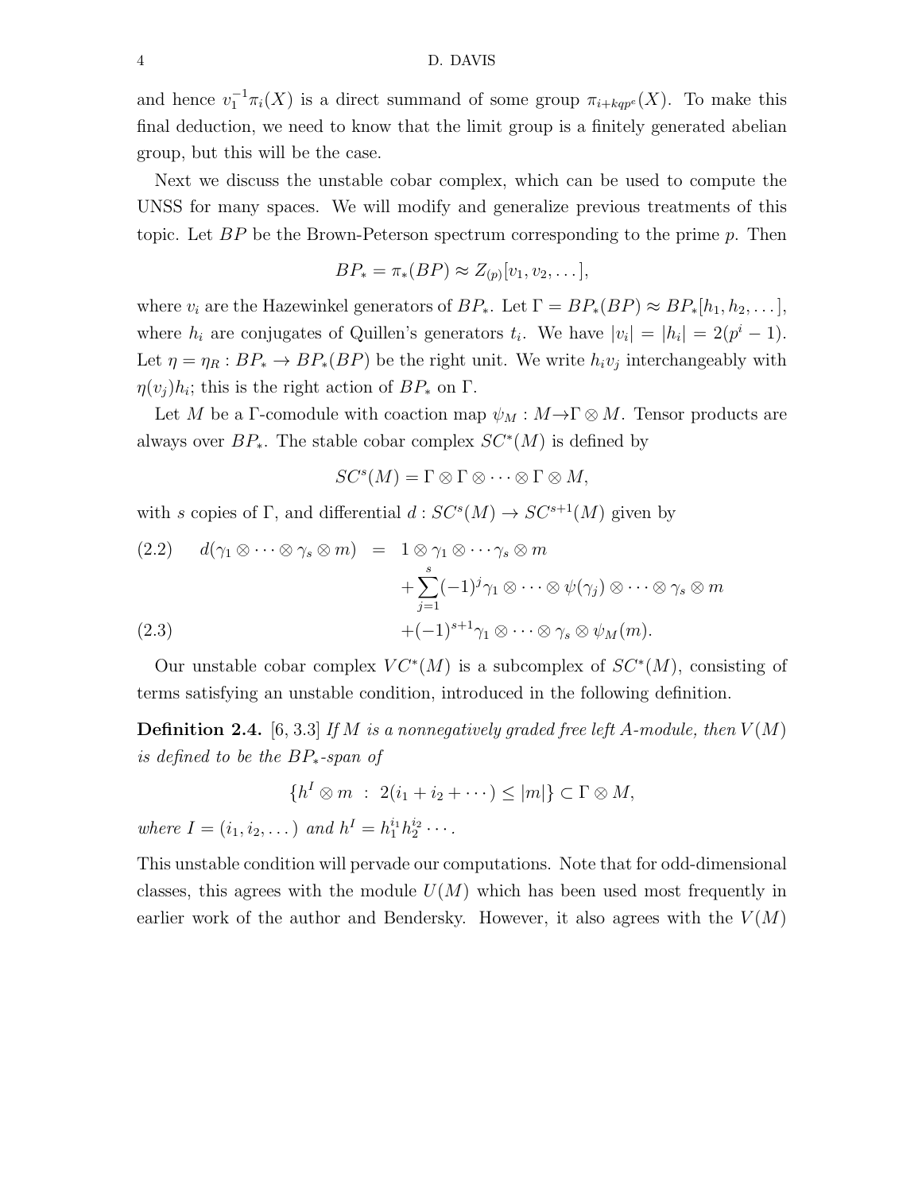and hence $v_1^{-1}\pi_i(X)$ is a direct summand of some group $\pi_{i+kqp^e}(X)$. To make this final deduction, we need to know that the limit group is a finitely generated abelian group, but this will be the case.

Next we discuss the unstable cobar complex, which can be used to compute the UNSS for many spaces. We will modify and generalize previous treatments of this topic. Let $BP$ be the Brown-Peterson spectrum corresponding to the prime $p$. Then

$$BP_* = \pi_*(BP) \approx Z_{(p)}[v_1, v_2, \dots],$$

where $v_i$ are the Hazewinkel generators of $BP_*$. Let $\Gamma = BP_*(BP) \approx BP_*[h_1, h_2, \dots]$, where $h_i$ are conjugates of Quillen's generators $t_i$. We have $|v_i| = |h_i| = 2(p^i - 1)$. Let $\eta = \eta_R : BP_* \to BP_*(BP)$ be the right unit. We write $h_i v_j$ interchangeably with $\eta(v_j)h_i$; this is the right action of $BP_*$ on $\Gamma$.

Let $M$ be a $\Gamma$-comodule with coaction map $\psi_M : M \to \Gamma \otimes M$. Tensor products are always over $BP_*$. The stable cobar complex $SC^*(M)$ is defined by

$$SC^s(M) = \Gamma \otimes \Gamma \otimes \cdots \otimes \Gamma \otimes M,$$

with $s$ copies of $\Gamma$, and differential $d : SC^s(M) \to SC^{s+1}(M)$ given by

$$\begin{aligned} (2.2) \qquad d(\gamma_1 \otimes \cdots \otimes \gamma_s \otimes m) &= 1 \otimes \gamma_1 \otimes \cdots \gamma_s \otimes m \\ &\quad + \sum_{j=1}^{s} (-1)^j \gamma_1 \otimes \cdots \otimes \psi(\gamma_j) \otimes \cdots \otimes \gamma_s \otimes m \\ (2.3) \qquad &\quad + (-1)^{s+1} \gamma_1 \otimes \cdots \otimes \gamma_s \otimes \psi_M(m). \end{aligned}$$

Our unstable cobar complex $VC^*(M)$ is a subcomplex of $SC^*(M)$, consisting of terms satisfying an unstable condition, introduced in the following definition.

**Definition 2.4.** [6, 3.3] *If $M$ is a nonnegatively graded free left $A$-module, then $V(M)$ is defined to be the $BP_*$-span of*

$$\{h^I \otimes m \;:\; 2(i_1 + i_2 + \cdots) \le |m|\} \subset \Gamma \otimes M,$$

*where $I = (i_1, i_2, \dots)$ and $h^I = h_1^{i_1} h_2^{i_2} \cdots$.*

This unstable condition will pervade our computations. Note that for odd-dimensional classes, this agrees with the module $U(M)$ which has been used most frequently in earlier work of the author and Bendersky. However, it also agrees with the $V(M)$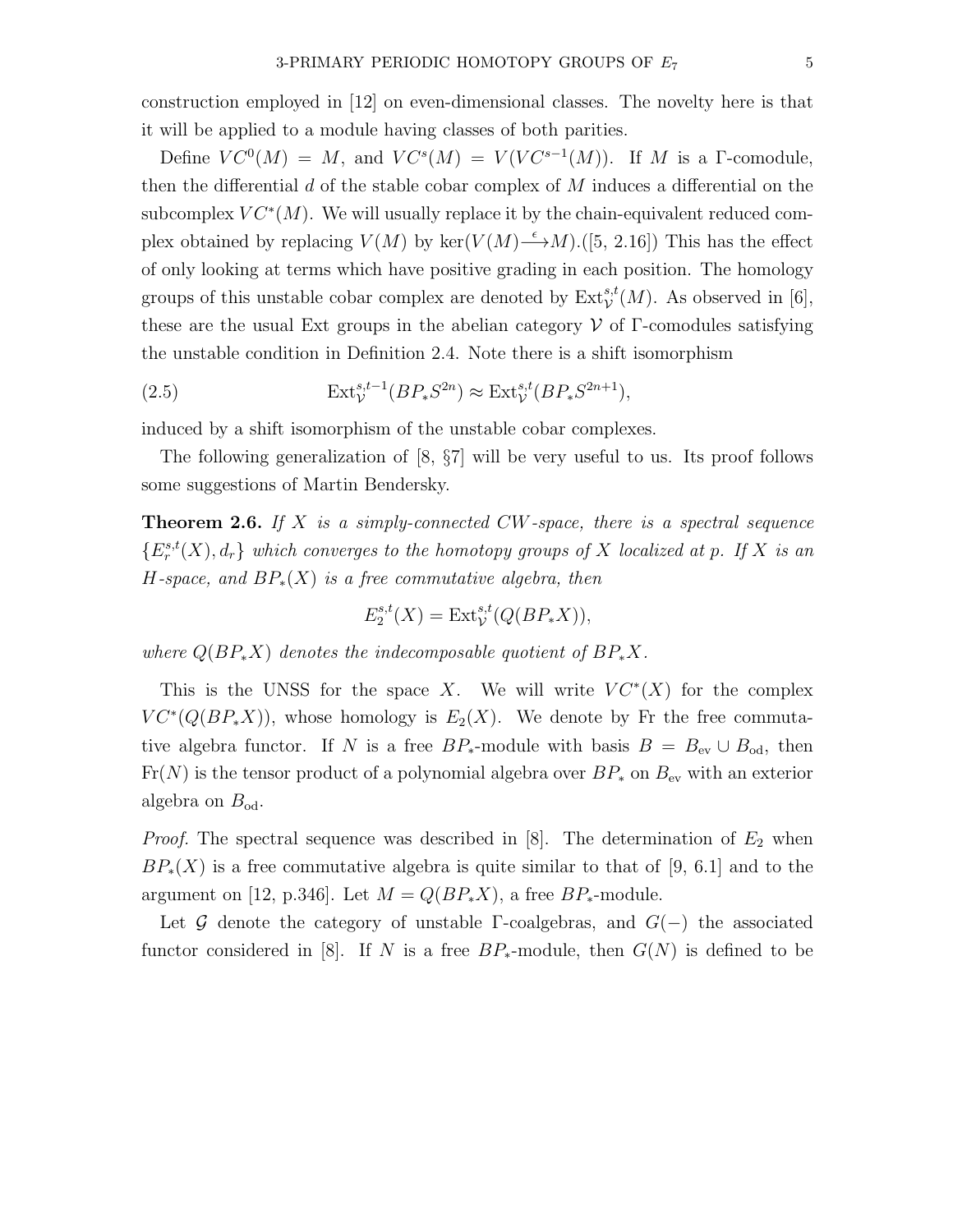construction employed in [12] on even-dimensional classes. The novelty here is that it will be applied to a module having classes of both parities.

Define $VC^0(M) = M$, and $VC^s(M) = V(VC^{s-1}(M))$. If $M$ is a $\Gamma$-comodule, then the differential $d$ of the stable cobar complex of $M$ induces a differential on the subcomplex $VC^*(M)$. We will usually replace it by the chain-equivalent reduced complex obtained by replacing $V(M)$ by $\ker(V(M) \xrightarrow{\epsilon} M)$.([5, 2.16]) This has the effect of only looking at terms which have positive grading in each position. The homology groups of this unstable cobar complex are denoted by $\mathrm{Ext}_{\mathcal{V}}^{s,t}(M)$. As observed in [6], these are the usual Ext groups in the abelian category $\mathcal{V}$ of $\Gamma$-comodules satisfying the unstable condition in Definition 2.4. Note there is a shift isomorphism

$$\mathrm{Ext}_{\mathcal{V}}^{s,t-1}(BP_*S^{2n}) \approx \mathrm{Ext}_{\mathcal{V}}^{s,t}(BP_*S^{2n+1}), \tag{2.5}$$

induced by a shift isomorphism of the unstable cobar complexes.

The following generalization of [8, §7] will be very useful to us. Its proof follows some suggestions of Martin Bendersky.

**Theorem 2.6.** *If $X$ is a simply-connected CW-space, there is a spectral sequence $\{E_r^{s,t}(X), d_r\}$ which converges to the homotopy groups of $X$ localized at $p$. If $X$ is an $H$-space, and $BP_*(X)$ is a free commutative algebra, then*

$$E_2^{s,t}(X) = \mathrm{Ext}_{\mathcal{V}}^{s,t}(Q(BP_*X)),$$

*where $Q(BP_*X)$ denotes the indecomposable quotient of $BP_*X$.*

This is the UNSS for the space $X$. We will write $VC^*(X)$ for the complex $VC^*(Q(BP_*X))$, whose homology is $E_2(X)$. We denote by Fr the free commutative algebra functor. If $N$ is a free $BP_*$-module with basis $B = B_{\mathrm{ev}} \cup B_{\mathrm{od}}$, then $\mathrm{Fr}(N)$ is the tensor product of a polynomial algebra over $BP_*$ on $B_{\mathrm{ev}}$ with an exterior algebra on $B_{\mathrm{od}}$.

*Proof.* The spectral sequence was described in [8]. The determination of $E_2$ when $BP_*(X)$ is a free commutative algebra is quite similar to that of [9, 6.1] and to the argument on [12, p.346]. Let $M = Q(BP_*X)$, a free $BP_*$-module.

Let $\mathcal{G}$ denote the category of unstable $\Gamma$-coalgebras, and $G(-)$ the associated functor considered in [8]. If $N$ is a free $BP_*$-module, then $G(N)$ is defined to be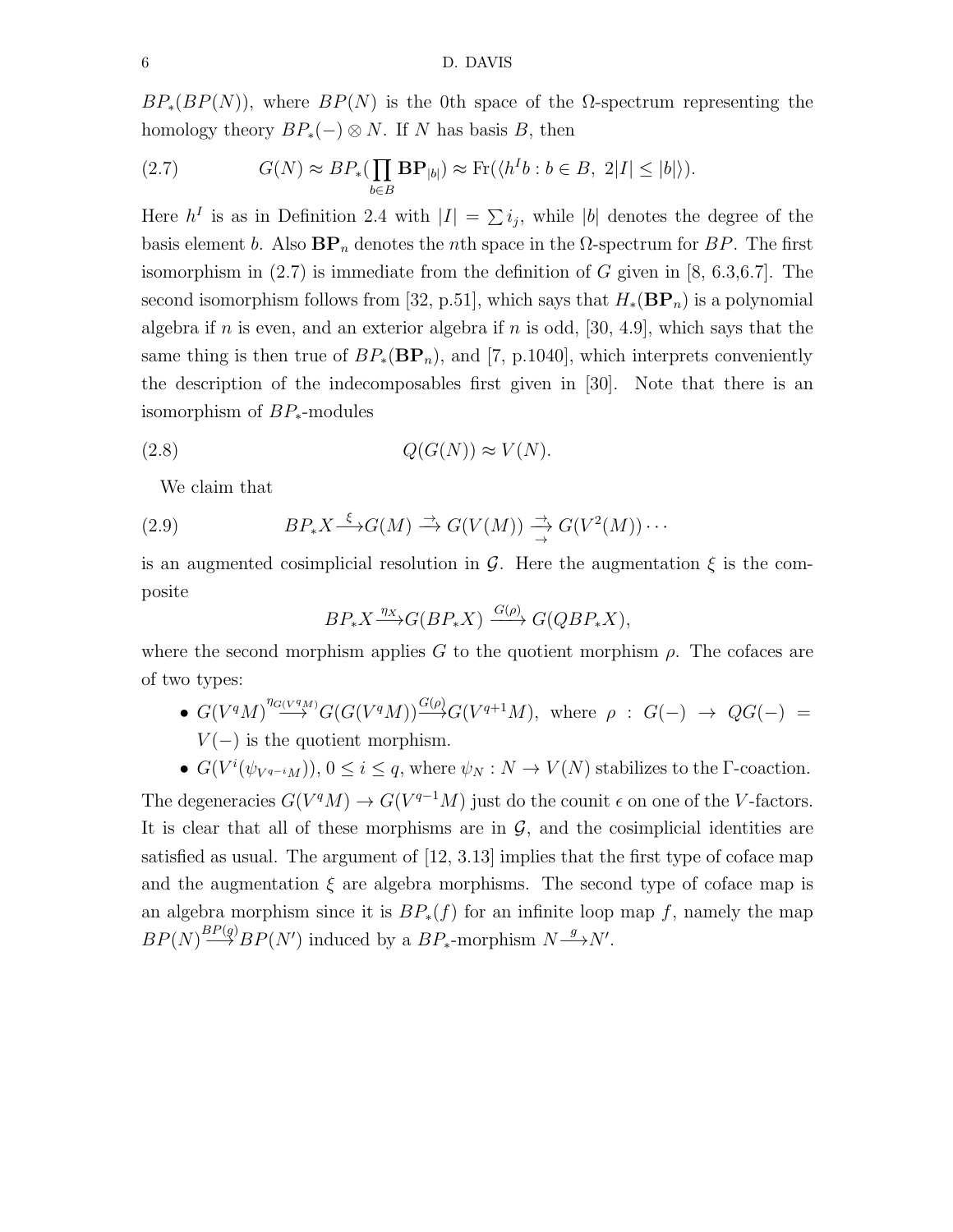$BP_*(BP(N))$, where $BP(N)$ is the 0th space of the $\Omega$-spectrum representing the homology theory $BP_*(-)\otimes N$. If $N$ has basis $B$, then

$$G(N)\approx BP_*\Big(\prod_{b\in B}\mathbf{BP}_{|b|}\Big)\approx \mathrm{Fr}(\langle h^I b : b\in B,\ 2|I|\le |b|\rangle). \tag{2.7}$$

Here $h^I$ is as in Definition 2.4 with $|I|=\sum i_j$, while $|b|$ denotes the degree of the basis element $b$. Also $\mathbf{BP}_n$ denotes the $n$th space in the $\Omega$-spectrum for $BP$. The first isomorphism in (2.7) is immediate from the definition of $G$ given in [8, 6.3,6.7]. The second isomorphism follows from [32, p.51], which says that $H_*(\mathbf{BP}_n)$ is a polynomial algebra if $n$ is even, and an exterior algebra if $n$ is odd, [30, 4.9], which says that the same thing is then true of $BP_*(\mathbf{BP}_n)$, and [7, p.1040], which interprets conveniently the description of the indecomposables first given in [30]. Note that there is an isomorphism of $BP_*$-modules

$$Q(G(N))\approx V(N). \tag{2.8}$$

We claim that

$$BP_*X\xrightarrow{\xi}G(M)\rightrightarrows G(V(M))\;\substack{\rightarrow\\ \rightarrow\\ \rightarrow}\;G(V^2(M))\cdots \tag{2.9}$$

is an augmented cosimplicial resolution in $\mathcal{G}$. Here the augmentation $\xi$ is the composite

$$BP_*X\xrightarrow{\eta_X}G(BP_*X)\xrightarrow{G(\rho)}G(QBP_*X),$$

where the second morphism applies $G$ to the quotient morphism $\rho$. The cofaces are of two types:

- $G(V^qM)\xrightarrow{\eta_{G(V^qM)}}G(G(V^qM))\xrightarrow{G(\rho)}G(V^{q+1}M)$, where $\rho: G(-)\to QG(-)=V(-)$ is the quotient morphism.
- $G(V^i(\psi_{V^{q-i}M}))$, $0\le i\le q$, where $\psi_N: N\to V(N)$ stabilizes to the $\Gamma$-coaction.

The degeneracies $G(V^qM)\to G(V^{q-1}M)$ just do the counit $\epsilon$ on one of the $V$-factors. It is clear that all of these morphisms are in $\mathcal{G}$, and the cosimplicial identities are satisfied as usual. The argument of [12, 3.13] implies that the first type of coface map and the augmentation $\xi$ are algebra morphisms. The second type of coface map is an algebra morphism since it is $BP_*(f)$ for an infinite loop map $f$, namely the map $BP(N)\xrightarrow{BP(g)}BP(N')$ induced by a $BP_*$-morphism $N\xrightarrow{g}N'$.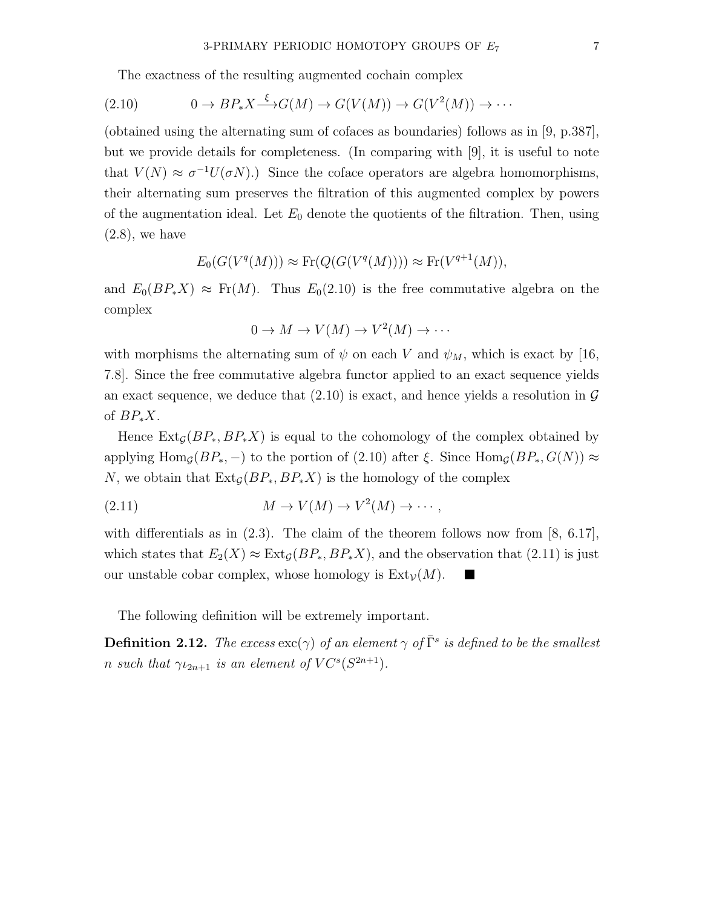The exactness of the resulting augmented cochain complex

$$0 \to BP_*X \xrightarrow{\xi} G(M) \to G(V(M)) \to G(V^2(M)) \to \cdots \tag{2.10}$$

(obtained using the alternating sum of cofaces as boundaries) follows as in [9, p.387], but we provide details for completeness. (In comparing with [9], it is useful to note that $V(N) \approx \sigma^{-1}U(\sigma N)$.) Since the coface operators are algebra homomorphisms, their alternating sum preserves the filtration of this augmented complex by powers of the augmentation ideal. Let $E_0$ denote the quotients of the filtration. Then, using (2.8), we have

$$E_0(G(V^q(M))) \approx \mathrm{Fr}(Q(G(V^q(M)))) \approx \mathrm{Fr}(V^{q+1}(M)),$$

and $E_0(BP_*X) \approx \mathrm{Fr}(M)$. Thus $E_0(2.10)$ is the free commutative algebra on the complex

$$0 \to M \to V(M) \to V^2(M) \to \cdots$$

with morphisms the alternating sum of $\psi$ on each $V$ and $\psi_M$, which is exact by [16, 7.8]. Since the free commutative algebra functor applied to an exact sequence yields an exact sequence, we deduce that (2.10) is exact, and hence yields a resolution in $\mathcal{G}$ of $BP_*X$.

Hence $\mathrm{Ext}_{\mathcal{G}}(BP_*, BP_*X)$ is equal to the cohomology of the complex obtained by applying $\mathrm{Hom}_{\mathcal{G}}(BP_*, -)$ to the portion of (2.10) after $\xi$. Since $\mathrm{Hom}_{\mathcal{G}}(BP_*, G(N)) \approx N$, we obtain that $\mathrm{Ext}_{\mathcal{G}}(BP_*, BP_*X)$ is the homology of the complex

$$M \to V(M) \to V^2(M) \to \cdots, \tag{2.11}$$

with differentials as in (2.3). The claim of the theorem follows now from [8, 6.17], which states that $E_2(X) \approx \mathrm{Ext}_{\mathcal{G}}(BP_*, BP_*X)$, and the observation that (2.11) is just our unstable cobar complex, whose homology is $\mathrm{Ext}_{\mathcal{V}}(M)$. ■

The following definition will be extremely important.

**Definition 2.12.** *The excess* $\mathrm{exc}(\gamma)$ *of an element* $\gamma$ *of* $\bar{\Gamma}^s$ *is defined to be the smallest* $n$ *such that* $\gamma\iota_{2n+1}$ *is an element of* $VC^s(S^{2n+1})$.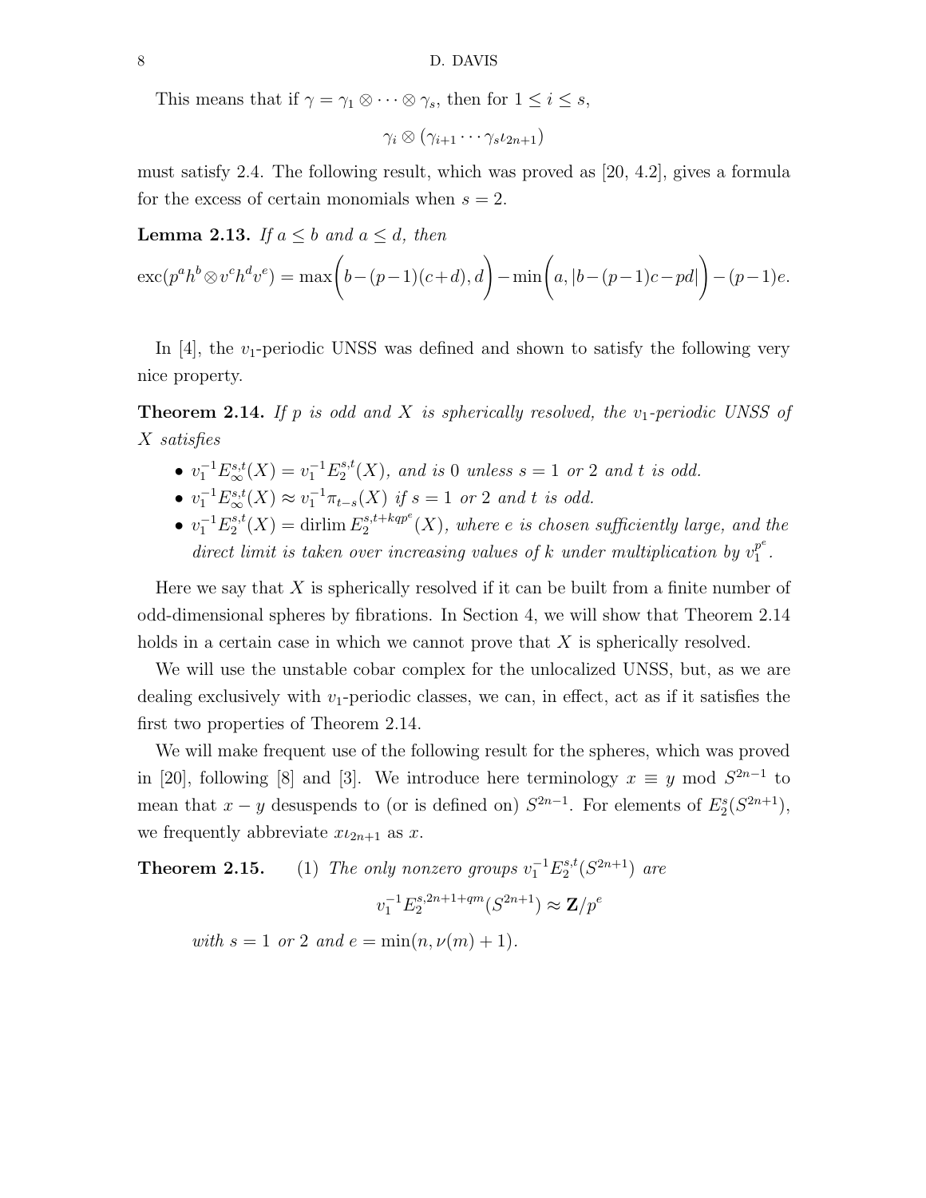This means that if $\gamma = \gamma_1 \otimes \cdots \otimes \gamma_s$, then for $1 \le i \le s$,

$$\gamma_i \otimes (\gamma_{i+1} \cdots \gamma_s \iota_{2n+1})$$

must satisfy 2.4. The following result, which was proved as [20, 4.2], gives a formula for the excess of certain monomials when $s = 2$.

**Lemma 2.13.** *If $a \le b$ and $a \le d$, then*

$$\operatorname{exc}(p^a h^b \otimes v^c h^d v^e) = \max\biggl(b-(p-1)(c+d), d\biggr) - \min\biggl(a, |b-(p-1)c-pd|\biggr) - (p-1)e.$$

In [4], the $v_1$-periodic UNSS was defined and shown to satisfy the following very nice property.

**Theorem 2.14.** *If $p$ is odd and $X$ is spherically resolved, the $v_1$-periodic UNSS of $X$ satisfies*

- *$v_1^{-1}E_\infty^{s,t}(X) = v_1^{-1}E_2^{s,t}(X)$, and is 0 unless $s = 1$ or $2$ and $t$ is odd.*
- *$v_1^{-1}E_\infty^{s,t}(X) \approx v_1^{-1}\pi_{t-s}(X)$ if $s = 1$ or $2$ and $t$ is odd.*
- *$v_1^{-1}E_2^{s,t}(X) = \operatorname{dirlim} E_2^{s,t+kqp^e}(X)$, where $e$ is chosen sufficiently large, and the direct limit is taken over increasing values of $k$ under multiplication by $v_1^{p^e}$.*

Here we say that $X$ is spherically resolved if it can be built from a finite number of odd-dimensional spheres by fibrations. In Section 4, we will show that Theorem 2.14 holds in a certain case in which we cannot prove that $X$ is spherically resolved.

We will use the unstable cobar complex for the unlocalized UNSS, but, as we are dealing exclusively with $v_1$-periodic classes, we can, in effect, act as if it satisfies the first two properties of Theorem 2.14.

We will make frequent use of the following result for the spheres, which was proved in [20], following [8] and [3]. We introduce here terminology $x \equiv y \mod S^{2n-1}$ to mean that $x - y$ desuspends to (or is defined on) $S^{2n-1}$. For elements of $E_2^s(S^{2n+1})$, we frequently abbreviate $x\iota_{2n+1}$ as $x$.

**Theorem 2.15.** (1) *The only nonzero groups $v_1^{-1}E_2^{s,t}(S^{2n+1})$ are*

$$v_1^{-1}E_2^{s,2n+1+qm}(S^{2n+1}) \approx \mathbf{Z}/p^e$$

*with $s = 1$ or $2$ and $e = \min(n, \nu(m) + 1)$.*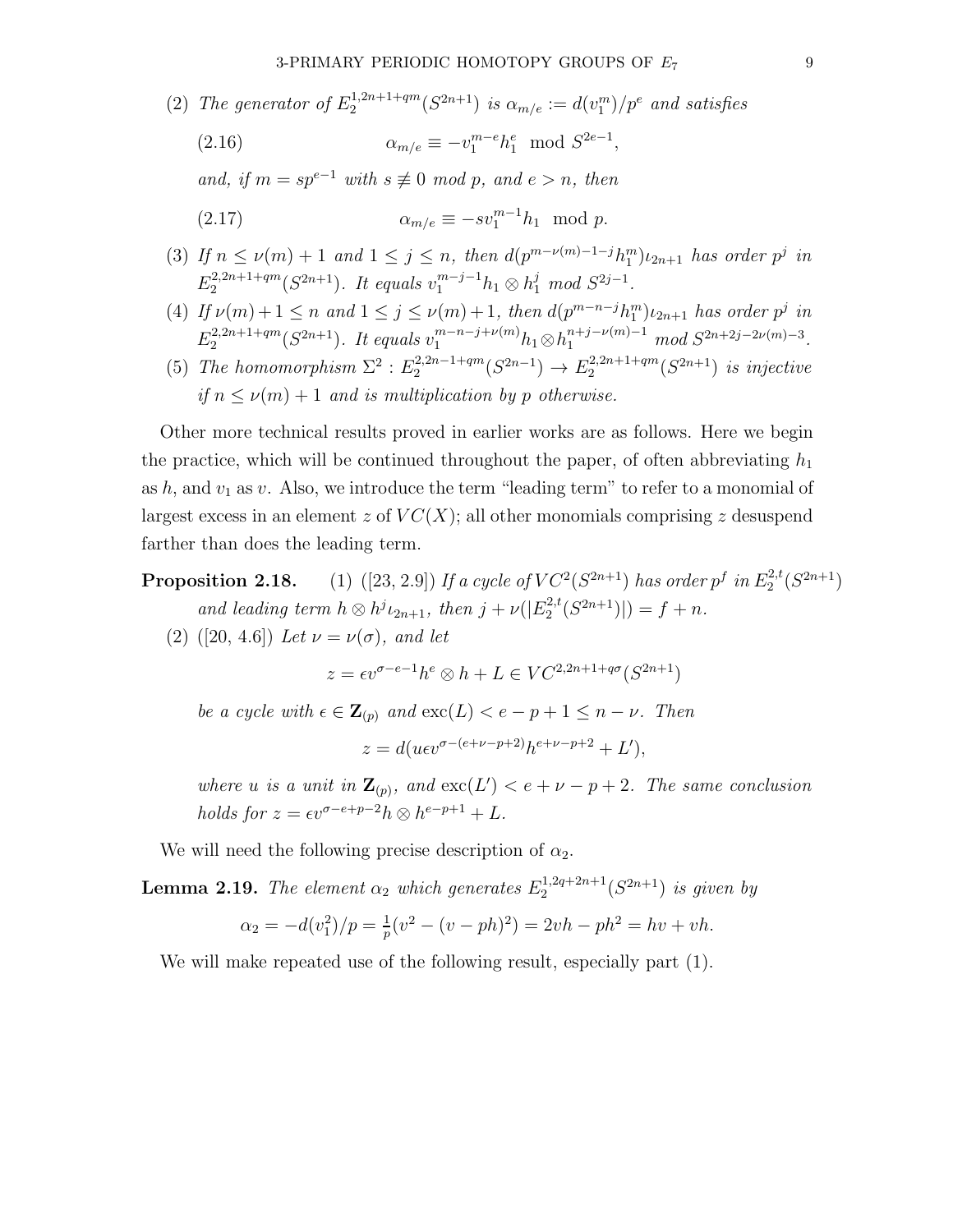(2) *The generator of* $E_2^{1,2n+1+qm}(S^{2n+1})$ *is* $\alpha_{m/e} := d(v_1^m)/p^e$ *and satisfies*

$$\alpha_{m/e} \equiv -v_1^{m-e} h_1^e \mod S^{2e-1}, \tag{2.16}$$

*and, if* $m = sp^{e-1}$ *with* $s \not\equiv 0$ *mod* $p$*, and* $e > n$*, then*

$$\alpha_{m/e} \equiv -s v_1^{m-1} h_1 \mod p. \tag{2.17}$$

(3) *If* $n \leq \nu(m) + 1$ *and* $1 \leq j \leq n$*, then* $d(p^{m-\nu(m)-1-j} h_1^m)\iota_{2n+1}$ *has order* $p^j$ *in* $E_2^{2,2n+1+qm}(S^{2n+1})$*. It equals* $v_1^{m-j-1} h_1 \otimes h_1^j$ *mod* $S^{2j-1}$*.*

(4) *If* $\nu(m)+1 \leq n$ *and* $1 \leq j \leq \nu(m)+1$*, then* $d(p^{m-n-j} h_1^m)\iota_{2n+1}$ *has order* $p^j$ *in* $E_2^{2,2n+1+qm}(S^{2n+1})$*. It equals* $v_1^{m-n-j+\nu(m)} h_1 \otimes h_1^{n+j-\nu(m)-1}$ *mod* $S^{2n+2j-2\nu(m)-3}$*.*

(5) *The homomorphism* $\Sigma^2 : E_2^{2,2n-1+qm}(S^{2n-1}) \to E_2^{2,2n+1+qm}(S^{2n+1})$ *is injective if* $n \leq \nu(m) + 1$ *and is multiplication by* $p$ *otherwise.*

Other more technical results proved in earlier works are as follows. Here we begin the practice, which will be continued throughout the paper, of often abbreviating $h_1$ as $h$, and $v_1$ as $v$. Also, we introduce the term "leading term" to refer to a monomial of largest excess in an element $z$ of $VC(X)$; all other monomials comprising $z$ desuspend farther than does the leading term.

**Proposition 2.18.** (1) ([23, 2.9]) *If a cycle of* $VC^2(S^{2n+1})$ *has order* $p^f$ *in* $E_2^{2,t}(S^{2n+1})$ *and leading term* $h \otimes h^j \iota_{2n+1}$*, then* $j + \nu(|E_2^{2,t}(S^{2n+1})|) = f + n$*.*

(2) ([20, 4.6]) *Let* $\nu = \nu(\sigma)$*, and let*

$$z = \epsilon v^{\sigma-e-1} h^e \otimes h + L \in VC^{2,2n+1+q\sigma}(S^{2n+1})$$

*be a cycle with* $\epsilon \in \mathbf{Z}_{(p)}$ *and* $\operatorname{exc}(L) < e - p + 1 \leq n - \nu$*. Then*

$$z = d(u\epsilon v^{\sigma-(e+\nu-p+2)} h^{e+\nu-p+2} + L'),$$

*where* $u$ *is a unit in* $\mathbf{Z}_{(p)}$*, and* $\operatorname{exc}(L') < e + \nu - p + 2$*. The same conclusion holds for* $z = \epsilon v^{\sigma-e+p-2} h \otimes h^{e-p+1} + L$*.*

We will need the following precise description of $\alpha_2$.

**Lemma 2.19.** *The element* $\alpha_2$ *which generates* $E_2^{1,2q+2n+1}(S^{2n+1})$ *is given by*

$$\alpha_2 = -d(v_1^2)/p = \tfrac{1}{p}(v^2 - (v - ph)^2) = 2vh - ph^2 = hv + vh.$$

We will make repeated use of the following result, especially part (1).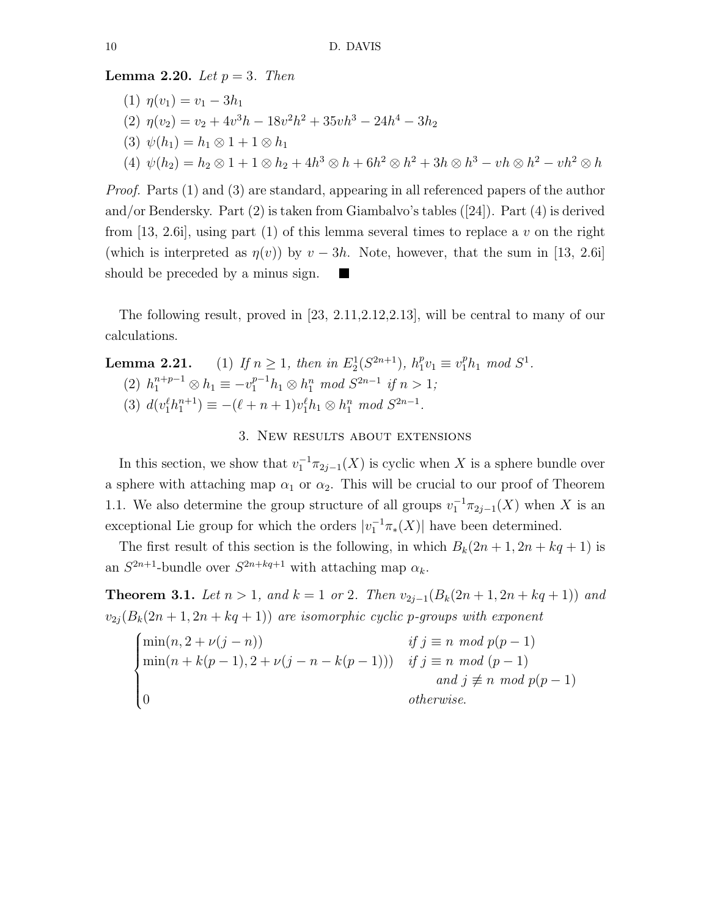**Lemma 2.20.** *Let $p = 3$. Then*

1. $\eta(v_1) = v_1 - 3h_1$
2. $\eta(v_2) = v_2 + 4v^3h - 18v^2h^2 + 35vh^3 - 24h^4 - 3h_2$
3. $\psi(h_1) = h_1 \otimes 1 + 1 \otimes h_1$
4. $\psi(h_2) = h_2 \otimes 1 + 1 \otimes h_2 + 4h^3 \otimes h + 6h^2 \otimes h^2 + 3h \otimes h^3 - vh \otimes h^2 - vh^2 \otimes h$

*Proof.* Parts (1) and (3) are standard, appearing in all referenced papers of the author and/or Bendersky. Part (2) is taken from Giambalvo's tables ([24]). Part (4) is derived from [13, 2.6i], using part (1) of this lemma several times to replace a $v$ on the right (which is interpreted as $\eta(v)$) by $v - 3h$. Note, however, that the sum in [13, 2.6i] should be preceded by a minus sign. ■

The following result, proved in [23, 2.11,2.12,2.13], will be central to many of our calculations.

**Lemma 2.21.** (1) *If $n \geq 1$, then in $E_2^1(S^{2n+1})$, $h_1^p v_1 \equiv v_1^p h_1$ mod $S^1$.*

(2) $h_1^{n+p-1} \otimes h_1 \equiv -v_1^{p-1} h_1 \otimes h_1^n$ *mod $S^{2n-1}$ if $n > 1$;*

(3) $d(v_1^\ell h_1^{n+1}) \equiv -(\ell + n + 1) v_1^\ell h_1 \otimes h_1^n$ *mod $S^{2n-1}$.*

## 3. New results about extensions

In this section, we show that $v_1^{-1}\pi_{2j-1}(X)$ is cyclic when $X$ is a sphere bundle over a sphere with attaching map $\alpha_1$ or $\alpha_2$. This will be crucial to our proof of Theorem 1.1. We also determine the group structure of all groups $v_1^{-1}\pi_{2j-1}(X)$ when $X$ is an exceptional Lie group for which the orders $|v_1^{-1}\pi_*(X)|$ have been determined.

The first result of this section is the following, in which $B_k(2n + 1, 2n + kq + 1)$ is an $S^{2n+1}$-bundle over $S^{2n+kq+1}$ with attaching map $\alpha_k$.

**Theorem 3.1.** *Let $n > 1$, and $k = 1$ or $2$. Then $v_{2j-1}(B_k(2n + 1, 2n + kq + 1))$ and $v_{2j}(B_k(2n + 1, 2n + kq + 1))$ are isomorphic cyclic $p$-groups with exponent*

$$
\begin{cases}
\min(n, 2 + \nu(j - n)) & \text{if } j \equiv n \text{ mod } p(p-1) \\
\min(n + k(p-1), 2 + \nu(j - n - k(p-1))) & \text{if } j \equiv n \text{ mod } (p-1) \\
& \quad \text{and } j \not\equiv n \text{ mod } p(p-1) \\
0 & \text{otherwise.}
\end{cases}
$$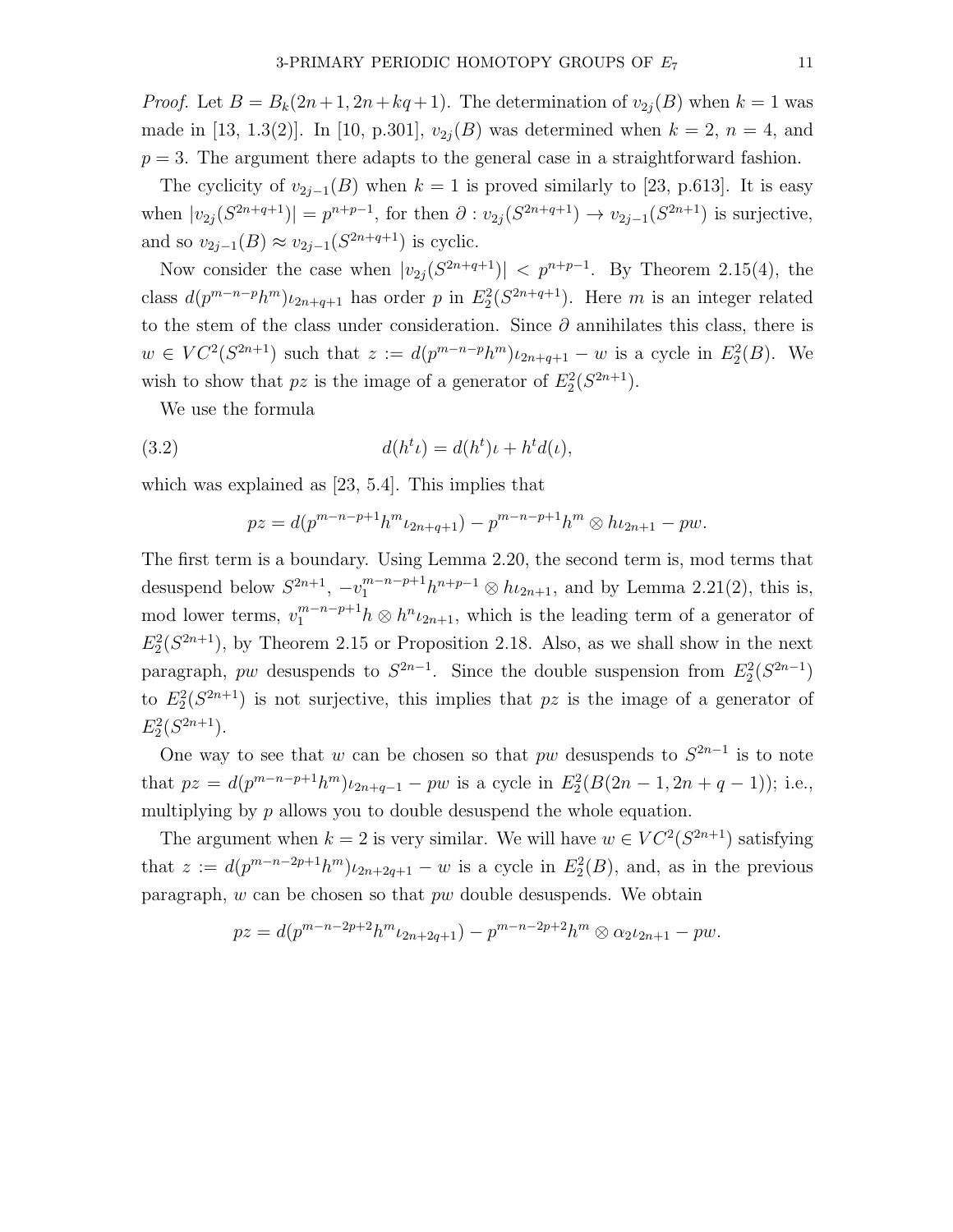*Proof.* Let $B = B_k(2n+1, 2n+kq+1)$. The determination of $v_{2j}(B)$ when $k = 1$ was made in [13, 1.3(2)]. In [10, p.301], $v_{2j}(B)$ was determined when $k = 2$, $n = 4$, and $p = 3$. The argument there adapts to the general case in a straightforward fashion.

The cyclicity of $v_{2j-1}(B)$ when $k = 1$ is proved similarly to [23, p.613]. It is easy when $|v_{2j}(S^{2n+q+1})| = p^{n+p-1}$, for then $\partial : v_{2j}(S^{2n+q+1}) \to v_{2j-1}(S^{2n+1})$ is surjective, and so $v_{2j-1}(B) \approx v_{2j-1}(S^{2n+q+1})$ is cyclic.

Now consider the case when $|v_{2j}(S^{2n+q+1})| < p^{n+p-1}$. By Theorem 2.15(4), the class $d(p^{m-n-p}h^m)\iota_{2n+q+1}$ has order $p$ in $E_2^2(S^{2n+q+1})$. Here $m$ is an integer related to the stem of the class under consideration. Since $\partial$ annihilates this class, there is $w \in VC^2(S^{2n+1})$ such that $z := d(p^{m-n-p}h^m)\iota_{2n+q+1} - w$ is a cycle in $E_2^2(B)$. We wish to show that $pz$ is the image of a generator of $E_2^2(S^{2n+1})$.

We use the formula

$$d(h^t\iota) = d(h^t)\iota + h^t d(\iota), \tag{3.2}$$

which was explained as [23, 5.4]. This implies that

$$pz = d(p^{m-n-p+1}h^m\iota_{2n+q+1}) - p^{m-n-p+1}h^m \otimes h\iota_{2n+1} - pw.$$

The first term is a boundary. Using Lemma 2.20, the second term is, mod terms that desuspend below $S^{2n+1}$, $-v_1^{m-n-p+1}h^{n+p-1} \otimes h\iota_{2n+1}$, and by Lemma 2.21(2), this is, mod lower terms, $v_1^{m-n-p+1}h \otimes h^n\iota_{2n+1}$, which is the leading term of a generator of $E_2^2(S^{2n+1})$, by Theorem 2.15 or Proposition 2.18. Also, as we shall show in the next paragraph, $pw$ desuspends to $S^{2n-1}$. Since the double suspension from $E_2^2(S^{2n-1})$ to $E_2^2(S^{2n+1})$ is not surjective, this implies that $pz$ is the image of a generator of $E_2^2(S^{2n+1})$.

One way to see that $w$ can be chosen so that $pw$ desuspends to $S^{2n-1}$ is to note that $pz = d(p^{m-n-p+1}h^m)\iota_{2n+q-1} - pw$ is a cycle in $E_2^2(B(2n-1, 2n+q-1))$; i.e., multiplying by $p$ allows you to double desuspend the whole equation.

The argument when $k = 2$ is very similar. We will have $w \in VC^2(S^{2n+1})$ satisfying that $z := d(p^{m-n-2p+1}h^m)\iota_{2n+2q+1} - w$ is a cycle in $E_2^2(B)$, and, as in the previous paragraph, $w$ can be chosen so that $pw$ double desuspends. We obtain

$$pz = d(p^{m-n-2p+2}h^m\iota_{2n+2q+1}) - p^{m-n-2p+2}h^m \otimes \alpha_2\iota_{2n+1} - pw.$$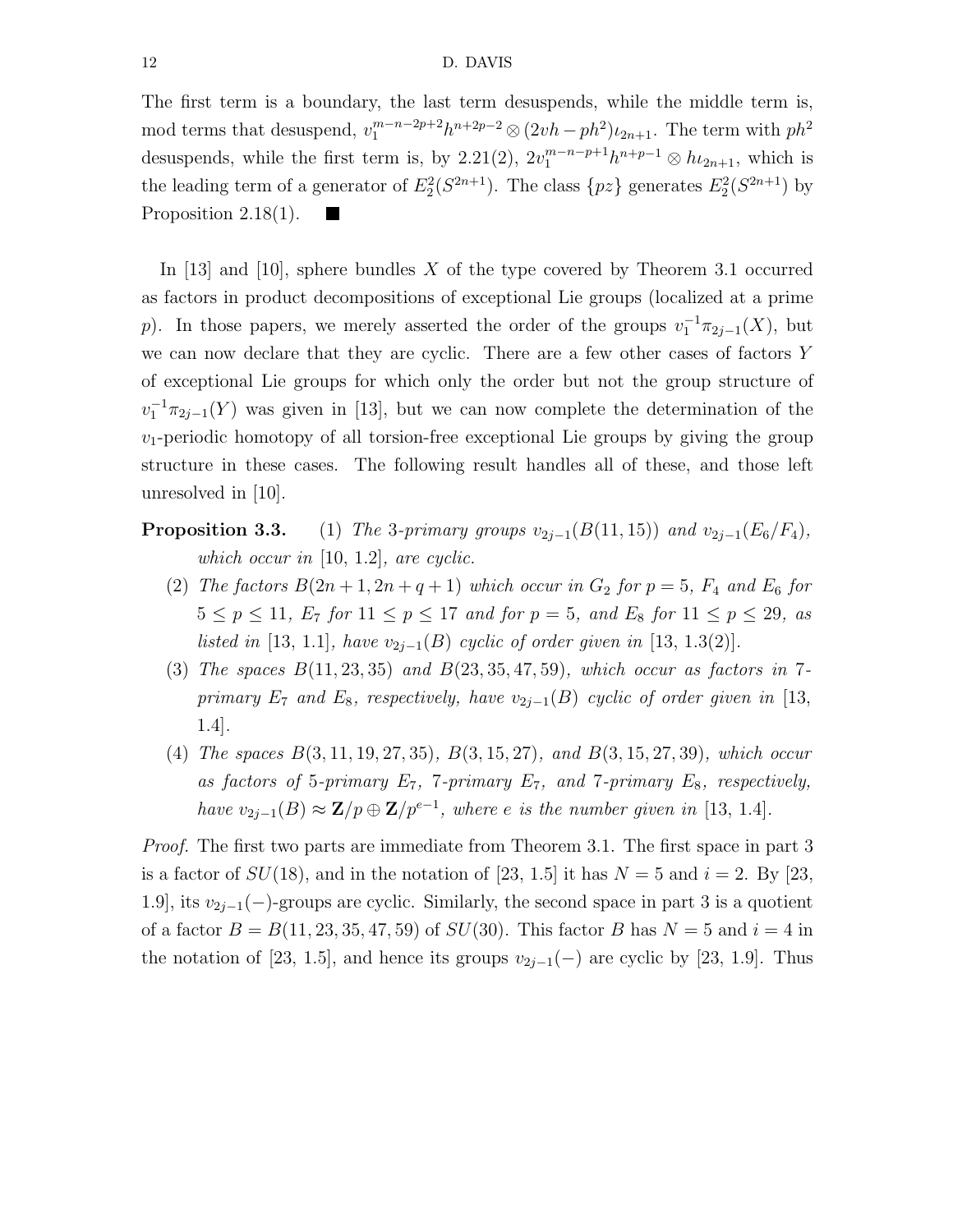The first term is a boundary, the last term desuspends, while the middle term is, mod terms that desuspend, $v_1^{m-n-2p+2}h^{n+2p-2}\otimes(2vh-ph^2)\iota_{2n+1}$. The term with $ph^2$ desuspends, while the first term is, by 2.21(2), $2v_1^{m-n-p+1}h^{n+p-1}\otimes h\iota_{2n+1}$, which is the leading term of a generator of $E_2^2(S^{2n+1})$. The class $\{pz\}$ generates $E_2^2(S^{2n+1})$ by Proposition 2.18(1). ■

In [13] and [10], sphere bundles $X$ of the type covered by Theorem 3.1 occurred as factors in product decompositions of exceptional Lie groups (localized at a prime $p$). In those papers, we merely asserted the order of the groups $v_1^{-1}\pi_{2j-1}(X)$, but we can now declare that they are cyclic. There are a few other cases of factors $Y$ of exceptional Lie groups for which only the order but not the group structure of $v_1^{-1}\pi_{2j-1}(Y)$ was given in [13], but we can now complete the determination of the $v_1$-periodic homotopy of all torsion-free exceptional Lie groups by giving the group structure in these cases. The following result handles all of these, and those left unresolved in [10].

**Proposition 3.3.** (1) *The 3-primary groups $v_{2j-1}(B(11,15))$ and $v_{2j-1}(E_6/F_4)$, which occur in* [10, 1.2]*, are cyclic.*

(2) *The factors $B(2n+1,2n+q+1)$ which occur in $G_2$ for $p=5$, $F_4$ and $E_6$ for $5\le p\le 11$, $E_7$ for $11\le p\le 17$ and for $p=5$, and $E_8$ for $11\le p\le 29$, as listed in* [13, 1.1]*, have $v_{2j-1}(B)$ cyclic of order given in* [13, 1.3(2)].

(3) *The spaces $B(11,23,35)$ and $B(23,35,47,59)$, which occur as factors in 7-primary $E_7$ and $E_8$, respectively, have $v_{2j-1}(B)$ cyclic of order given in* [13, 1.4].

(4) *The spaces $B(3,11,19,27,35)$, $B(3,15,27)$, and $B(3,15,27,39)$, which occur as factors of 5-primary $E_7$, 7-primary $E_7$, and 7-primary $E_8$, respectively, have $v_{2j-1}(B)\approx \mathbf{Z}/p\oplus\mathbf{Z}/p^{e-1}$, where $e$ is the number given in* [13, 1.4].

*Proof.* The first two parts are immediate from Theorem 3.1. The first space in part 3 is a factor of $SU(18)$, and in the notation of [23, 1.5] it has $N=5$ and $i=2$. By [23, 1.9], its $v_{2j-1}(-)$-groups are cyclic. Similarly, the second space in part 3 is a quotient of a factor $B=B(11,23,35,47,59)$ of $SU(30)$. This factor $B$ has $N=5$ and $i=4$ in the notation of [23, 1.5], and hence its groups $v_{2j-1}(-)$ are cyclic by [23, 1.9]. Thus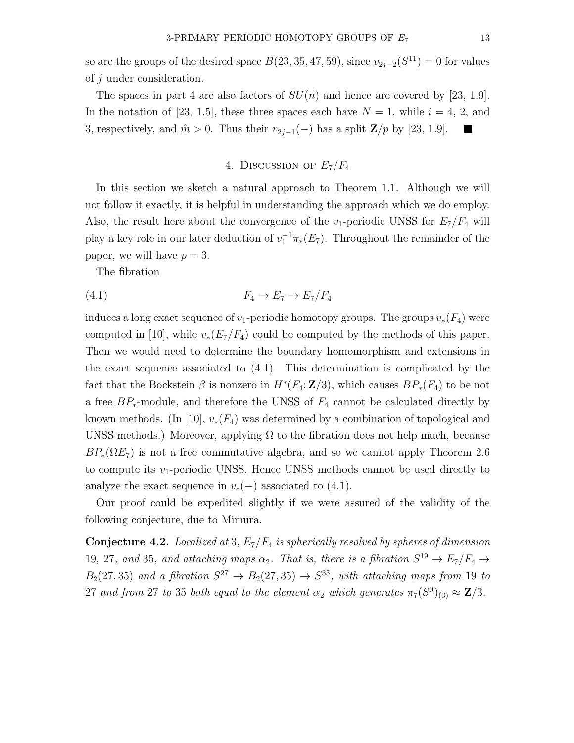so are the groups of the desired space $B(23,35,47,59)$, since $v_{2j-2}(S^{11})=0$ for values of $j$ under consideration.

The spaces in part 4 are also factors of $SU(n)$ and hence are covered by [23, 1.9]. In the notation of [23, 1.5], these three spaces each have $N=1$, while $i=4$, 2, and 3, respectively, and $\hat{m}>0$. Thus their $v_{2j-1}(-)$ has a split $\mathbf{Z}/p$ by [23, 1.9]. ∎

## 4. Discussion of $E_7/F_4$

In this section we sketch a natural approach to Theorem 1.1. Although we will not follow it exactly, it is helpful in understanding the approach which we do employ. Also, the result here about the convergence of the $v_1$-periodic UNSS for $E_7/F_4$ will play a key role in our later deduction of $v_1^{-1}\pi_*(E_7)$. Throughout the remainder of the paper, we will have $p=3$.

The fibration

$$F_4 \to E_7 \to E_7/F_4 \tag{4.1}$$

induces a long exact sequence of $v_1$-periodic homotopy groups. The groups $v_*(F_4)$ were computed in [10], while $v_*(E_7/F_4)$ could be computed by the methods of this paper. Then we would need to determine the boundary homomorphism and extensions in the exact sequence associated to (4.1). This determination is complicated by the fact that the Bockstein $\beta$ is nonzero in $H^*(F_4;\mathbf{Z}/3)$, which causes $BP_*(F_4)$ to be not a free $BP_*$-module, and therefore the UNSS of $F_4$ cannot be calculated directly by known methods. (In [10], $v_*(F_4)$ was determined by a combination of topological and UNSS methods.) Moreover, applying $\Omega$ to the fibration does not help much, because $BP_*(\Omega E_7)$ is not a free commutative algebra, and so we cannot apply Theorem 2.6 to compute its $v_1$-periodic UNSS. Hence UNSS methods cannot be used directly to analyze the exact sequence in $v_*(-)$ associated to (4.1).

Our proof could be expedited slightly if we were assured of the validity of the following conjecture, due to Mimura.

**Conjecture 4.2.** *Localized at* 3*, $E_7/F_4$ is spherically resolved by spheres of dimension* 19*,* 27*, and* 35*, and attaching maps $\alpha_2$. That is, there is a fibration $S^{19}\to E_7/F_4\to B_2(27,35)$ and a fibration $S^{27}\to B_2(27,35)\to S^{35}$, with attaching maps from* 19 *to* 27 *and from* 27 *to* 35 *both equal to the element $\alpha_2$ which generates $\pi_7(S^0)_{(3)}\approx\mathbf{Z}/3$.*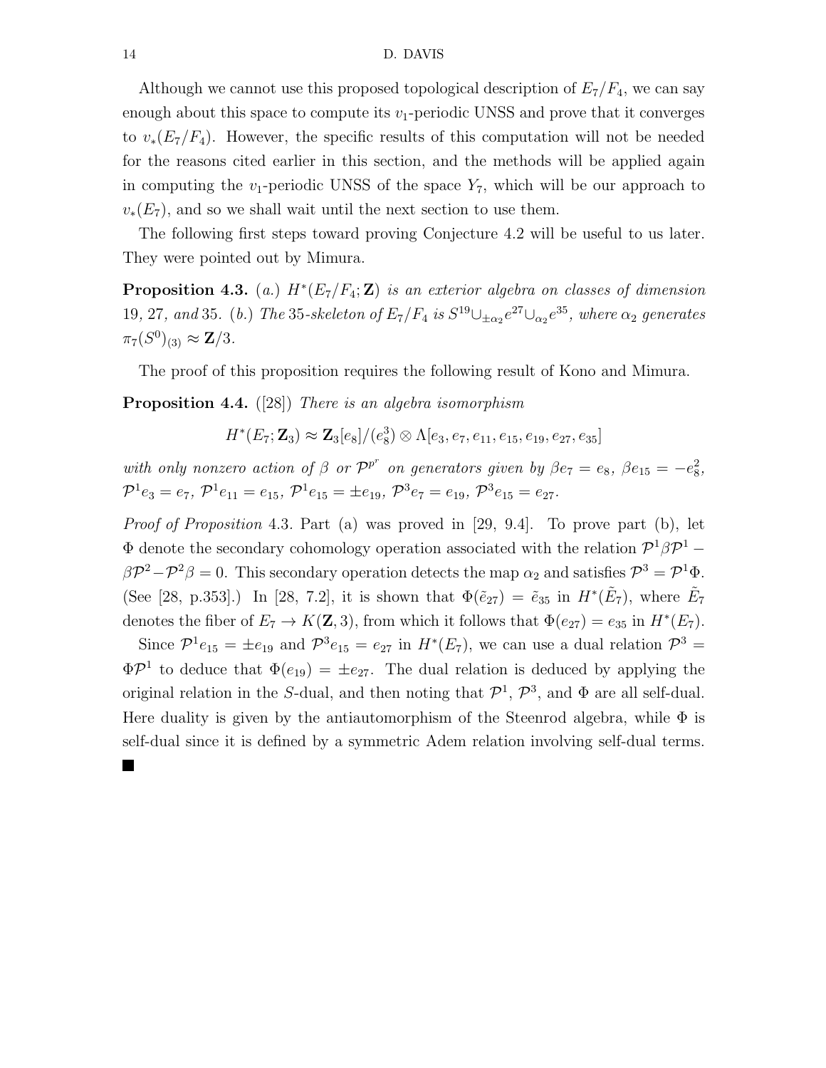Although we cannot use this proposed topological description of $E_7/F_4$, we can say enough about this space to compute its $v_1$-periodic UNSS and prove that it converges to $v_*(E_7/F_4)$. However, the specific results of this computation will not be needed for the reasons cited earlier in this section, and the methods will be applied again in computing the $v_1$-periodic UNSS of the space $Y_7$, which will be our approach to $v_*(E_7)$, and so we shall wait until the next section to use them.

The following first steps toward proving Conjecture 4.2 will be useful to us later. They were pointed out by Mimura.

**Proposition 4.3.** (*a.*) *$H^*(E_7/F_4;\mathbf{Z})$ is an exterior algebra on classes of dimension* 19, 27, *and* 35. (*b.*) *The* 35*-skeleton of $E_7/F_4$ is $S^{19}\cup_{\pm\alpha_2}e^{27}\cup_{\alpha_2}e^{35}$, where $\alpha_2$ generates $\pi_7(S^0)_{(3)}\approx\mathbf{Z}/3$.*

The proof of this proposition requires the following result of Kono and Mimura.

**Proposition 4.4.** ([28]) *There is an algebra isomorphism*

$$H^*(E_7;\mathbf{Z}_3)\approx\mathbf{Z}_3[e_8]/(e_8^3)\otimes\Lambda[e_3,e_7,e_{11},e_{15},e_{19},e_{27},e_{35}]$$

*with only nonzero action of $\beta$ or $\mathcal{P}^{p^r}$ on generators given by $\beta e_7=e_8$, $\beta e_{15}=-e_8^2$, $\mathcal{P}^1e_3=e_7$, $\mathcal{P}^1e_{11}=e_{15}$, $\mathcal{P}^1e_{15}=\pm e_{19}$, $\mathcal{P}^3e_7=e_{19}$, $\mathcal{P}^3e_{15}=e_{27}$.*

*Proof of Proposition* 4.3. Part (a) was proved in [29, 9.4]. To prove part (b), let $\Phi$ denote the secondary cohomology operation associated with the relation $\mathcal{P}^1\beta\mathcal{P}^1-\beta\mathcal{P}^2-\mathcal{P}^2\beta=0$. This secondary operation detects the map $\alpha_2$ and satisfies $\mathcal{P}^3=\mathcal{P}^1\Phi$. (See [28, p.353].) In [28, 7.2], it is shown that $\Phi(\tilde{e}_{27})=\tilde{e}_{35}$ in $H^*(\tilde{E}_7)$, where $\tilde{E}_7$ denotes the fiber of $E_7\to K(\mathbf{Z},3)$, from which it follows that $\Phi(e_{27})=e_{35}$ in $H^*(E_7)$.

Since $\mathcal{P}^1e_{15}=\pm e_{19}$ and $\mathcal{P}^3e_{15}=e_{27}$ in $H^*(E_7)$, we can use a dual relation $\mathcal{P}^3=\Phi\mathcal{P}^1$ to deduce that $\Phi(e_{19})=\pm e_{27}$. The dual relation is deduced by applying the original relation in the $S$-dual, and then noting that $\mathcal{P}^1$, $\mathcal{P}^3$, and $\Phi$ are all self-dual. Here duality is given by the antiautomorphism of the Steenrod algebra, while $\Phi$ is self-dual since it is defined by a symmetric Adem relation involving self-dual terms. ■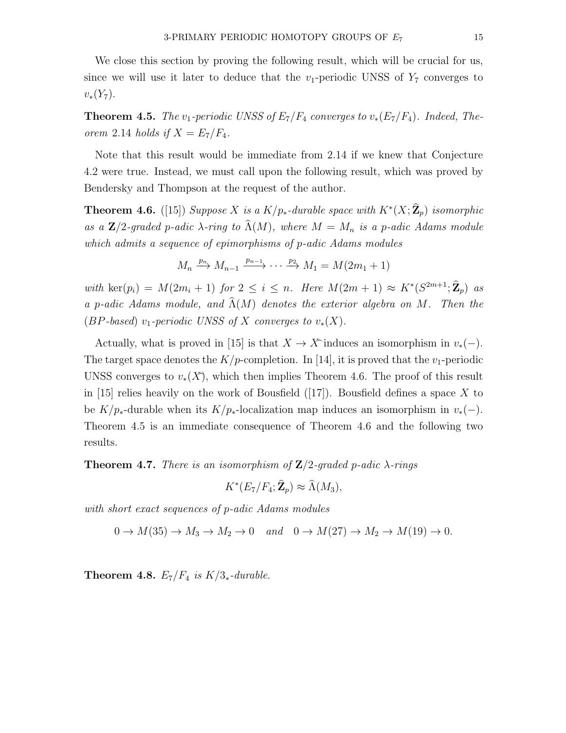We close this section by proving the following result, which will be crucial for us, since we will use it later to deduce that the $v_1$-periodic UNSS of $Y_7$ converges to $v_*(Y_7)$.

**Theorem 4.5.** *The $v_1$-periodic UNSS of $E_7/F_4$ converges to $v_*(E_7/F_4)$. Indeed, Theorem* 2.14 *holds if $X = E_7/F_4$.*

Note that this result would be immediate from 2.14 if we knew that Conjecture 4.2 were true. Instead, we must call upon the following result, which was proved by Bendersky and Thompson at the request of the author.

**Theorem 4.6.** ([15]) *Suppose $X$ is a $K/p_*$-durable space with $K^*(X;\widehat{\mathbf{Z}}_p)$ isomorphic as a $\mathbf{Z}/2$-graded $p$-adic $\lambda$-ring to $\widehat{\Lambda}(M)$, where $M = M_n$ is a $p$-adic Adams module which admits a sequence of epimorphisms of $p$-adic Adams modules*

$$M_n \xrightarrow{p_n} M_{n-1} \xrightarrow{p_{n-1}} \cdots \xrightarrow{p_2} M_1 = M(2m_1+1)$$

*with $\ker(p_i) = M(2m_i+1)$ for $2 \le i \le n$. Here $M(2m+1) \approx K^*(S^{2m+1};\widehat{\mathbf{Z}}_p)$ as a $p$-adic Adams module, and $\widehat{\Lambda}(M)$ denotes the exterior algebra on $M$. Then the* ($BP$*-based*) *$v_1$-periodic UNSS of $X$ converges to $v_*(X)$.*

Actually, what is proved in [15] is that $X \to X^{\widehat{}}$ induces an isomorphism in $v_*(-)$. The target space denotes the $K/p$-completion. In [14], it is proved that the $v_1$-periodic UNSS converges to $v_*(X^{\widehat{}})$, which then implies Theorem 4.6. The proof of this result in [15] relies heavily on the work of Bousfield ([17]). Bousfield defines a space $X$ to be $K/p_*$-durable when its $K/p_*$-localization map induces an isomorphism in $v_*(-)$. Theorem 4.5 is an immediate consequence of Theorem 4.6 and the following two results.

**Theorem 4.7.** *There is an isomorphism of $\mathbf{Z}/2$-graded $p$-adic $\lambda$-rings*

$$K^*(E_7/F_4;\widehat{\mathbf{Z}}_p) \approx \widehat{\Lambda}(M_3),$$

*with short exact sequences of $p$-adic Adams modules*

$$0 \to M(35) \to M_3 \to M_2 \to 0 \quad \textit{and} \quad 0 \to M(27) \to M_2 \to M(19) \to 0.$$

**Theorem 4.8.** *$E_7/F_4$ is $K/3_*$-durable.*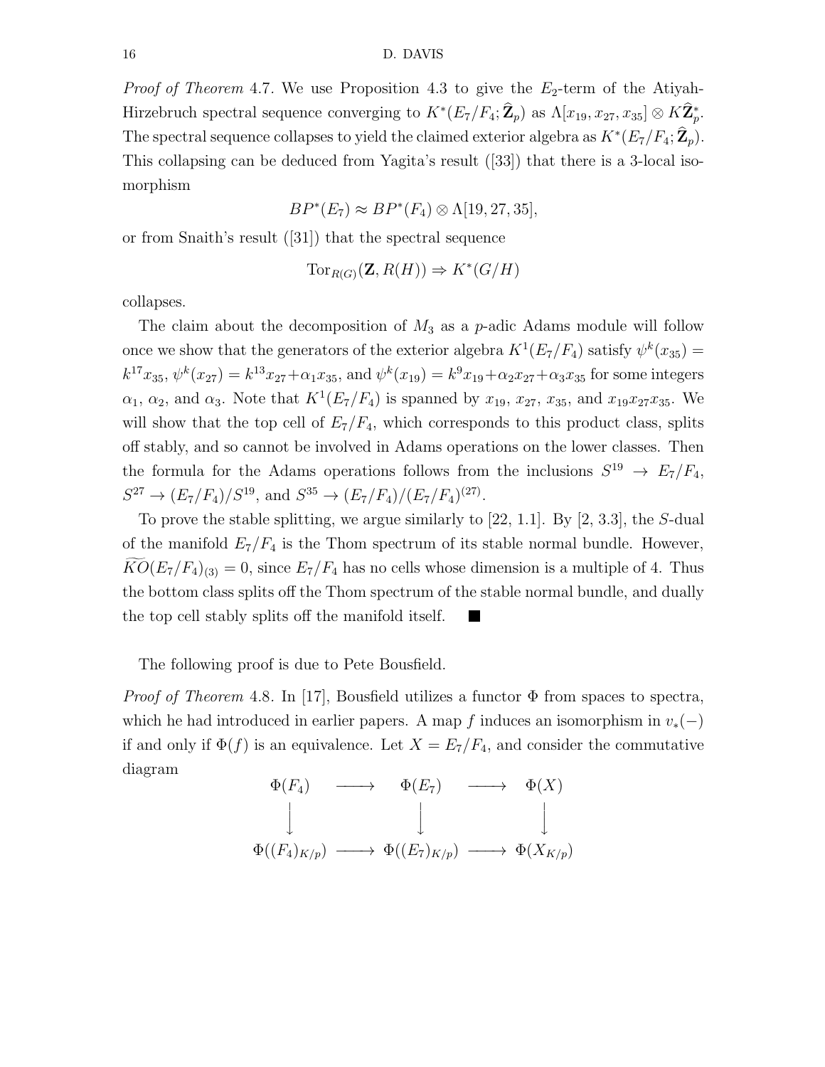*Proof of Theorem* 4.7. We use Proposition 4.3 to give the $E_2$-term of the Atiyah-Hirzebruch spectral sequence converging to $K^*(E_7/F_4;\widehat{\mathbf{Z}}_p)$ as $\Lambda[x_{19},x_{27},x_{35}]\otimes K\widehat{\mathbf{Z}}_p^*$. The spectral sequence collapses to yield the claimed exterior algebra as $K^*(E_7/F_4;\widehat{\mathbf{Z}}_p)$. This collapsing can be deduced from Yagita's result ([33]) that there is a 3-local isomorphism

$$BP^*(E_7)\approx BP^*(F_4)\otimes\Lambda[19,27,35],$$

or from Snaith's result ([31]) that the spectral sequence

$$\mathrm{Tor}_{R(G)}(\mathbf{Z},R(H))\Rightarrow K^*(G/H)$$

collapses.

The claim about the decomposition of $M_3$ as a $p$-adic Adams module will follow once we show that the generators of the exterior algebra $K^1(E_7/F_4)$ satisfy $\psi^k(x_{35})=k^{17}x_{35}$, $\psi^k(x_{27})=k^{13}x_{27}+\alpha_1x_{35}$, and $\psi^k(x_{19})=k^9x_{19}+\alpha_2x_{27}+\alpha_3x_{35}$ for some integers $\alpha_1$, $\alpha_2$, and $\alpha_3$. Note that $K^1(E_7/F_4)$ is spanned by $x_{19}$, $x_{27}$, $x_{35}$, and $x_{19}x_{27}x_{35}$. We will show that the top cell of $E_7/F_4$, which corresponds to this product class, splits off stably, and so cannot be involved in Adams operations on the lower classes. Then the formula for the Adams operations follows from the inclusions $S^{19}\to E_7/F_4$, $S^{27}\to(E_7/F_4)/S^{19}$, and $S^{35}\to(E_7/F_4)/(E_7/F_4)^{(27)}$.

To prove the stable splitting, we argue similarly to [22, 1.1]. By [2, 3.3], the $S$-dual of the manifold $E_7/F_4$ is the Thom spectrum of its stable normal bundle. However, $\widetilde{KO}(E_7/F_4)_{(3)}=0$, since $E_7/F_4$ has no cells whose dimension is a multiple of 4. Thus the bottom class splits off the Thom spectrum of the stable normal bundle, and dually the top cell stably splits off the manifold itself. ∎

The following proof is due to Pete Bousfield.

*Proof of Theorem* 4.8. In [17], Bousfield utilizes a functor $\Phi$ from spaces to spectra, which he had introduced in earlier papers. A map $f$ induces an isomorphism in $v_*(-)$ if and only if $\Phi(f)$ is an equivalence. Let $X=E_7/F_4$, and consider the commutative diagram

$$\begin{array}{ccccc}
\Phi(F_4) & \longrightarrow & \Phi(E_7) & \longrightarrow & \Phi(X)\\
\downarrow & & \downarrow & & \downarrow\\
\Phi((F_4)_{K/p}) & \longrightarrow & \Phi((E_7)_{K/p}) & \longrightarrow & \Phi(X_{K/p})
\end{array}$$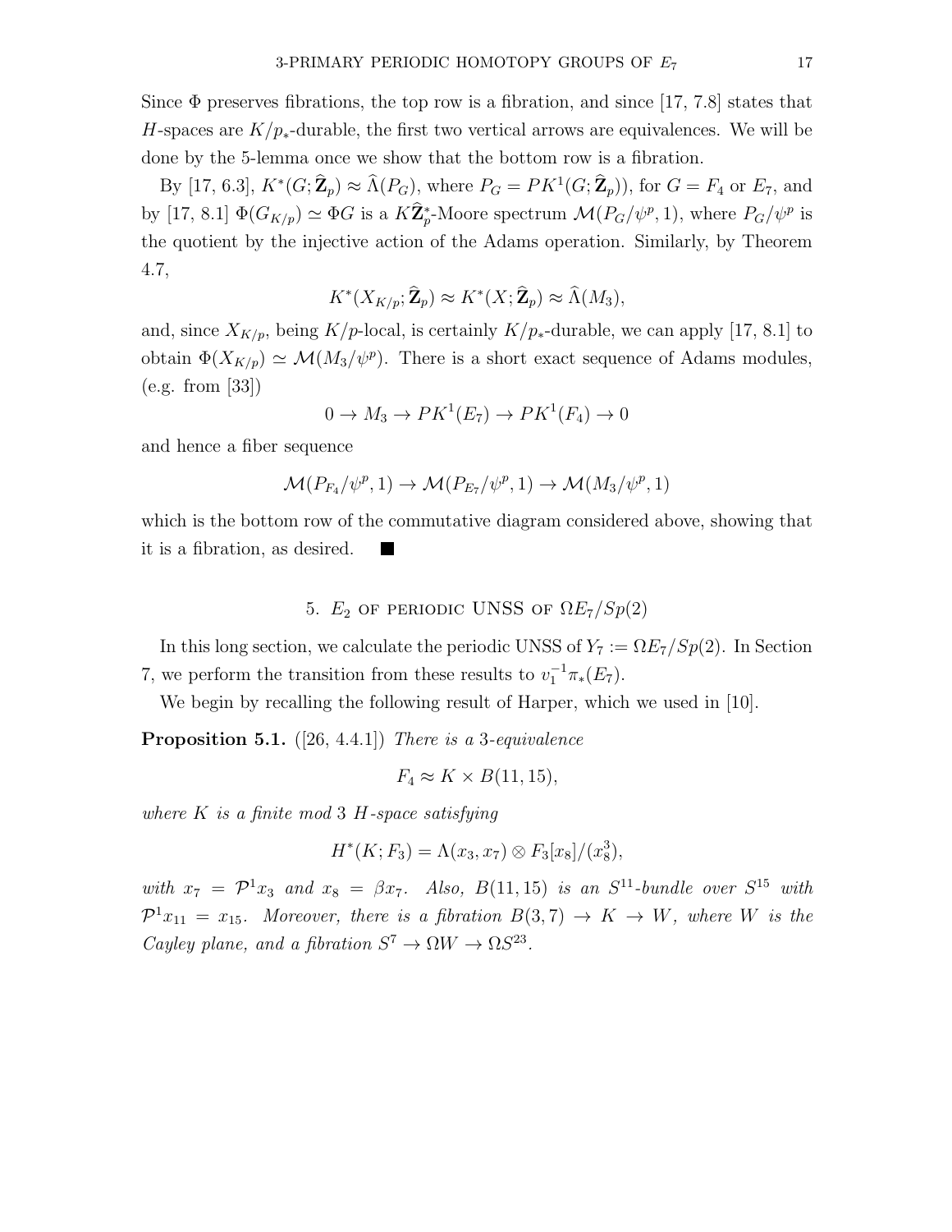Since $\Phi$ preserves fibrations, the top row is a fibration, and since [17, 7.8] states that $H$-spaces are $K/p_*$-durable, the first two vertical arrows are equivalences. We will be done by the 5-lemma once we show that the bottom row is a fibration.

By [17, 6.3], $K^*(G;\widehat{\mathbf{Z}}_p) \approx \widehat{\Lambda}(P_G)$, where $P_G = PK^1(G;\widehat{\mathbf{Z}}_p))$, for $G = F_4$ or $E_7$, and by [17, 8.1] $\Phi(G_{K/p}) \simeq \Phi G$ is a $K\widehat{\mathbf{Z}}_p^*$-Moore spectrum $\mathcal{M}(P_G/\psi^p, 1)$, where $P_G/\psi^p$ is the quotient by the injective action of the Adams operation. Similarly, by Theorem 4.7,

$$K^*(X_{K/p};\widehat{\mathbf{Z}}_p) \approx K^*(X;\widehat{\mathbf{Z}}_p) \approx \widehat{\Lambda}(M_3),$$

and, since $X_{K/p}$, being $K/p$-local, is certainly $K/p_*$-durable, we can apply [17, 8.1] to obtain $\Phi(X_{K/p}) \simeq \mathcal{M}(M_3/\psi^p)$. There is a short exact sequence of Adams modules, (e.g. from [33])

$$0 \to M_3 \to PK^1(E_7) \to PK^1(F_4) \to 0$$

and hence a fiber sequence

$$\mathcal{M}(P_{F_4}/\psi^p, 1) \to \mathcal{M}(P_{E_7}/\psi^p, 1) \to \mathcal{M}(M_3/\psi^p, 1)$$

which is the bottom row of the commutative diagram considered above, showing that it is a fibration, as desired. ■

## 5. $E_2$ of periodic UNSS of $\Omega E_7/Sp(2)$

In this long section, we calculate the periodic UNSS of $Y_7 := \Omega E_7/Sp(2)$. In Section 7, we perform the transition from these results to $v_1^{-1}\pi_*(E_7)$.

We begin by recalling the following result of Harper, which we used in [10].

**Proposition 5.1.** ([26, 4.4.1]) *There is a 3-equivalence*

$$F_4 \approx K \times B(11, 15),$$

*where $K$ is a finite mod 3 $H$-space satisfying*

$$H^*(K;F_3) = \Lambda(x_3, x_7) \otimes F_3[x_8]/(x_8^3),$$

*with $x_7 = \mathcal{P}^1 x_3$ and $x_8 = \beta x_7$. Also, $B(11, 15)$ is an $S^{11}$-bundle over $S^{15}$ with $\mathcal{P}^1 x_{11} = x_{15}$. Moreover, there is a fibration $B(3, 7) \to K \to W$, where $W$ is the Cayley plane, and a fibration $S^7 \to \Omega W \to \Omega S^{23}$.*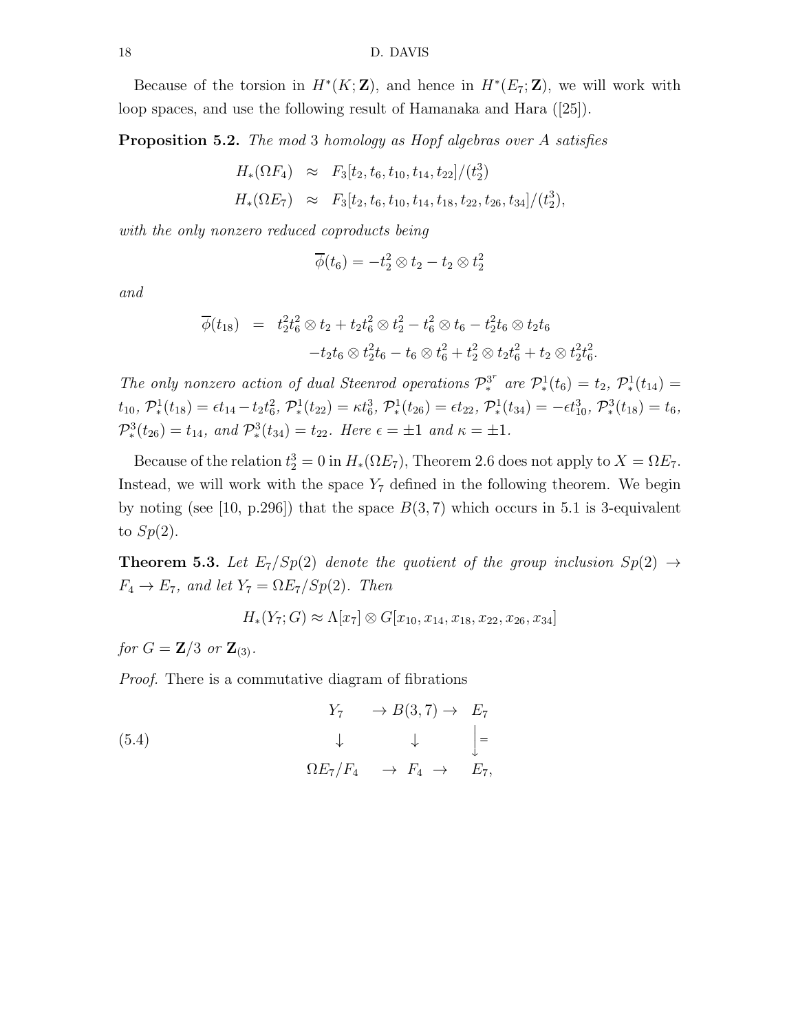Because of the torsion in $H^*(K;\mathbf{Z})$, and hence in $H^*(E_7;\mathbf{Z})$, we will work with loop spaces, and use the following result of Hamanaka and Hara ([25]).

**Proposition 5.2.** *The mod 3 homology as Hopf algebras over A satisfies*

$$\begin{aligned} H_*(\Omega F_4) &\approx F_3[t_2, t_6, t_{10}, t_{14}, t_{22}]/(t_2^3) \\ H_*(\Omega E_7) &\approx F_3[t_2, t_6, t_{10}, t_{14}, t_{18}, t_{22}, t_{26}, t_{34}]/(t_2^3), \end{aligned}$$

*with the only nonzero reduced coproducts being*

$$\overline{\phi}(t_6) = -t_2^2 \otimes t_2 - t_2 \otimes t_2^2$$

*and*

$$\begin{aligned} \overline{\phi}(t_{18}) = \; & t_2^2 t_6^2 \otimes t_2 + t_2 t_6^2 \otimes t_2^2 - t_6^2 \otimes t_6 - t_2^2 t_6 \otimes t_2 t_6 \\ & - t_2 t_6 \otimes t_2^2 t_6 - t_6 \otimes t_6^2 + t_2^2 \otimes t_2 t_6^2 + t_2 \otimes t_2^2 t_6^2. \end{aligned}$$

*The only nonzero action of dual Steenrod operations* $\mathcal{P}_*^{3^r}$ *are* $\mathcal{P}_*^1(t_6) = t_2$, $\mathcal{P}_*^1(t_{14}) = t_{10}$, $\mathcal{P}_*^1(t_{18}) = \epsilon t_{14} - t_2 t_6^2$, $\mathcal{P}_*^1(t_{22}) = \kappa t_6^3$, $\mathcal{P}_*^1(t_{26}) = \epsilon t_{22}$, $\mathcal{P}_*^1(t_{34}) = -\epsilon t_{10}^3$, $\mathcal{P}_*^3(t_{18}) = t_6$, $\mathcal{P}_*^3(t_{26}) = t_{14}$, *and* $\mathcal{P}_*^3(t_{34}) = t_{22}$. *Here* $\epsilon = \pm 1$ *and* $\kappa = \pm 1$.

Because of the relation $t_2^3 = 0$ in $H_*(\Omega E_7)$, Theorem 2.6 does not apply to $X = \Omega E_7$. Instead, we will work with the space $Y_7$ defined in the following theorem. We begin by noting (see [10, p.296]) that the space $B(3,7)$ which occurs in 5.1 is 3-equivalent to $Sp(2)$.

**Theorem 5.3.** *Let* $E_7/Sp(2)$ *denote the quotient of the group inclusion* $Sp(2) \to F_4 \to E_7$, *and let* $Y_7 = \Omega E_7/Sp(2)$. *Then*

$$H_*(Y_7; G) \approx \Lambda[x_7] \otimes G[x_{10}, x_{14}, x_{18}, x_{22}, x_{26}, x_{34}]$$

*for* $G = \mathbf{Z}/3$ *or* $\mathbf{Z}_{(3)}$.

*Proof.* There is a commutative diagram of fibrations

$$(5.4) \qquad \begin{array}{ccccc} Y_7 & \to & B(3,7) & \to & E_7 \\ \downarrow & & \downarrow & & \Big\downarrow = \\ \Omega E_7/F_4 & \to & F_4 & \to & E_7, \end{array}$$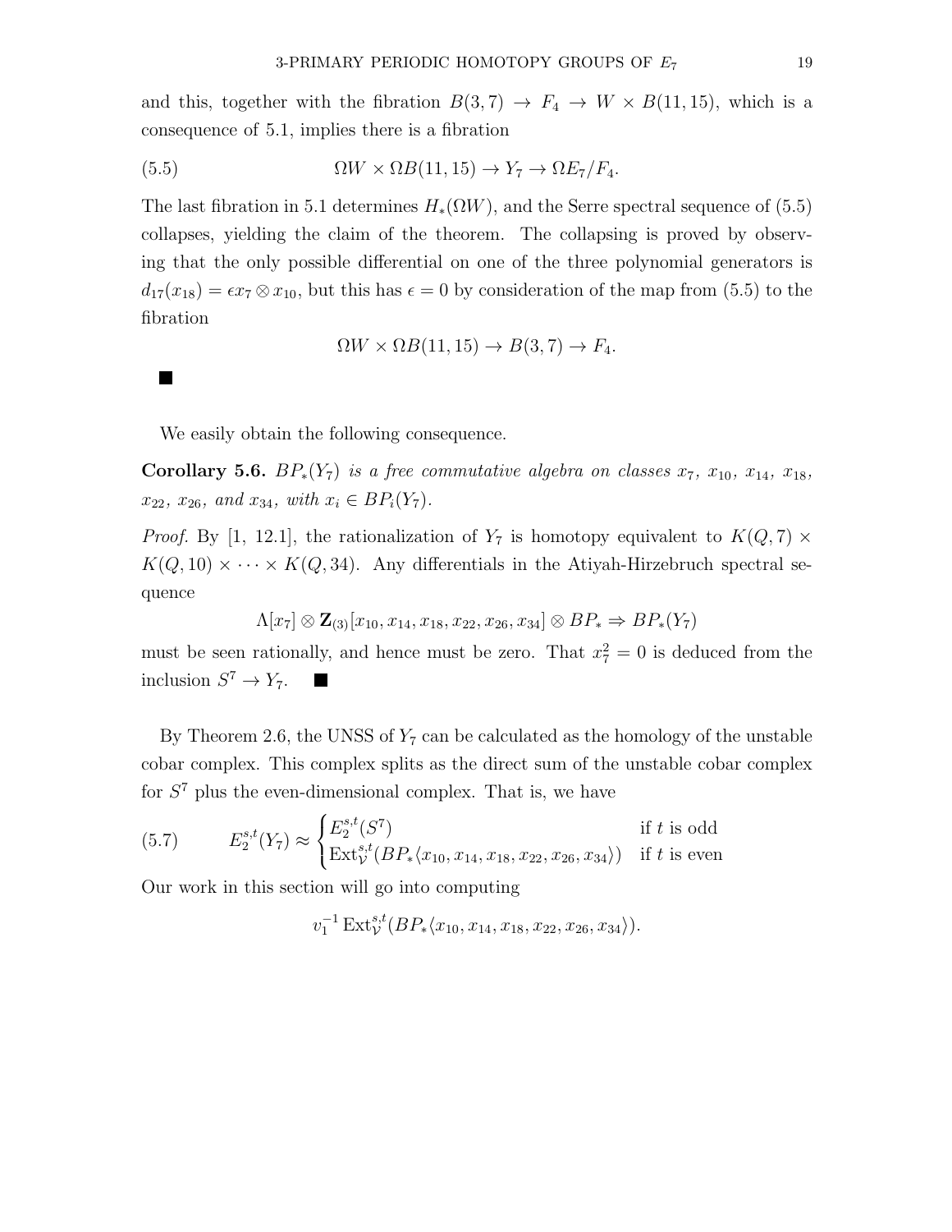and this, together with the fibration $B(3,7) \to F_4 \to W \times B(11,15)$, which is a consequence of 5.1, implies there is a fibration

$$\Omega W \times \Omega B(11,15) \to Y_7 \to \Omega E_7/F_4. \tag{5.5}$$

The last fibration in 5.1 determines $H_*(\Omega W)$, and the Serre spectral sequence of (5.5) collapses, yielding the claim of the theorem. The collapsing is proved by observing that the only possible differential on one of the three polynomial generators is $d_{17}(x_{18}) = \epsilon x_7 \otimes x_{10}$, but this has $\epsilon = 0$ by consideration of the map from (5.5) to the fibration

$$\Omega W \times \Omega B(11,15) \to B(3,7) \to F_4.$$

■

We easily obtain the following consequence.

**Corollary 5.6.** *$BP_*(Y_7)$ is a free commutative algebra on classes $x_7$, $x_{10}$, $x_{14}$, $x_{18}$, $x_{22}$, $x_{26}$, and $x_{34}$, with $x_i \in BP_i(Y_7)$.*

*Proof.* By [1, 12.1], the rationalization of $Y_7$ is homotopy equivalent to $K(Q,7) \times K(Q,10) \times \cdots \times K(Q,34)$. Any differentials in the Atiyah-Hirzebruch spectral sequence

$$\Lambda[x_7] \otimes \mathbf{Z}_{(3)}[x_{10}, x_{14}, x_{18}, x_{22}, x_{26}, x_{34}] \otimes BP_* \Rightarrow BP_*(Y_7)$$

must be seen rationally, and hence must be zero. That $x_7^2 = 0$ is deduced from the inclusion $S^7 \to Y_7$. ■

By Theorem 2.6, the UNSS of $Y_7$ can be calculated as the homology of the unstable cobar complex. This complex splits as the direct sum of the unstable cobar complex for $S^7$ plus the even-dimensional complex. That is, we have

$$E_2^{s,t}(Y_7) \approx \begin{cases} E_2^{s,t}(S^7) & \text{if } t \text{ is odd} \\ \operatorname{Ext}_{\mathcal{V}}^{s,t}(BP_*\langle x_{10}, x_{14}, x_{18}, x_{22}, x_{26}, x_{34}\rangle) & \text{if } t \text{ is even} \end{cases} \tag{5.7}$$

Our work in this section will go into computing

$$v_1^{-1} \operatorname{Ext}_{\mathcal{V}}^{s,t}(BP_*\langle x_{10}, x_{14}, x_{18}, x_{22}, x_{26}, x_{34}\rangle).$$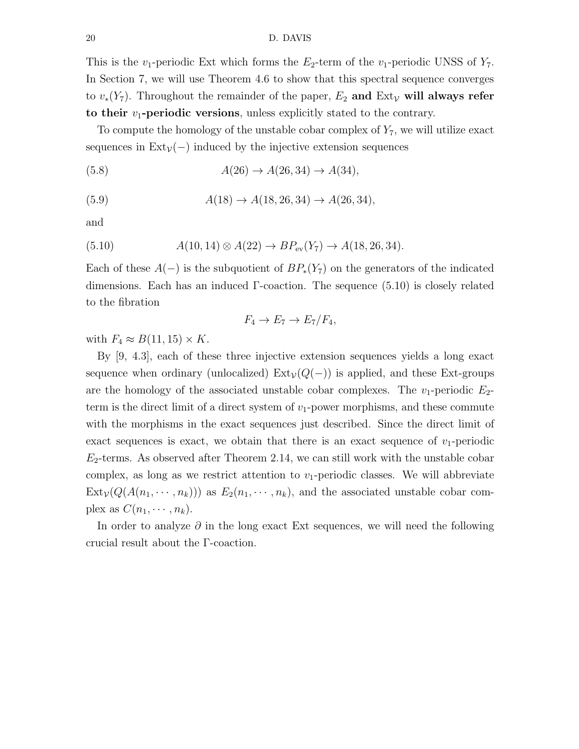This is the $v_1$-periodic Ext which forms the $E_2$-term of the $v_1$-periodic UNSS of $Y_7$. In Section 7, we will use Theorem 4.6 to show that this spectral sequence converges to $v_*(Y_7)$. Throughout the remainder of the paper, $E_2$ **and** $\text{Ext}_{\mathcal{V}}$ **will always refer to their** $v_1$**-periodic versions**, unless explicitly stated to the contrary.

To compute the homology of the unstable cobar complex of $Y_7$, we will utilize exact sequences in $\text{Ext}_{\mathcal{V}}(-)$ induced by the injective extension sequences

$$A(26) \to A(26, 34) \to A(34), \tag{5.8}$$

$$A(18) \to A(18, 26, 34) \to A(26, 34), \tag{5.9}$$

and

$$A(10, 14) \otimes A(22) \to BP_{\text{ev}}(Y_7) \to A(18, 26, 34). \tag{5.10}$$

Each of these $A(-)$ is the subquotient of $BP_*(Y_7)$ on the generators of the indicated dimensions. Each has an induced $\Gamma$-coaction. The sequence (5.10) is closely related to the fibration

$$F_4 \to E_7 \to E_7/F_4,$$

with $F_4 \approx B(11, 15) \times K$.

By [9, 4.3], each of these three injective extension sequences yields a long exact sequence when ordinary (unlocalized) $\text{Ext}_{\mathcal{V}}(Q(-))$ is applied, and these Ext-groups are the homology of the associated unstable cobar complexes. The $v_1$-periodic $E_2$-term is the direct limit of a direct system of $v_1$-power morphisms, and these commute with the morphisms in the exact sequences just described. Since the direct limit of exact sequences is exact, we obtain that there is an exact sequence of $v_1$-periodic $E_2$-terms. As observed after Theorem 2.14, we can still work with the unstable cobar complex, as long as we restrict attention to $v_1$-periodic classes. We will abbreviate $\text{Ext}_{\mathcal{V}}(Q(A(n_1, \cdots, n_k)))$ as $E_2(n_1, \cdots, n_k)$, and the associated unstable cobar complex as $C(n_1, \cdots, n_k)$.

In order to analyze $\partial$ in the long exact Ext sequences, we will need the following crucial result about the $\Gamma$-coaction.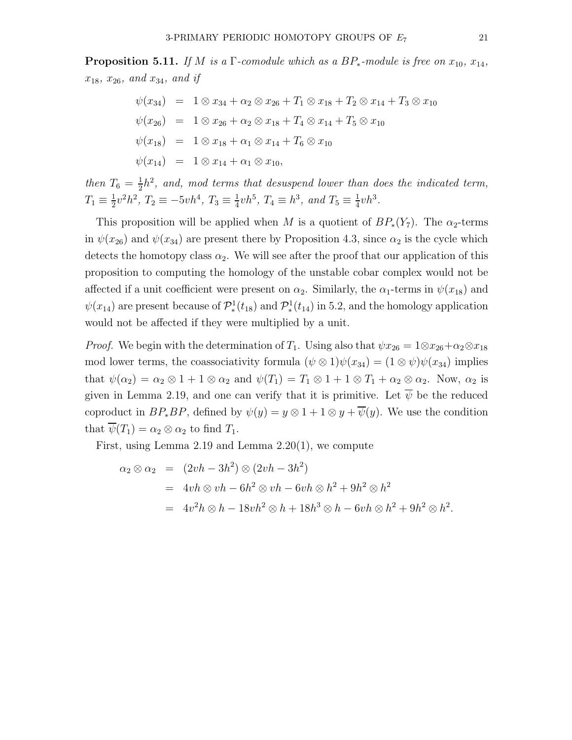**Proposition 5.11.** *If $M$ is a $\Gamma$-comodule which as a $BP_*$-module is free on $x_{10}$, $x_{14}$, $x_{18}$, $x_{26}$, and $x_{34}$, and if*

$$
\begin{aligned}
\psi(x_{34}) &= 1\otimes x_{34} + \alpha_2\otimes x_{26} + T_1\otimes x_{18} + T_2\otimes x_{14} + T_3\otimes x_{10}\\
\psi(x_{26}) &= 1\otimes x_{26} + \alpha_2\otimes x_{18} + T_4\otimes x_{14} + T_5\otimes x_{10}\\
\psi(x_{18}) &= 1\otimes x_{18} + \alpha_1\otimes x_{14} + T_6\otimes x_{10}\\
\psi(x_{14}) &= 1\otimes x_{14} + \alpha_1\otimes x_{10},
\end{aligned}
$$

*then $T_6 = \frac{1}{2}h^2$, and, mod terms that desuspend lower than does the indicated term, $T_1 \equiv \frac{1}{2}v^2h^2$, $T_2 \equiv -5vh^4$, $T_3 \equiv \frac{1}{4}vh^5$, $T_4 \equiv h^3$, and $T_5 \equiv \frac{1}{4}vh^3$.*

This proposition will be applied when $M$ is a quotient of $BP_*(Y_7)$. The $\alpha_2$-terms in $\psi(x_{26})$ and $\psi(x_{34})$ are present there by Proposition 4.3, since $\alpha_2$ is the cycle which detects the homotopy class $\alpha_2$. We will see after the proof that our application of this proposition to computing the homology of the unstable cobar complex would not be affected if a unit coefficient were present on $\alpha_2$. Similarly, the $\alpha_1$-terms in $\psi(x_{18})$ and $\psi(x_{14})$ are present because of $\mathcal{P}^1_*(t_{18})$ and $\mathcal{P}^1_*(t_{14})$ in 5.2, and the homology application would not be affected if they were multiplied by a unit.

*Proof.* We begin with the determination of $T_1$. Using also that $\psi x_{26} = 1\otimes x_{26} + \alpha_2\otimes x_{18}$ mod lower terms, the coassociativity formula $(\psi\otimes 1)\psi(x_{34}) = (1\otimes\psi)\psi(x_{34})$ implies that $\psi(\alpha_2) = \alpha_2\otimes 1 + 1\otimes\alpha_2$ and $\psi(T_1) = T_1\otimes 1 + 1\otimes T_1 + \alpha_2\otimes\alpha_2$. Now, $\alpha_2$ is given in Lemma 2.19, and one can verify that it is primitive. Let $\overline{\psi}$ be the reduced coproduct in $BP_*BP$, defined by $\psi(y) = y\otimes 1 + 1\otimes y + \overline{\psi}(y)$. We use the condition that $\overline{\psi}(T_1) = \alpha_2\otimes\alpha_2$ to find $T_1$.

First, using Lemma 2.19 and Lemma 2.20(1), we compute

$$
\begin{aligned}
\alpha_2\otimes\alpha_2 &= (2vh-3h^2)\otimes(2vh-3h^2)\\
&= 4vh\otimes vh - 6h^2\otimes vh - 6vh\otimes h^2 + 9h^2\otimes h^2\\
&= 4v^2h\otimes h - 18vh^2\otimes h + 18h^3\otimes h - 6vh\otimes h^2 + 9h^2\otimes h^2.
\end{aligned}
$$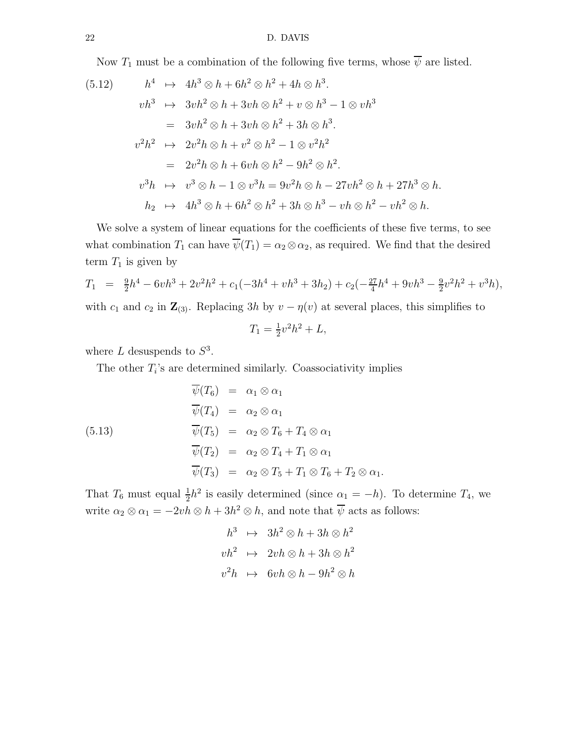Now $T_1$ must be a combination of the following five terms, whose $\overline{\psi}$ are listed.

$$
\begin{aligned}
h^4 &\mapsto 4h^3\otimes h + 6h^2\otimes h^2 + 4h\otimes h^3.\\
vh^3 &\mapsto 3vh^2\otimes h + 3vh\otimes h^2 + v\otimes h^3 - 1\otimes vh^3\\
&= 3vh^2\otimes h + 3vh\otimes h^2 + 3h\otimes h^3.\\
v^2h^2 &\mapsto 2v^2h\otimes h + v^2\otimes h^2 - 1\otimes v^2h^2\\
&= 2v^2h\otimes h + 6vh\otimes h^2 - 9h^2\otimes h^2.\\
v^3h &\mapsto v^3\otimes h - 1\otimes v^3h = 9v^2h\otimes h - 27vh^2\otimes h + 27h^3\otimes h.\\
h_2 &\mapsto 4h^3\otimes h + 6h^2\otimes h^2 + 3h\otimes h^3 - vh\otimes h^2 - vh^2\otimes h.
\end{aligned}
\tag{5.12}
$$

We solve a system of linear equations for the coefficients of these five terms, to see what combination $T_1$ can have $\overline{\psi}(T_1) = \alpha_2\otimes\alpha_2$, as required. We find that the desired term $T_1$ is given by

$$
T_1 \;=\; \tfrac{9}{2}h^4 - 6vh^3 + 2v^2h^2 + c_1(-3h^4 + vh^3 + 3h_2) + c_2(-\tfrac{27}{4}h^4 + 9vh^3 - \tfrac{9}{2}v^2h^2 + v^3h),
$$

with $c_1$ and $c_2$ in $\mathbf{Z}_{(3)}$. Replacing $3h$ by $v-\eta(v)$ at several places, this simplifies to

$$
T_1 = \tfrac{1}{2}v^2h^2 + L,
$$

where $L$ desuspends to $S^3$.

The other $T_i$'s are determined similarly. Coassociativity implies

$$
\begin{aligned}
\overline{\psi}(T_6) &= \alpha_1\otimes\alpha_1\\
\overline{\psi}(T_4) &= \alpha_2\otimes\alpha_1\\
\overline{\psi}(T_5) &= \alpha_2\otimes T_6 + T_4\otimes\alpha_1\\
\overline{\psi}(T_2) &= \alpha_2\otimes T_4 + T_1\otimes\alpha_1\\
\overline{\psi}(T_3) &= \alpha_2\otimes T_5 + T_1\otimes T_6 + T_2\otimes\alpha_1.
\end{aligned}
\tag{5.13}
$$

That $T_6$ must equal $\frac{1}{2}h^2$ is easily determined (since $\alpha_1 = -h$). To determine $T_4$, we write $\alpha_2\otimes\alpha_1 = -2vh\otimes h + 3h^2\otimes h$, and note that $\overline{\psi}$ acts as follows:

$$
\begin{aligned}
h^3 &\mapsto 3h^2\otimes h + 3h\otimes h^2\\
vh^2 &\mapsto 2vh\otimes h + 3h\otimes h^2\\
v^2h &\mapsto 6vh\otimes h - 9h^2\otimes h
\end{aligned}
$$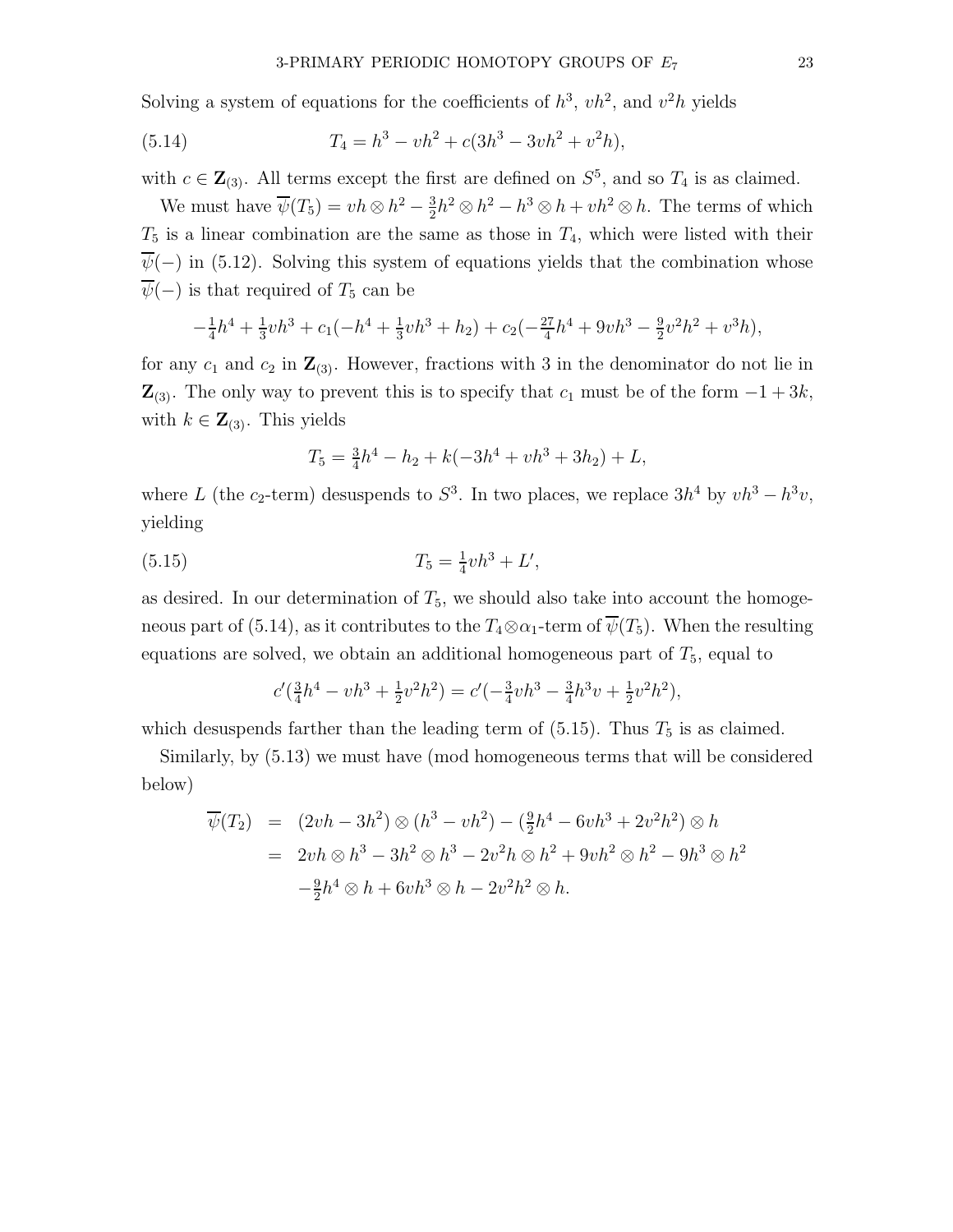Solving a system of equations for the coefficients of $h^3$, $vh^2$, and $v^2h$ yields

$$T_4 = h^3 - vh^2 + c(3h^3 - 3vh^2 + v^2h), \tag{5.14}$$

with $c \in \mathbf{Z}_{(3)}$. All terms except the first are defined on $S^5$, and so $T_4$ is as claimed.

We must have $\overline{\psi}(T_5) = vh \otimes h^2 - \frac{3}{2}h^2 \otimes h^2 - h^3 \otimes h + vh^2 \otimes h$. The terms of which $T_5$ is a linear combination are the same as those in $T_4$, which were listed with their $\overline{\psi}(-)$ in (5.12). Solving this system of equations yields that the combination whose $\overline{\psi}(-)$ is that required of $T_5$ can be

$$-\tfrac{1}{4}h^4 + \tfrac{1}{3}vh^3 + c_1(-h^4 + \tfrac{1}{3}vh^3 + h_2) + c_2(-\tfrac{27}{4}h^4 + 9vh^3 - \tfrac{9}{2}v^2h^2 + v^3h),$$

for any $c_1$ and $c_2$ in $\mathbf{Z}_{(3)}$. However, fractions with 3 in the denominator do not lie in $\mathbf{Z}_{(3)}$. The only way to prevent this is to specify that $c_1$ must be of the form $-1 + 3k$, with $k \in \mathbf{Z}_{(3)}$. This yields

$$T_5 = \tfrac{3}{4}h^4 - h_2 + k(-3h^4 + vh^3 + 3h_2) + L,$$

where $L$ (the $c_2$-term) desuspends to $S^3$. In two places, we replace $3h^4$ by $vh^3 - h^3v$, yielding

$$T_5 = \tfrac{1}{4}vh^3 + L', \tag{5.15}$$

as desired. In our determination of $T_5$, we should also take into account the homogeneous part of (5.14), as it contributes to the $T_4 \otimes \alpha_1$-term of $\overline{\psi}(T_5)$. When the resulting equations are solved, we obtain an additional homogeneous part of $T_5$, equal to

$$c'(\tfrac{3}{4}h^4 - vh^3 + \tfrac{1}{2}v^2h^2) = c'(-\tfrac{3}{4}vh^3 - \tfrac{3}{4}h^3v + \tfrac{1}{2}v^2h^2),$$

which desuspends farther than the leading term of (5.15). Thus $T_5$ is as claimed.

Similarly, by (5.13) we must have (mod homogeneous terms that will be considered below)

$$\begin{aligned}
\overline{\psi}(T_2) &= (2vh - 3h^2) \otimes (h^3 - vh^2) - (\tfrac{9}{2}h^4 - 6vh^3 + 2v^2h^2) \otimes h \\
&= 2vh \otimes h^3 - 3h^2 \otimes h^3 - 2v^2h \otimes h^2 + 9vh^2 \otimes h^2 - 9h^3 \otimes h^2 \\
&\quad - \tfrac{9}{2}h^4 \otimes h + 6vh^3 \otimes h - 2v^2h^2 \otimes h.
\end{aligned}$$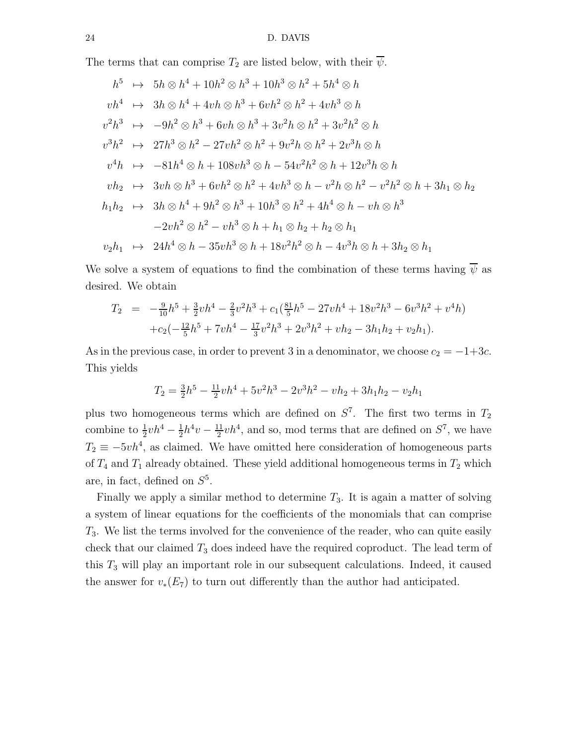The terms that can comprise $T_2$ are listed below, with their $\overline{\psi}$.

$$
\begin{aligned}
h^5 &\mapsto 5h\otimes h^4+10h^2\otimes h^3+10h^3\otimes h^2+5h^4\otimes h\\
vh^4 &\mapsto 3h\otimes h^4+4vh\otimes h^3+6vh^2\otimes h^2+4vh^3\otimes h\\
v^2h^3 &\mapsto -9h^2\otimes h^3+6vh\otimes h^3+3v^2h\otimes h^2+3v^2h^2\otimes h\\
v^3h^2 &\mapsto 27h^3\otimes h^2-27vh^2\otimes h^2+9v^2h\otimes h^2+2v^3h\otimes h\\
v^4h &\mapsto -81h^4\otimes h+108vh^3\otimes h-54v^2h^2\otimes h+12v^3h\otimes h\\
vh_2 &\mapsto 3vh\otimes h^3+6vh^2\otimes h^2+4vh^3\otimes h-v^2h\otimes h^2-v^2h^2\otimes h+3h_1\otimes h_2\\
h_1h_2 &\mapsto 3h\otimes h^4+9h^2\otimes h^3+10h^3\otimes h^2+4h^4\otimes h-vh\otimes h^3\\
&\qquad -2vh^2\otimes h^2-vh^3\otimes h+h_1\otimes h_2+h_2\otimes h_1\\
v_2h_1 &\mapsto 24h^4\otimes h-35vh^3\otimes h+18v^2h^2\otimes h-4v^3h\otimes h+3h_2\otimes h_1
\end{aligned}
$$

We solve a system of equations to find the combination of these terms having $\overline{\psi}$ as desired. We obtain

$$
\begin{aligned}
T_2 &= -\tfrac{9}{10}h^5+\tfrac{3}{2}vh^4-\tfrac{2}{3}v^2h^3+c_1(\tfrac{81}{5}h^5-27vh^4+18v^2h^3-6v^3h^2+v^4h)\\
&\quad +c_2(-\tfrac{12}{5}h^5+7vh^4-\tfrac{17}{3}v^2h^3+2v^3h^2+vh_2-3h_1h_2+v_2h_1).
\end{aligned}
$$

As in the previous case, in order to prevent 3 in a denominator, we choose $c_2=-1+3c$. This yields

$$
T_2=\tfrac{3}{2}h^5-\tfrac{11}{2}vh^4+5v^2h^3-2v^3h^2-vh_2+3h_1h_2-v_2h_1
$$

plus two homogeneous terms which are defined on $S^7$. The first two terms in $T_2$ combine to $\frac{1}{2}vh^4-\frac{1}{2}h^4v-\frac{11}{2}vh^4$, and so, mod terms that are defined on $S^7$, we have $T_2\equiv -5vh^4$, as claimed. We have omitted here consideration of homogeneous parts of $T_4$ and $T_1$ already obtained. These yield additional homogeneous terms in $T_2$ which are, in fact, defined on $S^5$.

Finally we apply a similar method to determine $T_3$. It is again a matter of solving a system of linear equations for the coefficients of the monomials that can comprise $T_3$. We list the terms involved for the convenience of the reader, who can quite easily check that our claimed $T_3$ does indeed have the required coproduct. The lead term of this $T_3$ will play an important role in our subsequent calculations. Indeed, it caused the answer for $v_*(E_7)$ to turn out differently than the author had anticipated.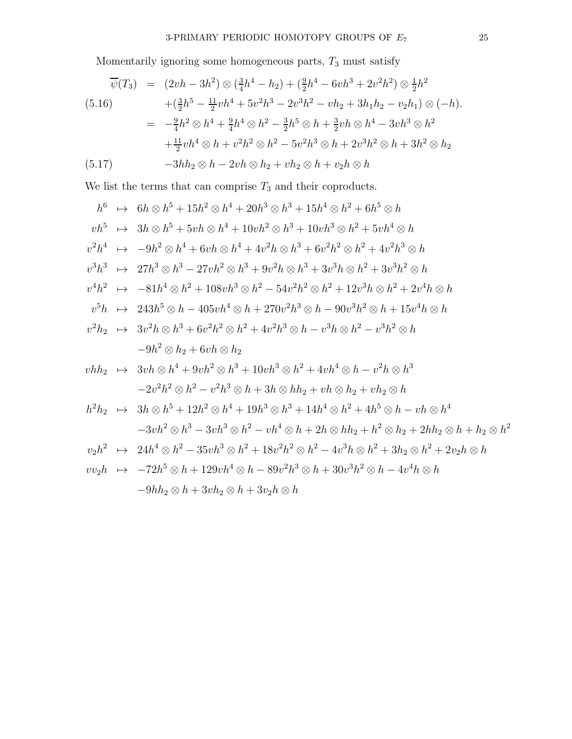Momentarily ignoring some homogeneous parts, $T_3$ must satisfy

$$
\begin{aligned}
\overline{\psi}(T_3) &= (2vh - 3h^2) \otimes (\tfrac{3}{4}h^4 - h_2) + (\tfrac{9}{2}h^4 - 6vh^3 + 2v^2h^2) \otimes \tfrac{1}{2}h^2 \\
&\quad + (\tfrac{3}{2}h^5 - \tfrac{11}{2}vh^4 + 5v^2h^3 - 2v^3h^2 - vh_2 + 3h_1h_2 - v_2h_1) \otimes (-h). \qquad (5.16) \\
&= -\tfrac{9}{4}h^2 \otimes h^4 + \tfrac{9}{4}h^4 \otimes h^2 - \tfrac{3}{2}h^5 \otimes h + \tfrac{3}{2}vh \otimes h^4 - 3vh^3 \otimes h^2 \\
&\quad + \tfrac{11}{2}vh^4 \otimes h + v^2h^2 \otimes h^2 - 5v^2h^3 \otimes h + 2v^3h^2 \otimes h + 3h^2 \otimes h_2 \\
&\quad - 3hh_2 \otimes h - 2vh \otimes h_2 + vh_2 \otimes h + v_2h \otimes h \qquad (5.17)
\end{aligned}
$$

We list the terms that can comprise $T_3$ and their coproducts.

$$
\begin{aligned}
h^6 &\mapsto 6h \otimes h^5 + 15h^2 \otimes h^4 + 20h^3 \otimes h^3 + 15h^4 \otimes h^2 + 6h^5 \otimes h \\
vh^5 &\mapsto 3h \otimes h^5 + 5vh \otimes h^4 + 10vh^2 \otimes h^3 + 10vh^3 \otimes h^2 + 5vh^4 \otimes h \\
v^2h^4 &\mapsto -9h^2 \otimes h^4 + 6vh \otimes h^4 + 4v^2h \otimes h^3 + 6v^2h^2 \otimes h^2 + 4v^2h^3 \otimes h \\
v^3h^3 &\mapsto 27h^3 \otimes h^3 - 27vh^2 \otimes h^3 + 9v^2h \otimes h^3 + 3v^3h \otimes h^2 + 3v^3h^2 \otimes h \\
v^4h^2 &\mapsto -81h^4 \otimes h^2 + 108vh^3 \otimes h^2 - 54v^2h^2 \otimes h^2 + 12v^3h \otimes h^2 + 2v^4h \otimes h \\
v^5h &\mapsto 243h^5 \otimes h - 405vh^4 \otimes h + 270v^2h^3 \otimes h - 90v^3h^2 \otimes h + 15v^4h \otimes h \\
v^2h_2 &\mapsto 3v^2h \otimes h^3 + 6v^2h^2 \otimes h^2 + 4v^2h^3 \otimes h - v^3h \otimes h^2 - v^3h^2 \otimes h \\
&\quad -9h^2 \otimes h_2 + 6vh \otimes h_2 \\
vhh_2 &\mapsto 3vh \otimes h^4 + 9vh^2 \otimes h^3 + 10vh^3 \otimes h^2 + 4vh^4 \otimes h - v^2h \otimes h^3 \\
&\quad -2v^2h^2 \otimes h^2 - v^2h^3 \otimes h + 3h \otimes hh_2 + vh \otimes h_2 + vh_2 \otimes h \\
h^2h_2 &\mapsto 3h \otimes h^5 + 12h^2 \otimes h^4 + 19h^3 \otimes h^3 + 14h^4 \otimes h^2 + 4h^5 \otimes h - vh \otimes h^4 \\
&\quad -3vh^2 \otimes h^3 - 3vh^3 \otimes h^2 - vh^4 \otimes h + 2h \otimes hh_2 + h^2 \otimes h_2 + 2hh_2 \otimes h + h_2 \otimes h^2 \\
v_2h^2 &\mapsto 24h^4 \otimes h^2 - 35vh^3 \otimes h^2 + 18v^2h^2 \otimes h^2 - 4v^3h \otimes h^2 + 3h_2 \otimes h^2 + 2v_2h \otimes h \\
vv_2h &\mapsto -72h^5 \otimes h + 129vh^4 \otimes h - 89v^2h^3 \otimes h + 30v^3h^2 \otimes h - 4v^4h \otimes h \\
&\quad -9hh_2 \otimes h + 3vh_2 \otimes h + 3v_2h \otimes h
\end{aligned}
$$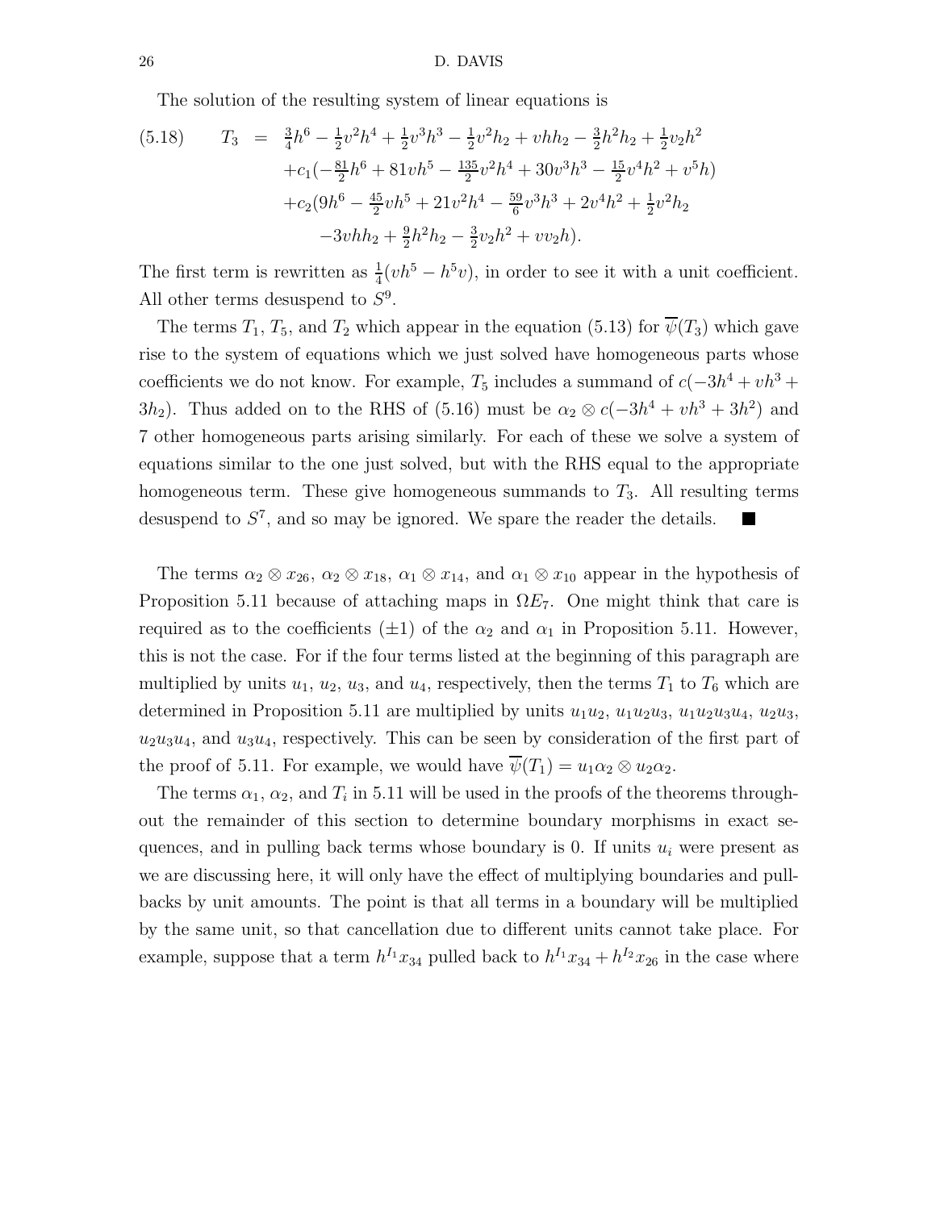The solution of the resulting system of linear equations is

$$
\begin{aligned}
(5.18)\qquad T_3 \;=\;& \tfrac{3}{4}h^6 - \tfrac{1}{2}v^2h^4 + \tfrac{1}{2}v^3h^3 - \tfrac{1}{2}v^2h_2 + vhh_2 - \tfrac{3}{2}h^2h_2 + \tfrac{1}{2}v_2h^2 \\
&+c_1(-\tfrac{81}{2}h^6 + 81vh^5 - \tfrac{135}{2}v^2h^4 + 30v^3h^3 - \tfrac{15}{2}v^4h^2 + v^5h) \\
&+c_2(9h^6 - \tfrac{45}{2}vh^5 + 21v^2h^4 - \tfrac{59}{6}v^3h^3 + 2v^4h^2 + \tfrac{1}{2}v^2h_2 \\
&\quad -3vhh_2 + \tfrac{9}{2}h^2h_2 - \tfrac{3}{2}v_2h^2 + vv_2h).
\end{aligned}
$$

The first term is rewritten as $\frac{1}{4}(vh^5 - h^5v)$, in order to see it with a unit coefficient. All other terms desuspend to $S^9$.

The terms $T_1$, $T_5$, and $T_2$ which appear in the equation (5.13) for $\overline{\psi}(T_3)$ which gave rise to the system of equations which we just solved have homogeneous parts whose coefficients we do not know. For example, $T_5$ includes a summand of $c(-3h^4 + vh^3 + 3h_2)$. Thus added on to the RHS of (5.16) must be $\alpha_2 \otimes c(-3h^4 + vh^3 + 3h^2)$ and 7 other homogeneous parts arising similarly. For each of these we solve a system of equations similar to the one just solved, but with the RHS equal to the appropriate homogeneous term. These give homogeneous summands to $T_3$. All resulting terms desuspend to $S^7$, and so may be ignored. We spare the reader the details. ■

The terms $\alpha_2 \otimes x_{26}$, $\alpha_2 \otimes x_{18}$, $\alpha_1 \otimes x_{14}$, and $\alpha_1 \otimes x_{10}$ appear in the hypothesis of Proposition 5.11 because of attaching maps in $\Omega E_7$. One might think that care is required as to the coefficients ($\pm 1$) of the $\alpha_2$ and $\alpha_1$ in Proposition 5.11. However, this is not the case. For if the four terms listed at the beginning of this paragraph are multiplied by units $u_1$, $u_2$, $u_3$, and $u_4$, respectively, then the terms $T_1$ to $T_6$ which are determined in Proposition 5.11 are multiplied by units $u_1u_2$, $u_1u_2u_3$, $u_1u_2u_3u_4$, $u_2u_3$, $u_2u_3u_4$, and $u_3u_4$, respectively. This can be seen by consideration of the first part of the proof of 5.11. For example, we would have $\overline{\psi}(T_1) = u_1\alpha_2 \otimes u_2\alpha_2$.

The terms $\alpha_1$, $\alpha_2$, and $T_i$ in 5.11 will be used in the proofs of the theorems throughout the remainder of this section to determine boundary morphisms in exact sequences, and in pulling back terms whose boundary is 0. If units $u_i$ were present as we are discussing here, it will only have the effect of multiplying boundaries and pullbacks by unit amounts. The point is that all terms in a boundary will be multiplied by the same unit, so that cancellation due to different units cannot take place. For example, suppose that a term $h^{I_1}x_{34}$ pulled back to $h^{I_1}x_{34} + h^{I_2}x_{26}$ in the case where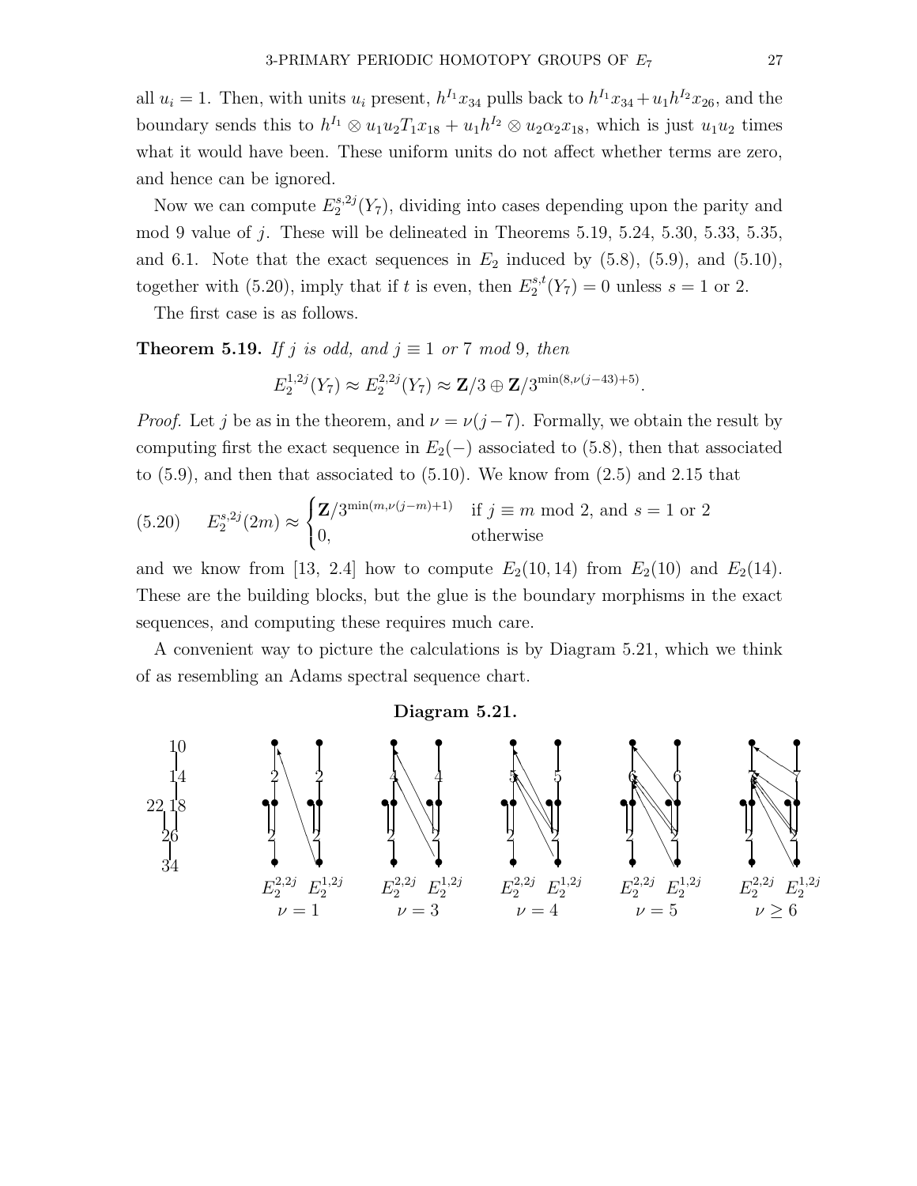all $u_i = 1$. Then, with units $u_i$ present, $h^{I_1}x_{34}$ pulls back to $h^{I_1}x_{34} + u_1 h^{I_2}x_{26}$, and the boundary sends this to $h^{I_1} \otimes u_1u_2T_1x_{18} + u_1h^{I_2} \otimes u_2\alpha_2x_{18}$, which is just $u_1u_2$ times what it would have been. These uniform units do not affect whether terms are zero, and hence can be ignored.

Now we can compute $E_2^{s,2j}(Y_7)$, dividing into cases depending upon the parity and mod 9 value of $j$. These will be delineated in Theorems 5.19, 5.24, 5.30, 5.33, 5.35, and 6.1. Note that the exact sequences in $E_2$ induced by (5.8), (5.9), and (5.10), together with (5.20), imply that if $t$ is even, then $E_2^{s,t}(Y_7) = 0$ unless $s = 1$ or 2.

The first case is as follows.

**Theorem 5.19.** *If $j$ is odd, and $j \equiv 1$ or $7$ mod 9, then*

$$E_2^{1,2j}(Y_7) \approx E_2^{2,2j}(Y_7) \approx \mathbf{Z}/3 \oplus \mathbf{Z}/3^{\min(8,\nu(j-43)+5)}.$$

*Proof.* Let $j$ be as in the theorem, and $\nu = \nu(j-7)$. Formally, we obtain the result by computing first the exact sequence in $E_2(-)$ associated to (5.8), then that associated to (5.9), and then that associated to (5.10). We know from (2.5) and 2.15 that

$$E_2^{s,2j}(2m) \approx \begin{cases} \mathbf{Z}/3^{\min(m,\nu(j-m)+1)} & \text{if } j \equiv m \text{ mod } 2, \text{ and } s = 1 \text{ or } 2 \\ 0, & \text{otherwise} \end{cases} \tag{5.20}$$

and we know from [13, 2.4] how to compute $E_2(10,14)$ from $E_2(10)$ and $E_2(14)$. These are the building blocks, but the glue is the boundary morphisms in the exact sequences, and computing these requires much care.

A convenient way to picture the calculations is by Diagram 5.21, which we think of as resembling an Adams spectral sequence chart.

**Diagram 5.21.**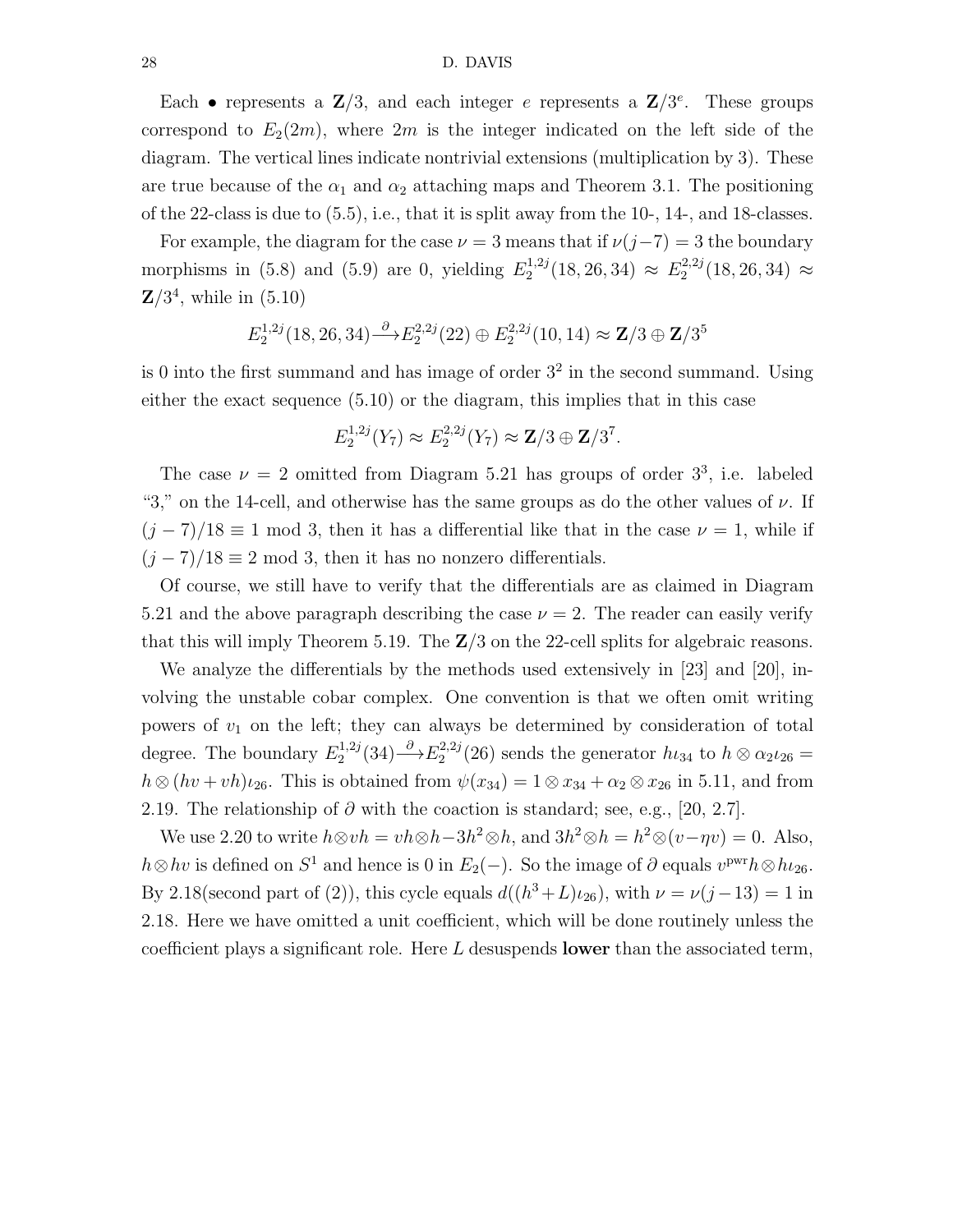Each $\bullet$ represents a $\mathbf{Z}/3$, and each integer $e$ represents a $\mathbf{Z}/3^e$. These groups correspond to $E_2(2m)$, where $2m$ is the integer indicated on the left side of the diagram. The vertical lines indicate nontrivial extensions (multiplication by 3). These are true because of the $\alpha_1$ and $\alpha_2$ attaching maps and Theorem 3.1. The positioning of the 22-class is due to (5.5), i.e., that it is split away from the 10-, 14-, and 18-classes.

For example, the diagram for the case $\nu = 3$ means that if $\nu(j-7) = 3$ the boundary morphisms in (5.8) and (5.9) are 0, yielding $E_2^{1,2j}(18, 26, 34) \approx E_2^{2,2j}(18, 26, 34) \approx \mathbf{Z}/3^4$, while in (5.10)

$$E_2^{1,2j}(18, 26, 34) \xrightarrow{\partial} E_2^{2,2j}(22) \oplus E_2^{2,2j}(10, 14) \approx \mathbf{Z}/3 \oplus \mathbf{Z}/3^5$$

is 0 into the first summand and has image of order $3^2$ in the second summand. Using either the exact sequence (5.10) or the diagram, this implies that in this case

$$E_2^{1,2j}(Y_7) \approx E_2^{2,2j}(Y_7) \approx \mathbf{Z}/3 \oplus \mathbf{Z}/3^7.$$

The case $\nu = 2$ omitted from Diagram 5.21 has groups of order $3^3$, i.e. labeled "3," on the 14-cell, and otherwise has the same groups as do the other values of $\nu$. If $(j-7)/18 \equiv 1 \bmod 3$, then it has a differential like that in the case $\nu = 1$, while if $(j-7)/18 \equiv 2 \bmod 3$, then it has no nonzero differentials.

Of course, we still have to verify that the differentials are as claimed in Diagram 5.21 and the above paragraph describing the case $\nu = 2$. The reader can easily verify that this will imply Theorem 5.19. The $\mathbf{Z}/3$ on the 22-cell splits for algebraic reasons.

We analyze the differentials by the methods used extensively in [23] and [20], involving the unstable cobar complex. One convention is that we often omit writing powers of $v_1$ on the left; they can always be determined by consideration of total degree. The boundary $E_2^{1,2j}(34) \xrightarrow{\partial} E_2^{2,2j}(26)$ sends the generator $h\iota_{34}$ to $h \otimes \alpha_2 \iota_{26} = h \otimes (hv + vh)\iota_{26}$. This is obtained from $\psi(x_{34}) = 1 \otimes x_{34} + \alpha_2 \otimes x_{26}$ in 5.11, and from 2.19. The relationship of $\partial$ with the coaction is standard; see, e.g., [20, 2.7].

We use 2.20 to write $h \otimes vh = vh \otimes h - 3h^2 \otimes h$, and $3h^2 \otimes h = h^2 \otimes (v - \eta v) = 0$. Also, $h \otimes hv$ is defined on $S^1$ and hence is 0 in $E_2(-)$. So the image of $\partial$ equals $v^{\text{pwr}} h \otimes h\iota_{26}$. By 2.18(second part of (2)), this cycle equals $d((h^3 + L)\iota_{26})$, with $\nu = \nu(j-13) = 1$ in 2.18. Here we have omitted a unit coefficient, which will be done routinely unless the coefficient plays a significant role. Here $L$ desuspends **lower** than the associated term,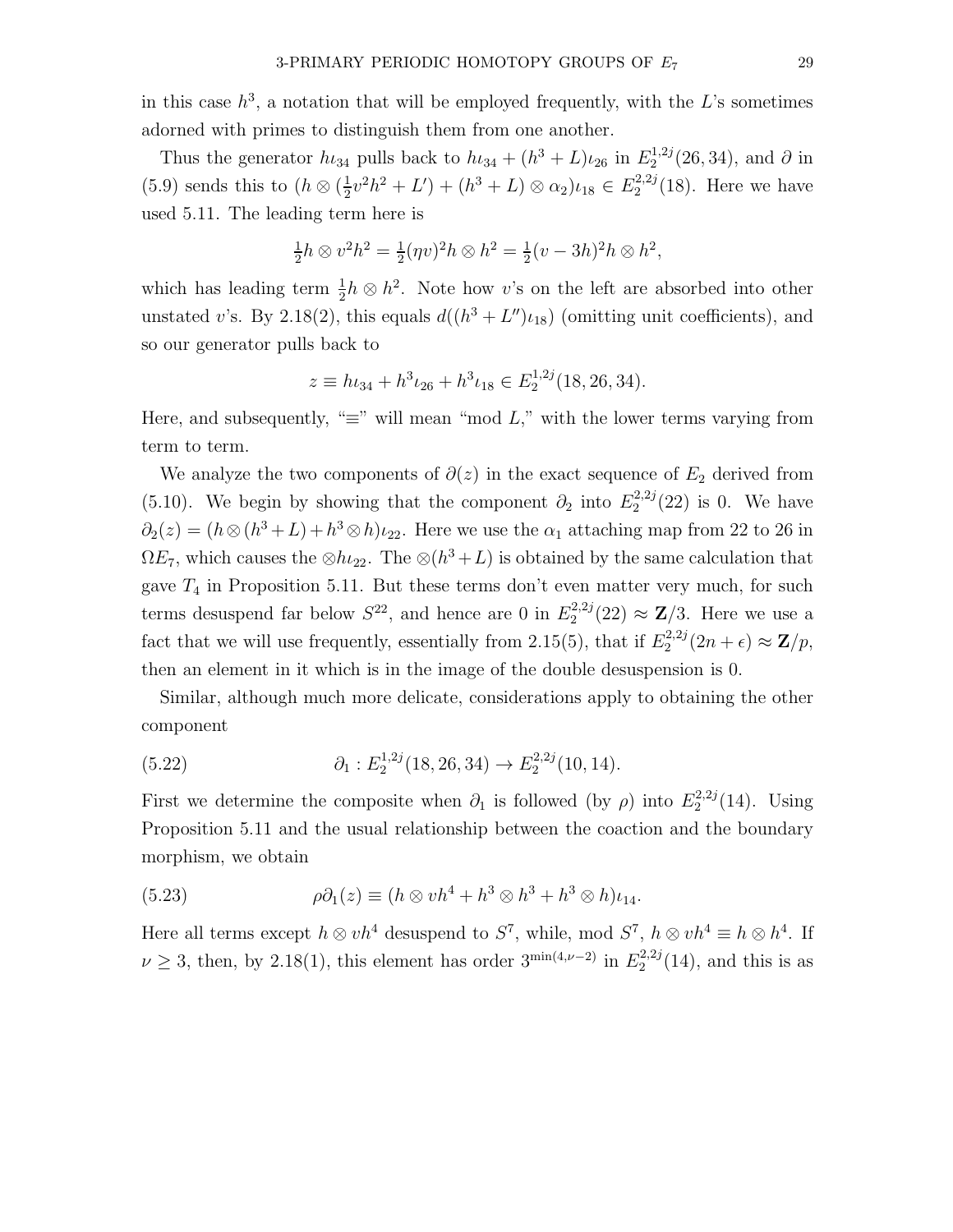in this case $h^3$, a notation that will be employed frequently, with the $L$'s sometimes adorned with primes to distinguish them from one another.

Thus the generator $h\iota_{34}$ pulls back to $h\iota_{34} + (h^3 + L)\iota_{26}$ in $E_2^{1,2j}(26, 34)$, and $\partial$ in (5.9) sends this to $(h \otimes (\frac{1}{2}v^2h^2 + L') + (h^3 + L) \otimes \alpha_2)\iota_{18} \in E_2^{2,2j}(18)$. Here we have used 5.11. The leading term here is

$$\tfrac{1}{2}h \otimes v^2h^2 = \tfrac{1}{2}(\eta v)^2 h \otimes h^2 = \tfrac{1}{2}(v - 3h)^2 h \otimes h^2,$$

which has leading term $\frac{1}{2}h \otimes h^2$. Note how $v$'s on the left are absorbed into other unstated $v$'s. By 2.18(2), this equals $d((h^3 + L'')\iota_{18})$ (omitting unit coefficients), and so our generator pulls back to

$$z \equiv h\iota_{34} + h^3\iota_{26} + h^3\iota_{18} \in E_2^{1,2j}(18, 26, 34).$$

Here, and subsequently, "$\equiv$" will mean "mod $L$," with the lower terms varying from term to term.

We analyze the two components of $\partial(z)$ in the exact sequence of $E_2$ derived from (5.10). We begin by showing that the component $\partial_2$ into $E_2^{2,2j}(22)$ is 0. We have $\partial_2(z) = (h \otimes (h^3 + L) + h^3 \otimes h)\iota_{22}$. Here we use the $\alpha_1$ attaching map from 22 to 26 in $\Omega E_7$, which causes the $\otimes h\iota_{22}$. The $\otimes(h^3 + L)$ is obtained by the same calculation that gave $T_4$ in Proposition 5.11. But these terms don't even matter very much, for such terms desuspend far below $S^{22}$, and hence are 0 in $E_2^{2,2j}(22) \approx \mathbf{Z}/3$. Here we use a fact that we will use frequently, essentially from 2.15(5), that if $E_2^{2,2j}(2n + \epsilon) \approx \mathbf{Z}/p$, then an element in it which is in the image of the double desuspension is 0.

Similar, although much more delicate, considerations apply to obtaining the other component

$$\partial_1 : E_2^{1,2j}(18, 26, 34) \to E_2^{2,2j}(10, 14). \tag{5.22}$$

First we determine the composite when $\partial_1$ is followed (by $\rho$) into $E_2^{2,2j}(14)$. Using Proposition 5.11 and the usual relationship between the coaction and the boundary morphism, we obtain

$$\rho\partial_1(z) \equiv (h \otimes vh^4 + h^3 \otimes h^3 + h^3 \otimes h)\iota_{14}. \tag{5.23}$$

Here all terms except $h \otimes vh^4$ desuspend to $S^7$, while, mod $S^7$, $h \otimes vh^4 \equiv h \otimes h^4$. If $\nu \geq 3$, then, by 2.18(1), this element has order $3^{\min(4,\nu-2)}$ in $E_2^{2,2j}(14)$, and this is as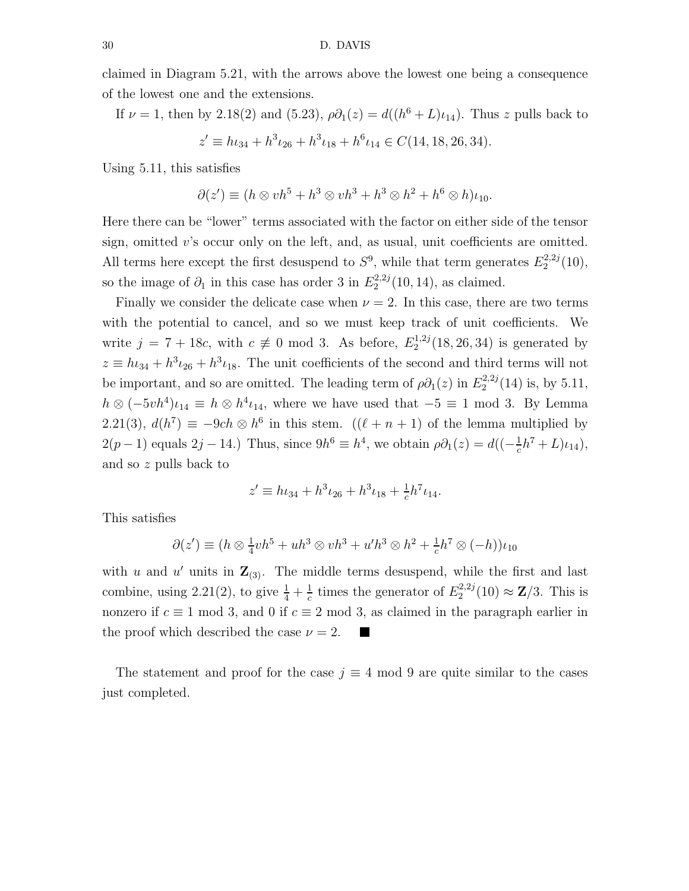claimed in Diagram 5.21, with the arrows above the lowest one being a consequence of the lowest one and the extensions.

If $\nu = 1$, then by 2.18(2) and (5.23), $\rho\partial_1(z) = d((h^6 + L)\iota_{14})$. Thus $z$ pulls back to

$$z' \equiv h\iota_{34} + h^3\iota_{26} + h^3\iota_{18} + h^6\iota_{14} \in C(14, 18, 26, 34).$$

Using 5.11, this satisfies

$$\partial(z') \equiv (h \otimes vh^5 + h^3 \otimes vh^3 + h^3 \otimes h^2 + h^6 \otimes h)\iota_{10}.$$

Here there can be "lower" terms associated with the factor on either side of the tensor sign, omitted $v$'s occur only on the left, and, as usual, unit coefficients are omitted. All terms here except the first desuspend to $S^9$, while that term generates $E_2^{2,2j}(10)$, so the image of $\partial_1$ in this case has order 3 in $E_2^{2,2j}(10, 14)$, as claimed.

Finally we consider the delicate case when $\nu = 2$. In this case, there are two terms with the potential to cancel, and so we must keep track of unit coefficients. We write $j = 7 + 18c$, with $c \not\equiv 0 \bmod 3$. As before, $E_2^{1,2j}(18, 26, 34)$ is generated by $z \equiv h\iota_{34} + h^3\iota_{26} + h^3\iota_{18}$. The unit coefficients of the second and third terms will not be important, and so are omitted. The leading term of $\rho\partial_1(z)$ in $E_2^{2,2j}(14)$ is, by 5.11, $h \otimes (-5vh^4)\iota_{14} \equiv h \otimes h^4\iota_{14}$, where we have used that $-5 \equiv 1 \bmod 3$. By Lemma 2.21(3), $d(h^7) \equiv -9ch \otimes h^6$ in this stem. ($(\ell + n + 1)$ of the lemma multiplied by $2(p-1)$ equals $2j - 14$.) Thus, since $9h^6 \equiv h^4$, we obtain $\rho\partial_1(z) = d((-\frac{1}{c}h^7 + L)\iota_{14})$, and so $z$ pulls back to

$$z' \equiv h\iota_{34} + h^3\iota_{26} + h^3\iota_{18} + \tfrac{1}{c}h^7\iota_{14}.$$

This satisfies

$$\partial(z') \equiv (h \otimes \tfrac{1}{4}vh^5 + uh^3 \otimes vh^3 + u'h^3 \otimes h^2 + \tfrac{1}{c}h^7 \otimes (-h))\iota_{10}$$

with $u$ and $u'$ units in $\mathbf{Z}_{(3)}$. The middle terms desuspend, while the first and last combine, using 2.21(2), to give $\frac{1}{4} + \frac{1}{c}$ times the generator of $E_2^{2,2j}(10) \approx \mathbf{Z}/3$. This is nonzero if $c \equiv 1 \bmod 3$, and 0 if $c \equiv 2 \bmod 3$, as claimed in the paragraph earlier in the proof which described the case $\nu = 2$. ■

The statement and proof for the case $j \equiv 4 \bmod 9$ are quite similar to the cases just completed.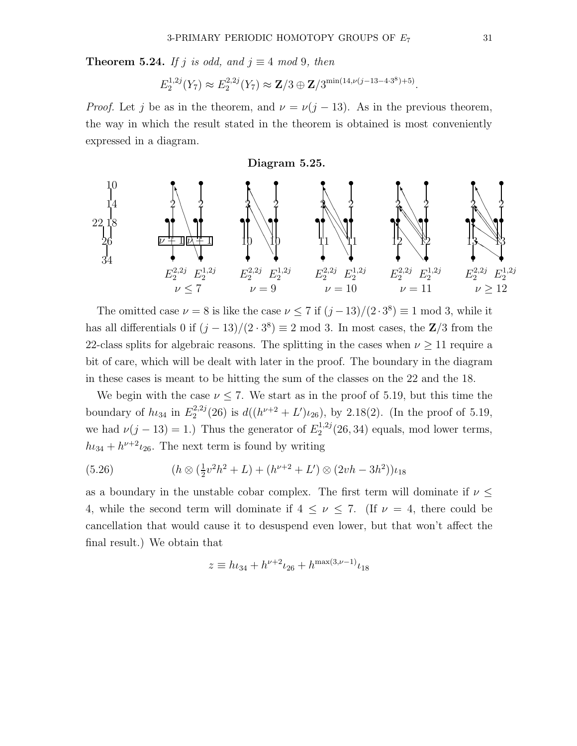**Theorem 5.24.** *If $j$ is odd, and $j \equiv 4$ mod 9, then*

$$E_2^{1,2j}(Y_7) \approx E_2^{2,2j}(Y_7) \approx \mathbf{Z}/3 \oplus \mathbf{Z}/3^{\min(14, \nu(j-13-4\cdot 3^8)+5)}.$$

*Proof.* Let $j$ be as in the theorem, and $\nu = \nu(j-13)$. As in the previous theorem, the way in which the result stated in the theorem is obtained is most conveniently expressed in a diagram.

**Diagram 5.25.**

| | $E_2^{2,2j}$ $E_2^{1,2j}$ | $E_2^{2,2j}$ $E_2^{1,2j}$ | $E_2^{2,2j}$ $E_2^{1,2j}$ | $E_2^{2,2j}$ $E_2^{1,2j}$ | $E_2^{2,2j}$ $E_2^{1,2j}$ |
|---|---|---|---|---|---|
| 10, 14, 22 18, 26, 34 | 2, 2; $\nu+1$, $\nu+1$ | 2, 2; 10, 10 | 2, 2; 11, 11 | 2, 2; 12, 12 | 2, 2; 13, 13 |
| | $\nu \le 7$ | $\nu = 9$ | $\nu = 10$ | $\nu = 11$ | $\nu \ge 12$ |

The omitted case $\nu = 8$ is like the case $\nu \le 7$ if $(j-13)/(2\cdot 3^8) \equiv 1$ mod 3, while it has all differentials 0 if $(j-13)/(2\cdot 3^8) \equiv 2$ mod 3. In most cases, the $\mathbf{Z}/3$ from the 22-class splits for algebraic reasons. The splitting in the cases when $\nu \ge 11$ require a bit of care, which will be dealt with later in the proof. The boundary in the diagram in these cases is meant to be hitting the sum of the classes on the 22 and the 18.

We begin with the case $\nu \le 7$. We start as in the proof of 5.19, but this time the boundary of $h\iota_{34}$ in $E_2^{2,2j}(26)$ is $d((h^{\nu+2} + L')\iota_{26})$, by 2.18(2). (In the proof of 5.19, we had $\nu(j-13) = 1$.) Thus the generator of $E_2^{1,2j}(26, 34)$ equals, mod lower terms, $h\iota_{34} + h^{\nu+2}\iota_{26}$. The next term is found by writing

$$(h \otimes (\tfrac{1}{2}v^2h^2 + L) + (h^{\nu+2} + L') \otimes (2vh - 3h^2))\iota_{18} \tag{5.26}$$

as a boundary in the unstable cobar complex. The first term will dominate if $\nu \le 4$, while the second term will dominate if $4 \le \nu \le 7$. (If $\nu = 4$, there could be cancellation that would cause it to desuspend even lower, but that won't affect the final result.) We obtain that

$$z \equiv h\iota_{34} + h^{\nu+2}\iota_{26} + h^{\max(3,\nu-1)}\iota_{18}$$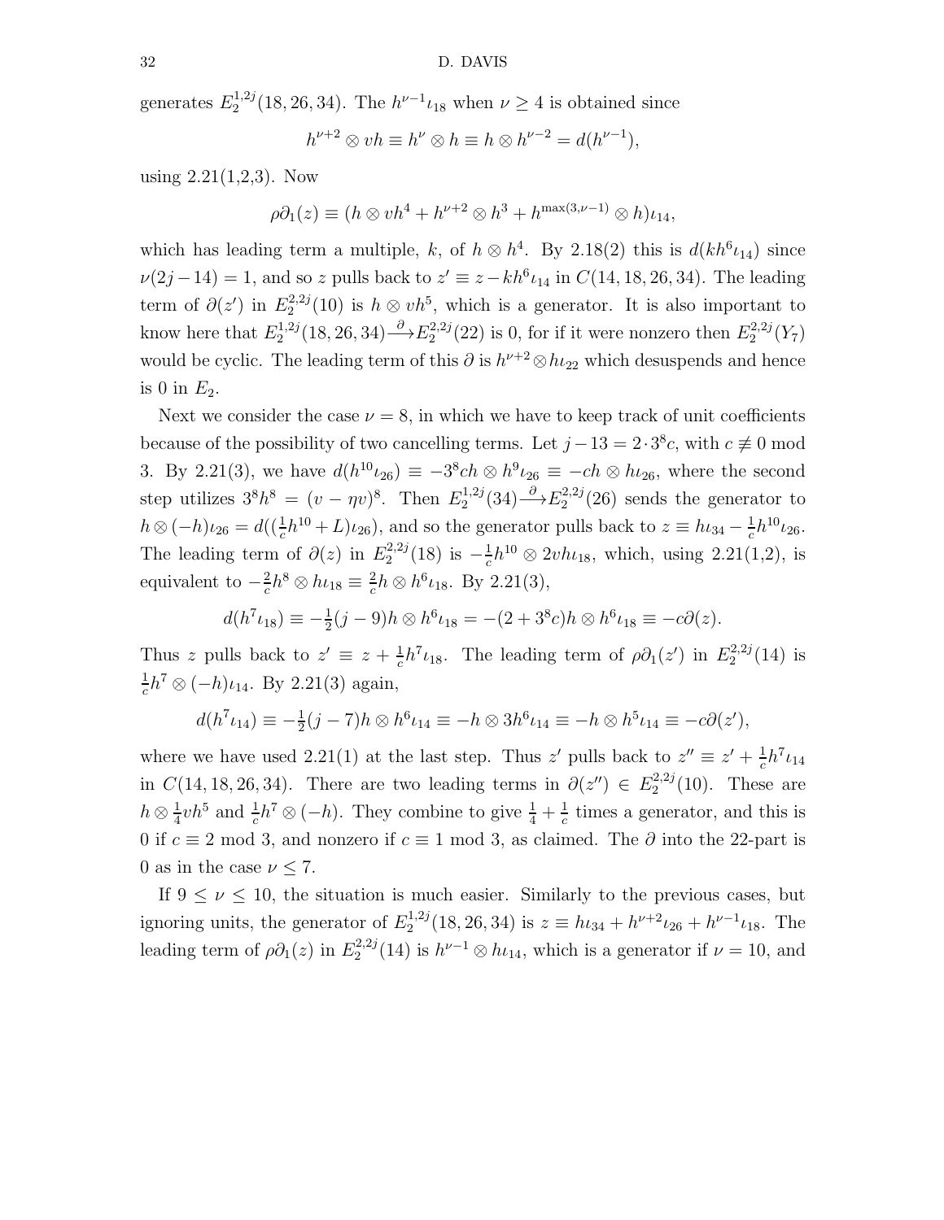generates $E_2^{1,2j}(18,26,34)$. The $h^{\nu-1}\iota_{18}$ when $\nu \ge 4$ is obtained since

$$h^{\nu+2} \otimes vh \equiv h^{\nu} \otimes h \equiv h \otimes h^{\nu-2} = d(h^{\nu-1}),$$

using 2.21(1,2,3). Now

$$\rho\partial_1(z) \equiv (h \otimes vh^4 + h^{\nu+2} \otimes h^3 + h^{\max(3,\nu-1)} \otimes h)\iota_{14},$$

which has leading term a multiple, $k$, of $h \otimes h^4$. By 2.18(2) this is $d(kh^6\iota_{14})$ since $\nu(2j-14) = 1$, and so $z$ pulls back to $z' \equiv z - kh^6\iota_{14}$ in $C(14,18,26,34)$. The leading term of $\partial(z')$ in $E_2^{2,2j}(10)$ is $h \otimes vh^5$, which is a generator. It is also important to know here that $E_2^{1,2j}(18,26,34) \xrightarrow{\partial} E_2^{2,2j}(22)$ is 0, for if it were nonzero then $E_2^{2,2j}(Y_7)$ would be cyclic. The leading term of this $\partial$ is $h^{\nu+2} \otimes h\iota_{22}$ which desuspends and hence is 0 in $E_2$.

Next we consider the case $\nu = 8$, in which we have to keep track of unit coefficients because of the possibility of two cancelling terms. Let $j - 13 = 2 \cdot 3^8 c$, with $c \not\equiv 0$ mod 3. By 2.21(3), we have $d(h^{10}\iota_{26}) \equiv -3^8 ch \otimes h^9\iota_{26} \equiv -ch \otimes h\iota_{26}$, where the second step utilizes $3^8 h^8 = (v - \eta v)^8$. Then $E_2^{1,2j}(34) \xrightarrow{\partial} E_2^{2,2j}(26)$ sends the generator to $h \otimes (-h)\iota_{26} = d((\frac{1}{c}h^{10} + L)\iota_{26})$, and so the generator pulls back to $z \equiv h\iota_{34} - \frac{1}{c}h^{10}\iota_{26}$. The leading term of $\partial(z)$ in $E_2^{2,2j}(18)$ is $-\frac{1}{c}h^{10} \otimes 2vh\iota_{18}$, which, using 2.21(1,2), is equivalent to $-\frac{2}{c}h^8 \otimes h\iota_{18} \equiv \frac{2}{c}h \otimes h^6\iota_{18}$. By 2.21(3),

$$d(h^7\iota_{18}) \equiv -\tfrac{1}{2}(j-9)h \otimes h^6\iota_{18} = -(2 + 3^8 c)h \otimes h^6\iota_{18} \equiv -c\partial(z).$$

Thus $z$ pulls back to $z' \equiv z + \frac{1}{c}h^7\iota_{18}$. The leading term of $\rho\partial_1(z')$ in $E_2^{2,2j}(14)$ is $\frac{1}{c}h^7 \otimes (-h)\iota_{14}$. By 2.21(3) again,

$$d(h^7\iota_{14}) \equiv -\tfrac{1}{2}(j-7)h \otimes h^6\iota_{14} \equiv -h \otimes 3h^6\iota_{14} \equiv -h \otimes h^5\iota_{14} \equiv -c\partial(z'),$$

where we have used 2.21(1) at the last step. Thus $z'$ pulls back to $z'' \equiv z' + \frac{1}{c}h^7\iota_{14}$ in $C(14,18,26,34)$. There are two leading terms in $\partial(z'') \in E_2^{2,2j}(10)$. These are $h \otimes \frac{1}{4}vh^5$ and $\frac{1}{c}h^7 \otimes (-h)$. They combine to give $\frac{1}{4} + \frac{1}{c}$ times a generator, and this is 0 if $c \equiv 2$ mod 3, and nonzero if $c \equiv 1$ mod 3, as claimed. The $\partial$ into the 22-part is 0 as in the case $\nu \le 7$.

If $9 \le \nu \le 10$, the situation is much easier. Similarly to the previous cases, but ignoring units, the generator of $E_2^{1,2j}(18,26,34)$ is $z \equiv h\iota_{34} + h^{\nu+2}\iota_{26} + h^{\nu-1}\iota_{18}$. The leading term of $\rho\partial_1(z)$ in $E_2^{2,2j}(14)$ is $h^{\nu-1} \otimes h\iota_{14}$, which is a generator if $\nu = 10$, and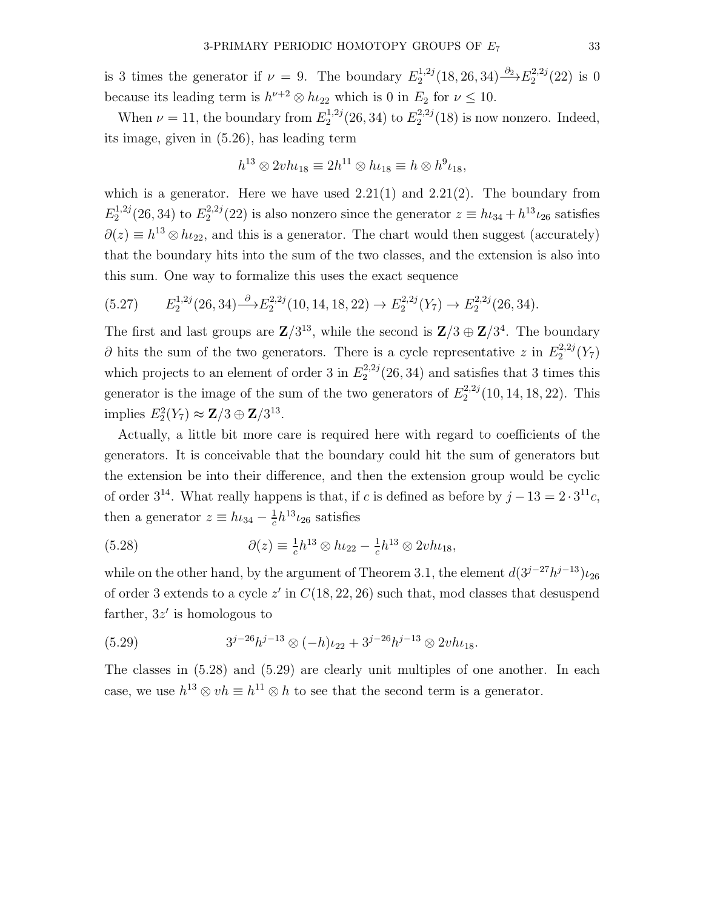is 3 times the generator if $\nu = 9$. The boundary $E_2^{1,2j}(18,26,34)\xrightarrow{\partial_2}E_2^{2,2j}(22)$ is 0 because its leading term is $h^{\nu+2}\otimes h\iota_{22}$ which is 0 in $E_2$ for $\nu \le 10$.

When $\nu = 11$, the boundary from $E_2^{1,2j}(26,34)$ to $E_2^{2,2j}(18)$ is now nonzero. Indeed, its image, given in (5.26), has leading term

$$h^{13}\otimes 2vh\iota_{18} \equiv 2h^{11}\otimes h\iota_{18} \equiv h\otimes h^9\iota_{18},$$

which is a generator. Here we have used 2.21(1) and 2.21(2). The boundary from $E_2^{1,2j}(26,34)$ to $E_2^{2,2j}(22)$ is also nonzero since the generator $z \equiv h\iota_{34} + h^{13}\iota_{26}$ satisfies $\partial(z) \equiv h^{13}\otimes h\iota_{22}$, and this is a generator. The chart would then suggest (accurately) that the boundary hits into the sum of the two classes, and the extension is also into this sum. One way to formalize this uses the exact sequence

$$E_2^{1,2j}(26,34)\xrightarrow{\partial}E_2^{2,2j}(10,14,18,22) \to E_2^{2,2j}(Y_7) \to E_2^{2,2j}(26,34). \tag{5.27}$$

The first and last groups are $\mathbf{Z}/3^{13}$, while the second is $\mathbf{Z}/3 \oplus \mathbf{Z}/3^4$. The boundary $\partial$ hits the sum of the two generators. There is a cycle representative $z$ in $E_2^{2,2j}(Y_7)$ which projects to an element of order 3 in $E_2^{2,2j}(26,34)$ and satisfies that 3 times this generator is the image of the sum of the two generators of $E_2^{2,2j}(10,14,18,22)$. This implies $E_2^2(Y_7) \approx \mathbf{Z}/3 \oplus \mathbf{Z}/3^{13}$.

Actually, a little bit more care is required here with regard to coefficients of the generators. It is conceivable that the boundary could hit the sum of generators but the extension be into their difference, and then the extension group would be cyclic of order $3^{14}$. What really happens is that, if $c$ is defined as before by $j - 13 = 2\cdot 3^{11}c$, then a generator $z \equiv h\iota_{34} - \frac{1}{c}h^{13}\iota_{26}$ satisfies

$$\partial(z) \equiv \tfrac{1}{c}h^{13}\otimes h\iota_{22} - \tfrac{1}{c}h^{13}\otimes 2vh\iota_{18}, \tag{5.28}$$

while on the other hand, by the argument of Theorem 3.1, the element $d(3^{j-27}h^{j-13})\iota_{26}$ of order 3 extends to a cycle $z'$ in $C(18,22,26)$ such that, mod classes that desuspend farther, $3z'$ is homologous to

$$3^{j-26}h^{j-13}\otimes(-h)\iota_{22} + 3^{j-26}h^{j-13}\otimes 2vh\iota_{18}. \tag{5.29}$$

The classes in (5.28) and (5.29) are clearly unit multiples of one another. In each case, we use $h^{13}\otimes vh \equiv h^{11}\otimes h$ to see that the second term is a generator.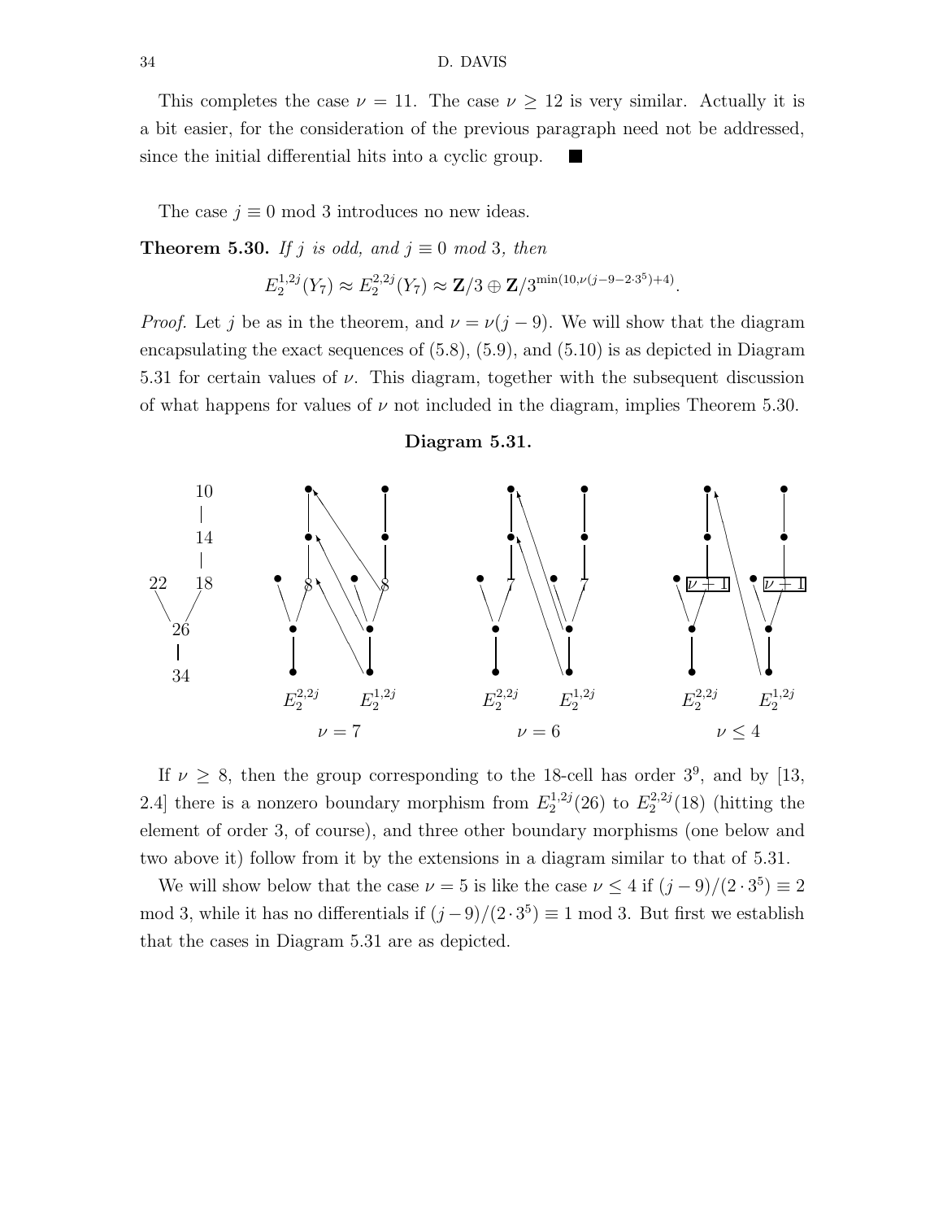This completes the case $\nu = 11$. The case $\nu \geq 12$ is very similar. Actually it is a bit easier, for the consideration of the previous paragraph need not be addressed, since the initial differential hits into a cyclic group. ■

The case $j \equiv 0$ mod 3 introduces no new ideas.

**Theorem 5.30.** *If $j$ is odd, and $j \equiv 0$ mod 3, then*

$$E_2^{1,2j}(Y_7) \approx E_2^{2,2j}(Y_7) \approx \mathbf{Z}/3 \oplus \mathbf{Z}/3^{\min(10,\nu(j-9-2\cdot 3^5)+4)}.$$

*Proof.* Let $j$ be as in the theorem, and $\nu = \nu(j-9)$. We will show that the diagram encapsulating the exact sequences of (5.8), (5.9), and (5.10) is as depicted in Diagram 5.31 for certain values of $\nu$. This diagram, together with the subsequent discussion of what happens for values of $\nu$ not included in the diagram, implies Theorem 5.30.

**Diagram 5.31.**

| Cells | $\nu = 7$ | $\nu = 6$ | $\nu \leq 4$ |
|---|---|---|---|
| 10, 14, 18, 22, 26, 34 | $E_2^{2,2j}$, $E_2^{1,2j}$ (18-cell labeled 8) | $E_2^{2,2j}$, $E_2^{1,2j}$ (18-cell labeled 7) | $E_2^{2,2j}$, $E_2^{1,2j}$ (18-cell labeled $\nu+1$) |

If $\nu \geq 8$, then the group corresponding to the 18-cell has order $3^9$, and by [13, 2.4] there is a nonzero boundary morphism from $E_2^{1,2j}(26)$ to $E_2^{2,2j}(18)$ (hitting the element of order 3, of course), and three other boundary morphisms (one below and two above it) follow from it by the extensions in a diagram similar to that of 5.31.

We will show below that the case $\nu = 5$ is like the case $\nu \leq 4$ if $(j-9)/(2\cdot 3^5) \equiv 2$ mod 3, while it has no differentials if $(j-9)/(2\cdot 3^5) \equiv 1$ mod 3. But first we establish that the cases in Diagram 5.31 are as depicted.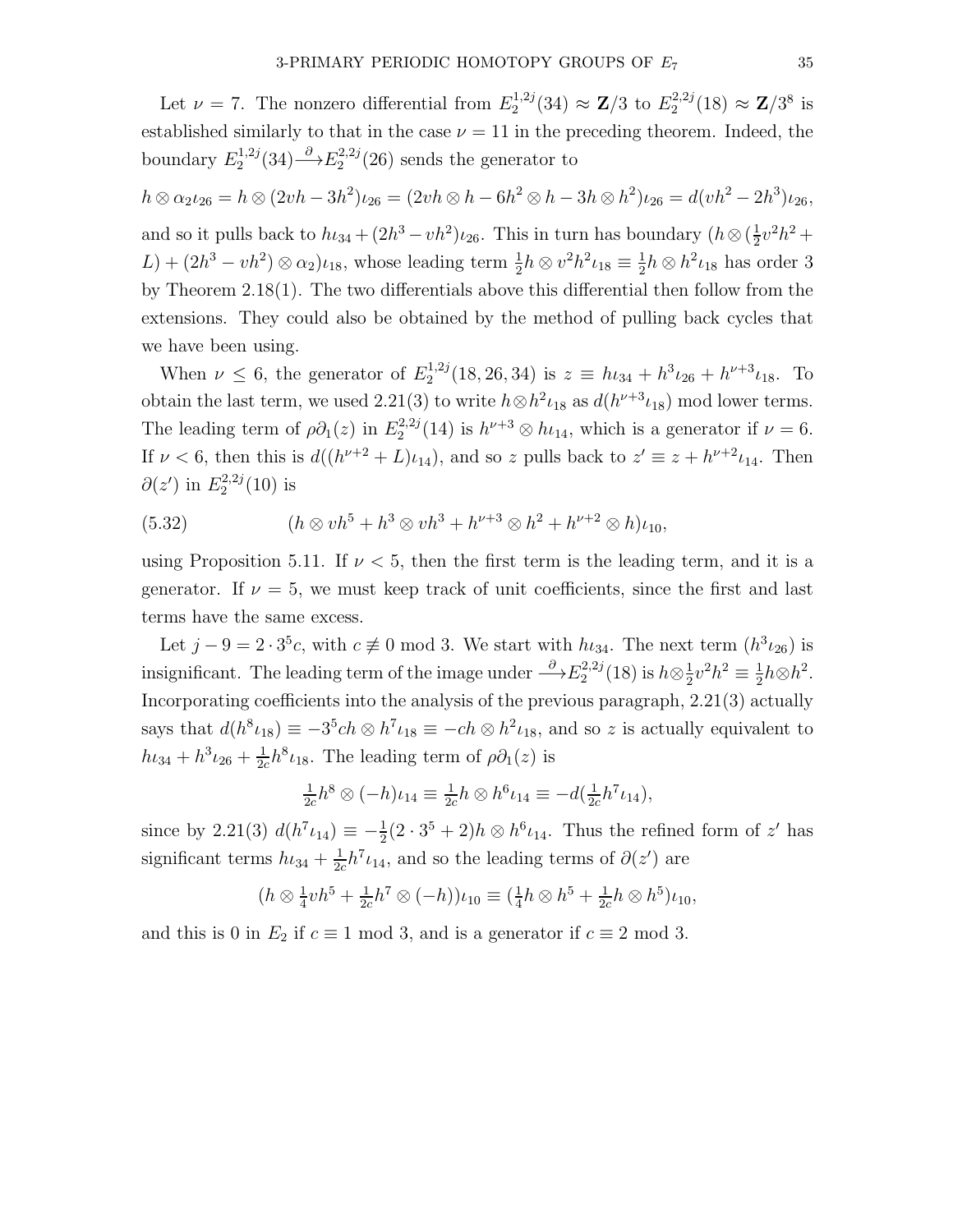Let $\nu = 7$. The nonzero differential from $E_2^{1,2j}(34) \approx \mathbf{Z}/3$ to $E_2^{2,2j}(18) \approx \mathbf{Z}/3^8$ is established similarly to that in the case $\nu = 11$ in the preceding theorem. Indeed, the boundary $E_2^{1,2j}(34) \xrightarrow{\partial} E_2^{2,2j}(26)$ sends the generator to

$$h \otimes \alpha_2 \iota_{26} = h \otimes (2vh - 3h^2)\iota_{26} = (2vh \otimes h - 6h^2 \otimes h - 3h \otimes h^2)\iota_{26} = d(vh^2 - 2h^3)\iota_{26},$$

and so it pulls back to $h\iota_{34} + (2h^3 - vh^2)\iota_{26}$. This in turn has boundary $(h \otimes (\frac{1}{2}v^2h^2 + L) + (2h^3 - vh^2) \otimes \alpha_2)\iota_{18}$, whose leading term $\frac{1}{2}h \otimes v^2h^2\iota_{18} \equiv \frac{1}{2}h \otimes h^2\iota_{18}$ has order 3 by Theorem 2.18(1). The two differentials above this differential then follow from the extensions. They could also be obtained by the method of pulling back cycles that we have been using.

When $\nu \le 6$, the generator of $E_2^{1,2j}(18, 26, 34)$ is $z \equiv h\iota_{34} + h^3\iota_{26} + h^{\nu+3}\iota_{18}$. To obtain the last term, we used 2.21(3) to write $h \otimes h^2\iota_{18}$ as $d(h^{\nu+3}\iota_{18})$ mod lower terms. The leading term of $\rho\partial_1(z)$ in $E_2^{2,2j}(14)$ is $h^{\nu+3} \otimes h\iota_{14}$, which is a generator if $\nu = 6$. If $\nu < 6$, then this is $d((h^{\nu+2} + L)\iota_{14})$, and so $z$ pulls back to $z' \equiv z + h^{\nu+2}\iota_{14}$. Then $\partial(z')$ in $E_2^{2,2j}(10)$ is

$$(h \otimes vh^5 + h^3 \otimes vh^3 + h^{\nu+3} \otimes h^2 + h^{\nu+2} \otimes h)\iota_{10}, \tag{5.32}$$

using Proposition 5.11. If $\nu < 5$, then the first term is the leading term, and it is a generator. If $\nu = 5$, we must keep track of unit coefficients, since the first and last terms have the same excess.

Let $j - 9 = 2 \cdot 3^5 c$, with $c \not\equiv 0$ mod 3. We start with $h\iota_{34}$. The next term $(h^3\iota_{26})$ is insignificant. The leading term of the image under $\xrightarrow{\partial} E_2^{2,2j}(18)$ is $h \otimes \frac{1}{2}v^2h^2 \equiv \frac{1}{2}h \otimes h^2$. Incorporating coefficients into the analysis of the previous paragraph, 2.21(3) actually says that $d(h^8\iota_{18}) \equiv -3^5 ch \otimes h^7\iota_{18} \equiv -ch \otimes h^2\iota_{18}$, and so $z$ is actually equivalent to $h\iota_{34} + h^3\iota_{26} + \frac{1}{2c}h^8\iota_{18}$. The leading term of $\rho\partial_1(z)$ is

$$\tfrac{1}{2c}h^8 \otimes (-h)\iota_{14} \equiv \tfrac{1}{2c}h \otimes h^6\iota_{14} \equiv -d(\tfrac{1}{2c}h^7\iota_{14}),$$

since by 2.21(3) $d(h^7\iota_{14}) \equiv -\frac{1}{2}(2 \cdot 3^5 + 2)h \otimes h^6\iota_{14}$. Thus the refined form of $z'$ has significant terms $h\iota_{34} + \frac{1}{2c}h^7\iota_{14}$, and so the leading terms of $\partial(z')$ are

$$(h \otimes \tfrac{1}{4}vh^5 + \tfrac{1}{2c}h^7 \otimes (-h))\iota_{10} \equiv (\tfrac{1}{4}h \otimes h^5 + \tfrac{1}{2c}h \otimes h^5)\iota_{10},$$

and this is 0 in $E_2$ if $c \equiv 1$ mod 3, and is a generator if $c \equiv 2$ mod 3.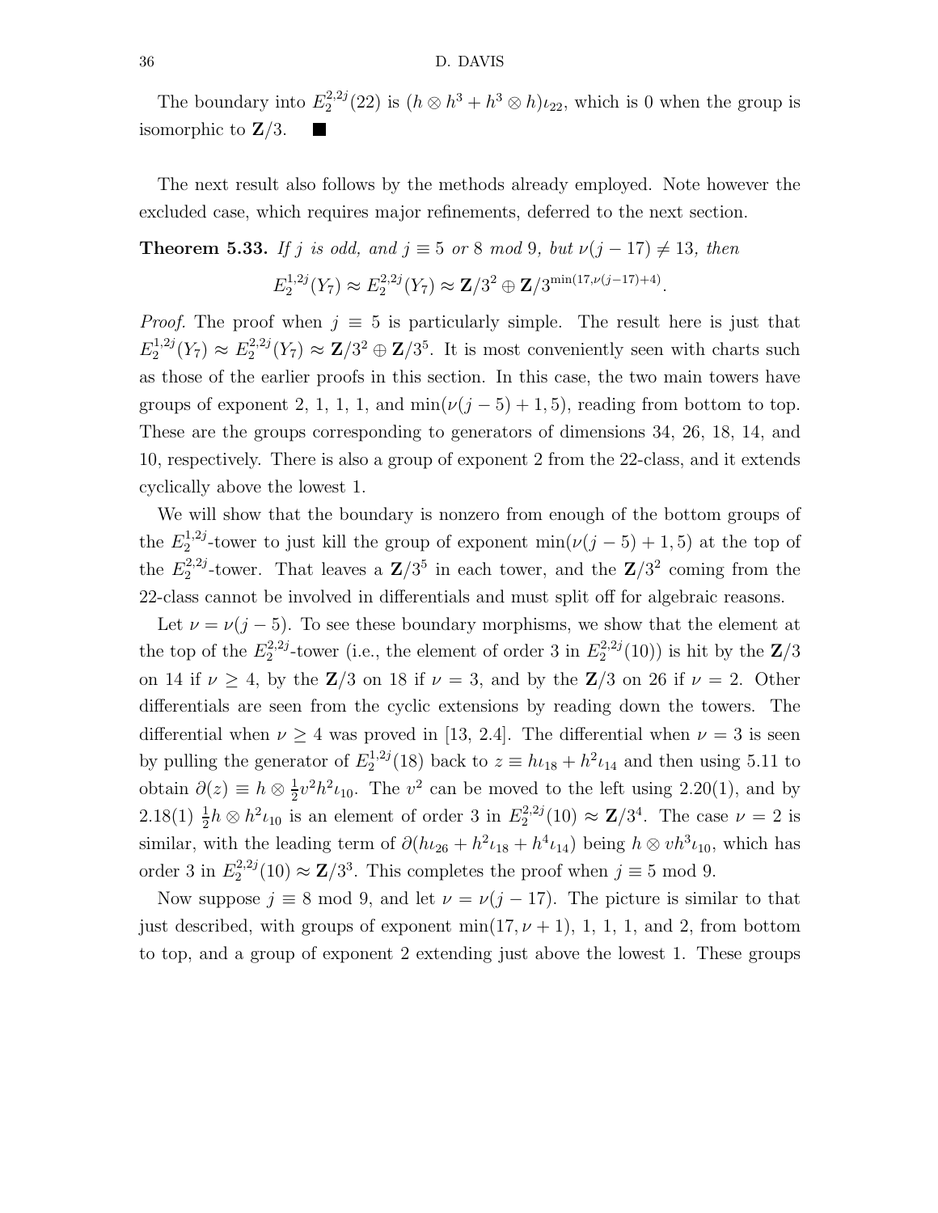The boundary into $E_2^{2,2j}(22)$ is $(h\otimes h^3 + h^3\otimes h)\iota_{22}$, which is 0 when the group is isomorphic to $\mathbf{Z}/3$. ■

The next result also follows by the methods already employed. Note however the excluded case, which requires major refinements, deferred to the next section.

**Theorem 5.33.** *If $j$ is odd, and $j\equiv 5$ or $8$ mod $9$, but $\nu(j-17)\neq 13$, then*

$$E_2^{1,2j}(Y_7)\approx E_2^{2,2j}(Y_7)\approx \mathbf{Z}/3^2\oplus \mathbf{Z}/3^{\min(17,\nu(j-17)+4)}.$$

*Proof.* The proof when $j\equiv 5$ is particularly simple. The result here is just that $E_2^{1,2j}(Y_7)\approx E_2^{2,2j}(Y_7)\approx \mathbf{Z}/3^2\oplus\mathbf{Z}/3^5$. It is most conveniently seen with charts such as those of the earlier proofs in this section. In this case, the two main towers have groups of exponent 2, 1, 1, 1, and $\min(\nu(j-5)+1,5)$, reading from bottom to top. These are the groups corresponding to generators of dimensions 34, 26, 18, 14, and 10, respectively. There is also a group of exponent 2 from the 22-class, and it extends cyclically above the lowest 1.

We will show that the boundary is nonzero from enough of the bottom groups of the $E_2^{1,2j}$-tower to just kill the group of exponent $\min(\nu(j-5)+1,5)$ at the top of the $E_2^{2,2j}$-tower. That leaves a $\mathbf{Z}/3^5$ in each tower, and the $\mathbf{Z}/3^2$ coming from the 22-class cannot be involved in differentials and must split off for algebraic reasons.

Let $\nu=\nu(j-5)$. To see these boundary morphisms, we show that the element at the top of the $E_2^{2,2j}$-tower (i.e., the element of order 3 in $E_2^{2,2j}(10)$) is hit by the $\mathbf{Z}/3$ on 14 if $\nu\geq 4$, by the $\mathbf{Z}/3$ on 18 if $\nu=3$, and by the $\mathbf{Z}/3$ on 26 if $\nu=2$. Other differentials are seen from the cyclic extensions by reading down the towers. The differential when $\nu\geq 4$ was proved in [13, 2.4]. The differential when $\nu=3$ is seen by pulling the generator of $E_2^{1,2j}(18)$ back to $z\equiv h\iota_{18}+h^2\iota_{14}$ and then using 5.11 to obtain $\partial(z)\equiv h\otimes \frac{1}{2}v^2h^2\iota_{10}$. The $v^2$ can be moved to the left using 2.20(1), and by 2.18(1) $\frac{1}{2}h\otimes h^2\iota_{10}$ is an element of order 3 in $E_2^{2,2j}(10)\approx\mathbf{Z}/3^4$. The case $\nu=2$ is similar, with the leading term of $\partial(h\iota_{26}+h^2\iota_{18}+h^4\iota_{14})$ being $h\otimes vh^3\iota_{10}$, which has order 3 in $E_2^{2,2j}(10)\approx\mathbf{Z}/3^3$. This completes the proof when $j\equiv 5$ mod 9.

Now suppose $j\equiv 8$ mod 9, and let $\nu=\nu(j-17)$. The picture is similar to that just described, with groups of exponent $\min(17,\nu+1)$, 1, 1, 1, and 2, from bottom to top, and a group of exponent 2 extending just above the lowest 1. These groups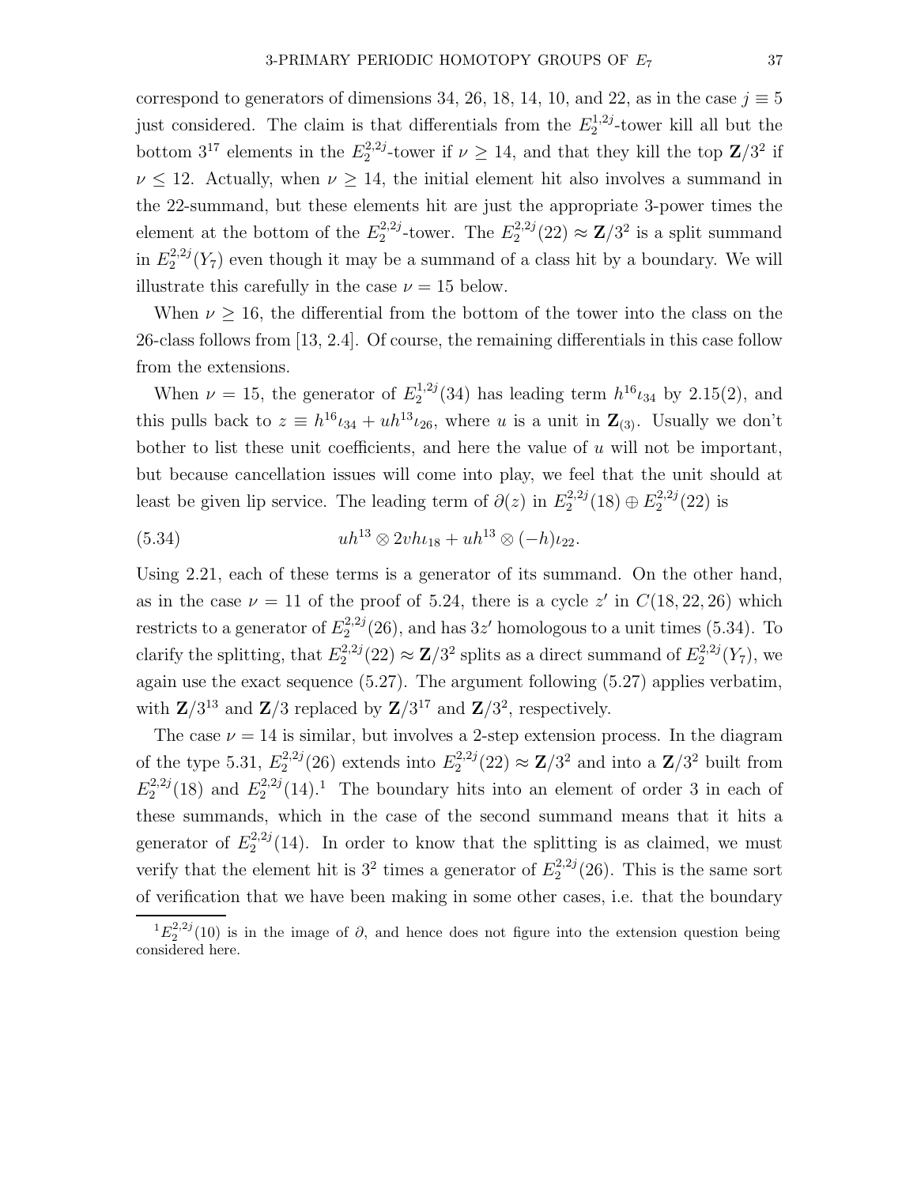correspond to generators of dimensions 34, 26, 18, 14, 10, and 22, as in the case $j \equiv 5$ just considered. The claim is that differentials from the $E_2^{1,2j}$-tower kill all but the bottom $3^{17}$ elements in the $E_2^{2,2j}$-tower if $\nu \geq 14$, and that they kill the top $\mathbf{Z}/3^2$ if $\nu \leq 12$. Actually, when $\nu \geq 14$, the initial element hit also involves a summand in the 22-summand, but these elements hit are just the appropriate 3-power times the element at the bottom of the $E_2^{2,2j}$-tower. The $E_2^{2,2j}(22) \approx \mathbf{Z}/3^2$ is a split summand in $E_2^{2,2j}(Y_7)$ even though it may be a summand of a class hit by a boundary. We will illustrate this carefully in the case $\nu = 15$ below.

When $\nu \geq 16$, the differential from the bottom of the tower into the class on the 26-class follows from [13, 2.4]. Of course, the remaining differentials in this case follow from the extensions.

When $\nu = 15$, the generator of $E_2^{1,2j}(34)$ has leading term $h^{16}\iota_{34}$ by 2.15(2), and this pulls back to $z \equiv h^{16}\iota_{34} + uh^{13}\iota_{26}$, where $u$ is a unit in $\mathbf{Z}_{(3)}$. Usually we don't bother to list these unit coefficients, and here the value of $u$ will not be important, but because cancellation issues will come into play, we feel that the unit should at least be given lip service. The leading term of $\partial(z)$ in $E_2^{2,2j}(18) \oplus E_2^{2,2j}(22)$ is

$$uh^{13} \otimes 2vh\iota_{18} + uh^{13} \otimes (-h)\iota_{22}. \tag{5.34}$$

Using 2.21, each of these terms is a generator of its summand. On the other hand, as in the case $\nu = 11$ of the proof of 5.24, there is a cycle $z'$ in $C(18, 22, 26)$ which restricts to a generator of $E_2^{2,2j}(26)$, and has $3z'$ homologous to a unit times (5.34). To clarify the splitting, that $E_2^{2,2j}(22) \approx \mathbf{Z}/3^2$ splits as a direct summand of $E_2^{2,2j}(Y_7)$, we again use the exact sequence (5.27). The argument following (5.27) applies verbatim, with $\mathbf{Z}/3^{13}$ and $\mathbf{Z}/3$ replaced by $\mathbf{Z}/3^{17}$ and $\mathbf{Z}/3^2$, respectively.

The case $\nu = 14$ is similar, but involves a 2-step extension process. In the diagram of the type 5.31, $E_2^{2,2j}(26)$ extends into $E_2^{2,2j}(22) \approx \mathbf{Z}/3^2$ and into a $\mathbf{Z}/3^2$ built from $E_2^{2,2j}(18)$ and $E_2^{2,2j}(14)$.[1] The boundary hits into an element of order 3 in each of these summands, which in the case of the second summand means that it hits a generator of $E_2^{2,2j}(14)$. In order to know that the splitting is as claimed, we must verify that the element hit is $3^2$ times a generator of $E_2^{2,2j}(26)$. This is the same sort of verification that we have been making in some other cases, i.e. that the boundary

[1] $E_2^{2,2j}(10)$ is in the image of $\partial$, and hence does not figure into the extension question being considered here.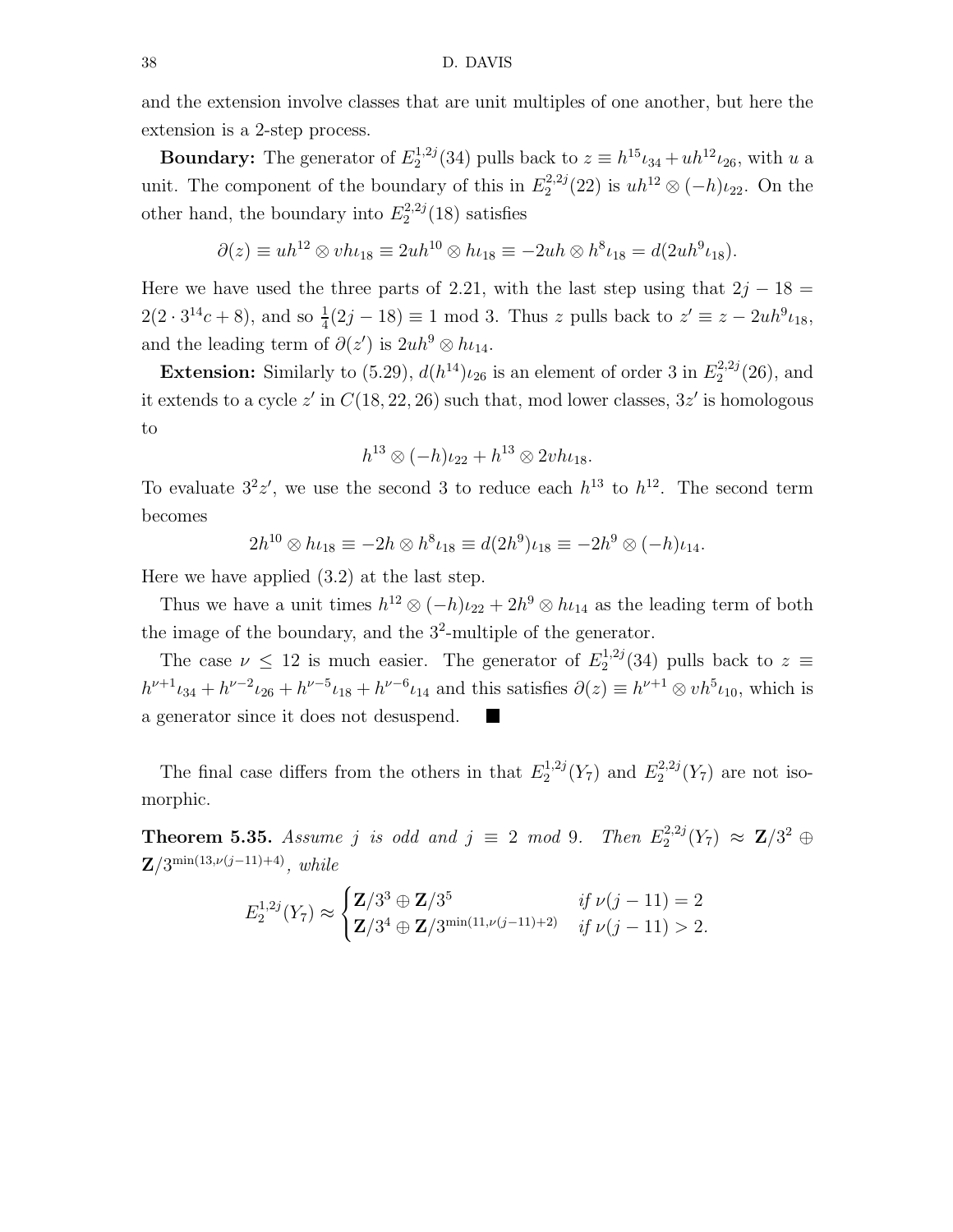and the extension involve classes that are unit multiples of one another, but here the extension is a 2-step process.

**Boundary:** The generator of $E_2^{1,2j}(34)$ pulls back to $z \equiv h^{15}\iota_{34} + uh^{12}\iota_{26}$, with $u$ a unit. The component of the boundary of this in $E_2^{2,2j}(22)$ is $uh^{12} \otimes (-h)\iota_{22}$. On the other hand, the boundary into $E_2^{2,2j}(18)$ satisfies

$$\partial(z) \equiv uh^{12} \otimes vh\iota_{18} \equiv 2uh^{10} \otimes h\iota_{18} \equiv -2uh \otimes h^8\iota_{18} = d(2uh^9\iota_{18}).$$

Here we have used the three parts of 2.21, with the last step using that $2j - 18 = 2(2 \cdot 3^{14}c + 8)$, and so $\frac{1}{4}(2j-18) \equiv 1 \bmod 3$. Thus $z$ pulls back to $z' \equiv z - 2uh^9\iota_{18}$, and the leading term of $\partial(z')$ is $2uh^9 \otimes h\iota_{14}$.

**Extension:** Similarly to (5.29), $d(h^{14})\iota_{26}$ is an element of order 3 in $E_2^{2,2j}(26)$, and it extends to a cycle $z'$ in $C(18, 22, 26)$ such that, mod lower classes, $3z'$ is homologous to

$$h^{13} \otimes (-h)\iota_{22} + h^{13} \otimes 2vh\iota_{18}.$$

To evaluate $3^2z'$, we use the second 3 to reduce each $h^{13}$ to $h^{12}$. The second term becomes

$$2h^{10} \otimes h\iota_{18} \equiv -2h \otimes h^8\iota_{18} \equiv d(2h^9)\iota_{18} \equiv -2h^9 \otimes (-h)\iota_{14}.$$

Here we have applied (3.2) at the last step.

Thus we have a unit times $h^{12} \otimes (-h)\iota_{22} + 2h^9 \otimes h\iota_{14}$ as the leading term of both the image of the boundary, and the $3^2$-multiple of the generator.

The case $\nu \leq 12$ is much easier. The generator of $E_2^{1,2j}(34)$ pulls back to $z \equiv h^{\nu+1}\iota_{34} + h^{\nu-2}\iota_{26} + h^{\nu-5}\iota_{18} + h^{\nu-6}\iota_{14}$ and this satisfies $\partial(z) \equiv h^{\nu+1} \otimes vh^5\iota_{10}$, which is a generator since it does not desuspend. ■

The final case differs from the others in that $E_2^{1,2j}(Y_7)$ and $E_2^{2,2j}(Y_7)$ are not isomorphic.

**Theorem 5.35.** *Assume $j$ is odd and $j \equiv 2$ mod 9. Then $E_2^{2,2j}(Y_7) \approx \mathbf{Z}/3^2 \oplus \mathbf{Z}/3^{\min(13,\nu(j-11)+4)}$, while*

$$E_2^{1,2j}(Y_7) \approx \begin{cases} \mathbf{Z}/3^3 \oplus \mathbf{Z}/3^5 & \text{if } \nu(j-11) = 2 \\ \mathbf{Z}/3^4 \oplus \mathbf{Z}/3^{\min(11,\nu(j-11)+2)} & \text{if } \nu(j-11) > 2. \end{cases}$$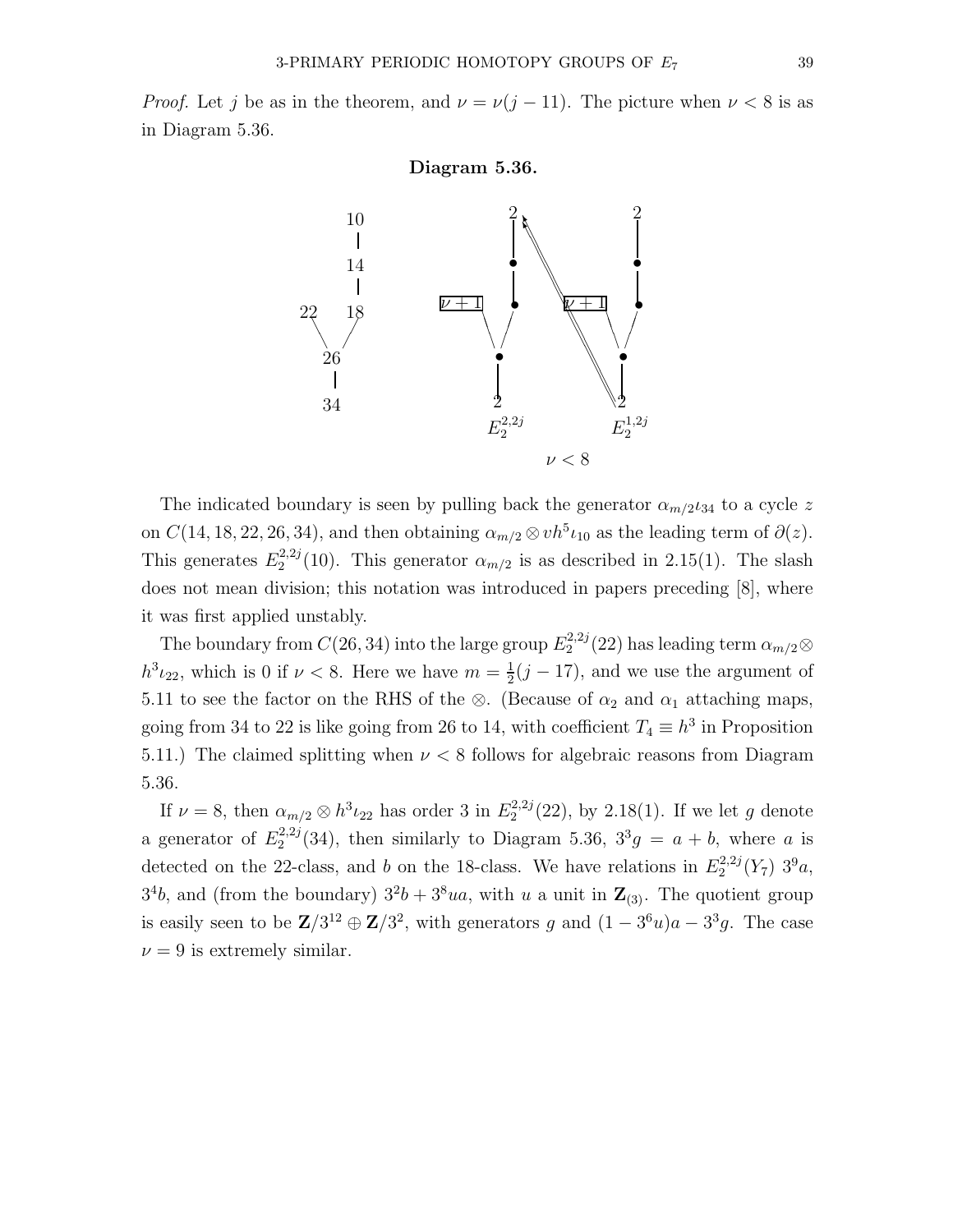*Proof.* Let $j$ be as in the theorem, and $\nu = \nu(j-11)$. The picture when $\nu < 8$ is as in Diagram 5.36.

**Diagram 5.36.**

$\nu < 8$

The indicated boundary is seen by pulling back the generator $\alpha_{m/2}\iota_{34}$ to a cycle $z$ on $C(14, 18, 22, 26, 34)$, and then obtaining $\alpha_{m/2} \otimes vh^5\iota_{10}$ as the leading term of $\partial(z)$. This generates $E_2^{2,2j}(10)$. This generator $\alpha_{m/2}$ is as described in 2.15(1). The slash does not mean division; this notation was introduced in papers preceding [8], where it was first applied unstably.

The boundary from $C(26, 34)$ into the large group $E_2^{2,2j}(22)$ has leading term $\alpha_{m/2} \otimes h^3\iota_{22}$, which is 0 if $\nu < 8$. Here we have $m = \frac{1}{2}(j-17)$, and we use the argument of 5.11 to see the factor on the RHS of the $\otimes$. (Because of $\alpha_2$ and $\alpha_1$ attaching maps, going from 34 to 22 is like going from 26 to 14, with coefficient $T_4 \equiv h^3$ in Proposition 5.11.) The claimed splitting when $\nu < 8$ follows for algebraic reasons from Diagram 5.36.

If $\nu = 8$, then $\alpha_{m/2} \otimes h^3\iota_{22}$ has order 3 in $E_2^{2,2j}(22)$, by 2.18(1). If we let $g$ denote a generator of $E_2^{2,2j}(34)$, then similarly to Diagram 5.36, $3^3 g = a + b$, where $a$ is detected on the 22-class, and $b$ on the 18-class. We have relations in $E_2^{2,2j}(Y_7)$ $3^9 a$, $3^4 b$, and (from the boundary) $3^2 b + 3^8 ua$, with $u$ a unit in $\mathbf{Z}_{(3)}$. The quotient group is easily seen to be $\mathbf{Z}/3^{12} \oplus \mathbf{Z}/3^2$, with generators $g$ and $(1 - 3^6 u)a - 3^3 g$. The case $\nu = 9$ is extremely similar.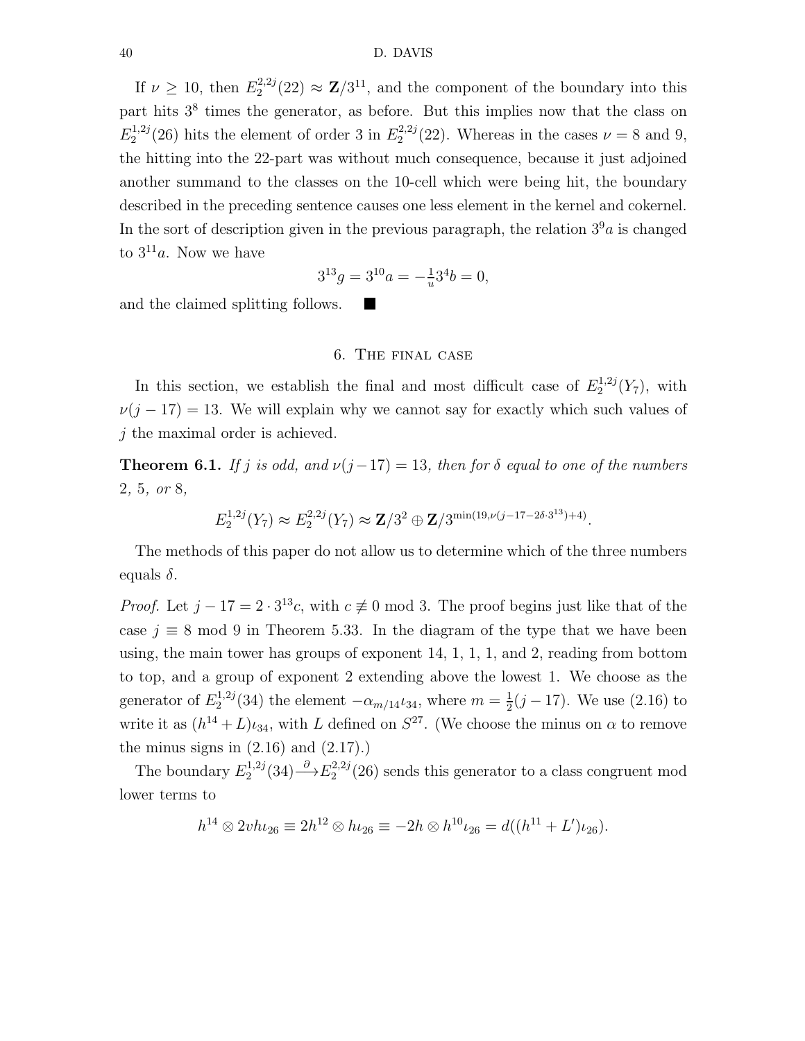If $\nu \geq 10$, then $E_2^{2,2j}(22) \approx \mathbf{Z}/3^{11}$, and the component of the boundary into this part hits $3^8$ times the generator, as before. But this implies now that the class on $E_2^{1,2j}(26)$ hits the element of order 3 in $E_2^{2,2j}(22)$. Whereas in the cases $\nu = 8$ and 9, the hitting into the 22-part was without much consequence, because it just adjoined another summand to the classes on the 10-cell which were being hit, the boundary described in the preceding sentence causes one less element in the kernel and cokernel. In the sort of description given in the previous paragraph, the relation $3^9 a$ is changed to $3^{11}a$. Now we have

$$3^{13}g = 3^{10}a = -\tfrac{1}{u}3^4 b = 0,$$

and the claimed splitting follows. ■

## 6. The final case

In this section, we establish the final and most difficult case of $E_2^{1,2j}(Y_7)$, with $\nu(j-17) = 13$. We will explain why we cannot say for exactly which such values of $j$ the maximal order is achieved.

**Theorem 6.1.** *If $j$ is odd, and $\nu(j-17) = 13$, then for $\delta$ equal to one of the numbers 2, 5, or 8,*

$$E_2^{1,2j}(Y_7) \approx E_2^{2,2j}(Y_7) \approx \mathbf{Z}/3^2 \oplus \mathbf{Z}/3^{\min(19,\nu(j-17-2\delta\cdot 3^{13})+4)}.$$

The methods of this paper do not allow us to determine which of the three numbers equals $\delta$.

*Proof.* Let $j - 17 = 2\cdot 3^{13}c$, with $c \not\equiv 0 \bmod 3$. The proof begins just like that of the case $j \equiv 8 \bmod 9$ in Theorem 5.33. In the diagram of the type that we have been using, the main tower has groups of exponent 14, 1, 1, 1, and 2, reading from bottom to top, and a group of exponent 2 extending above the lowest 1. We choose as the generator of $E_2^{1,2j}(34)$ the element $-\alpha_{m/14}\iota_{34}$, where $m = \frac{1}{2}(j-17)$. We use (2.16) to write it as $(h^{14} + L)\iota_{34}$, with $L$ defined on $S^{27}$. (We choose the minus on $\alpha$ to remove the minus signs in (2.16) and (2.17).)

The boundary $E_2^{1,2j}(34) \xrightarrow{\partial} E_2^{2,2j}(26)$ sends this generator to a class congruent mod lower terms to

$$h^{14} \otimes 2vh\iota_{26} \equiv 2h^{12} \otimes h\iota_{26} \equiv -2h \otimes h^{10}\iota_{26} = d((h^{11} + L')\iota_{26}).$$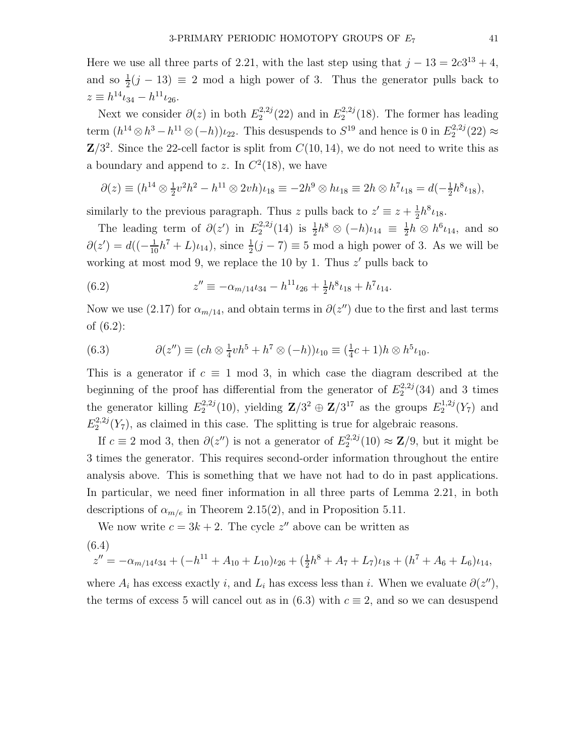Here we use all three parts of 2.21, with the last step using that $j-13 = 2c3^{13}+4$, and so $\frac{1}{2}(j-13) \equiv 2$ mod a high power of 3. Thus the generator pulls back to $z \equiv h^{14}\iota_{34} - h^{11}\iota_{26}$.

Next we consider $\partial(z)$ in both $E_2^{2,2j}(22)$ and in $E_2^{2,2j}(18)$. The former has leading term $(h^{14}\otimes h^3 - h^{11}\otimes(-h))\iota_{22}$. This desuspends to $S^{19}$ and hence is 0 in $E_2^{2,2j}(22) \approx \mathbf{Z}/3^2$. Since the 22-cell factor is split from $C(10,14)$, we do not need to write this as a boundary and append to $z$. In $C^2(18)$, we have

$$\partial(z) \equiv (h^{14}\otimes \tfrac{1}{2}v^2h^2 - h^{11}\otimes 2vh)\iota_{18} \equiv -2h^9\otimes h\iota_{18} \equiv 2h\otimes h^7\iota_{18} = d(-\tfrac{1}{2}h^8\iota_{18}),$$

similarly to the previous paragraph. Thus $z$ pulls back to $z' \equiv z + \frac{1}{2}h^8\iota_{18}$.

The leading term of $\partial(z')$ in $E_2^{2,2j}(14)$ is $\frac{1}{2}h^8\otimes(-h)\iota_{14} \equiv \frac{1}{2}h\otimes h^6\iota_{14}$, and so $\partial(z') = d((-\frac{1}{10}h^7 + L)\iota_{14})$, since $\frac{1}{2}(j-7)\equiv 5$ mod a high power of 3. As we will be working at most mod 9, we replace the 10 by 1. Thus $z'$ pulls back to

$$z'' \equiv -\alpha_{m/14}\iota_{34} - h^{11}\iota_{26} + \tfrac{1}{2}h^8\iota_{18} + h^7\iota_{14}. \tag{6.2}$$

Now we use (2.17) for $\alpha_{m/14}$, and obtain terms in $\partial(z'')$ due to the first and last terms of (6.2):

$$\partial(z'') \equiv (ch\otimes \tfrac{1}{4}vh^5 + h^7\otimes(-h))\iota_{10} \equiv (\tfrac{1}{4}c+1)h\otimes h^5\iota_{10}. \tag{6.3}$$

This is a generator if $c\equiv 1$ mod 3, in which case the diagram described at the beginning of the proof has differential from the generator of $E_2^{2,2j}(34)$ and 3 times the generator killing $E_2^{2,2j}(10)$, yielding $\mathbf{Z}/3^2\oplus\mathbf{Z}/3^{17}$ as the groups $E_2^{1,2j}(Y_7)$ and $E_2^{2,2j}(Y_7)$, as claimed in this case. The splitting is true for algebraic reasons.

If $c\equiv 2$ mod 3, then $\partial(z'')$ is not a generator of $E_2^{2,2j}(10)\approx\mathbf{Z}/9$, but it might be 3 times the generator. This requires second-order information throughout the entire analysis above. This is something that we have not had to do in past applications. In particular, we need finer information in all three parts of Lemma 2.21, in both descriptions of $\alpha_{m/e}$ in Theorem 2.15(2), and in Proposition 5.11.

We now write $c = 3k+2$. The cycle $z''$ above can be written as

$$z'' = -\alpha_{m/14}\iota_{34} + (-h^{11} + A_{10} + L_{10})\iota_{26} + (\tfrac{1}{2}h^8 + A_7 + L_7)\iota_{18} + (h^7 + A_6 + L_6)\iota_{14}, \tag{6.4}$$

where $A_i$ has excess exactly $i$, and $L_i$ has excess less than $i$. When we evaluate $\partial(z'')$, the terms of excess 5 will cancel out as in (6.3) with $c\equiv 2$, and so we can desuspend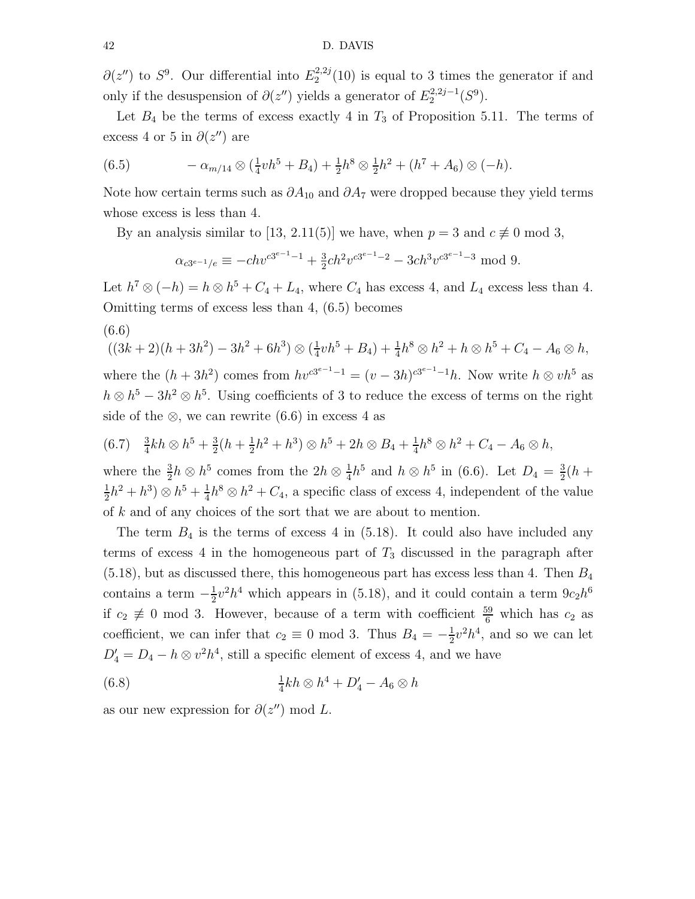$\partial(z'')$ to $S^9$. Our differential into $E_2^{2,2j}(10)$ is equal to 3 times the generator if and only if the desuspension of $\partial(z'')$ yields a generator of $E_2^{2,2j-1}(S^9)$.

Let $B_4$ be the terms of excess exactly 4 in $T_3$ of Proposition 5.11. The terms of excess 4 or 5 in $\partial(z'')$ are

$$-\alpha_{m/14}\otimes(\tfrac14 vh^5+B_4)+\tfrac12 h^8\otimes\tfrac12 h^2+(h^7+A_6)\otimes(-h). \tag{6.5}$$

Note how certain terms such as $\partial A_{10}$ and $\partial A_7$ were dropped because they yield terms whose excess is less than 4.

By an analysis similar to [13, 2.11(5)] we have, when $p=3$ and $c\not\equiv 0 \bmod 3$,

$$\alpha_{c3^{e-1}/e}\equiv -chv^{c3^{e-1}-1}+\tfrac32 ch^2v^{c3^{e-1}-2}-3ch^3v^{c3^{e-1}-3} \bmod 9.$$

Let $h^7\otimes(-h)=h\otimes h^5+C_4+L_4$, where $C_4$ has excess 4, and $L_4$ excess less than 4. Omitting terms of excess less than 4, (6.5) becomes

$$((3k+2)(h+3h^2)-3h^2+6h^3)\otimes(\tfrac14 vh^5+B_4)+\tfrac14 h^8\otimes h^2+h\otimes h^5+C_4-A_6\otimes h, \tag{6.6}$$

where the $(h+3h^2)$ comes from $hv^{c3^{e-1}-1}=(v-3h)^{c3^{e-1}-1}h$. Now write $h\otimes vh^5$ as $h\otimes h^5-3h^2\otimes h^5$. Using coefficients of 3 to reduce the excess of terms on the right side of the $\otimes$, we can rewrite (6.6) in excess 4 as

$$\tfrac34 kh\otimes h^5+\tfrac32(h+\tfrac12 h^2+h^3)\otimes h^5+2h\otimes B_4+\tfrac14 h^8\otimes h^2+C_4-A_6\otimes h, \tag{6.7}$$

where the $\frac32 h\otimes h^5$ comes from the $2h\otimes\frac14 h^5$ and $h\otimes h^5$ in (6.6). Let $D_4=\frac32(h+\frac12 h^2+h^3)\otimes h^5+\frac14 h^8\otimes h^2+C_4$, a specific class of excess 4, independent of the value of $k$ and of any choices of the sort that we are about to mention.

The term $B_4$ is the terms of excess 4 in (5.18). It could also have included any terms of excess 4 in the homogeneous part of $T_3$ discussed in the paragraph after (5.18), but as discussed there, this homogeneous part has excess less than 4. Then $B_4$ contains a term $-\frac12 v^2h^4$ which appears in (5.18), and it could contain a term $9c_2h^6$ if $c_2\not\equiv 0 \bmod 3$. However, because of a term with coefficient $\frac{59}{6}$ which has $c_2$ as coefficient, we can infer that $c_2\equiv 0 \bmod 3$. Thus $B_4=-\frac12 v^2h^4$, and so we can let $D_4'=D_4-h\otimes v^2h^4$, still a specific element of excess 4, and we have

$$\tfrac14 kh\otimes h^4+D_4'-A_6\otimes h \tag{6.8}$$

as our new expression for $\partial(z'')$ mod $L$.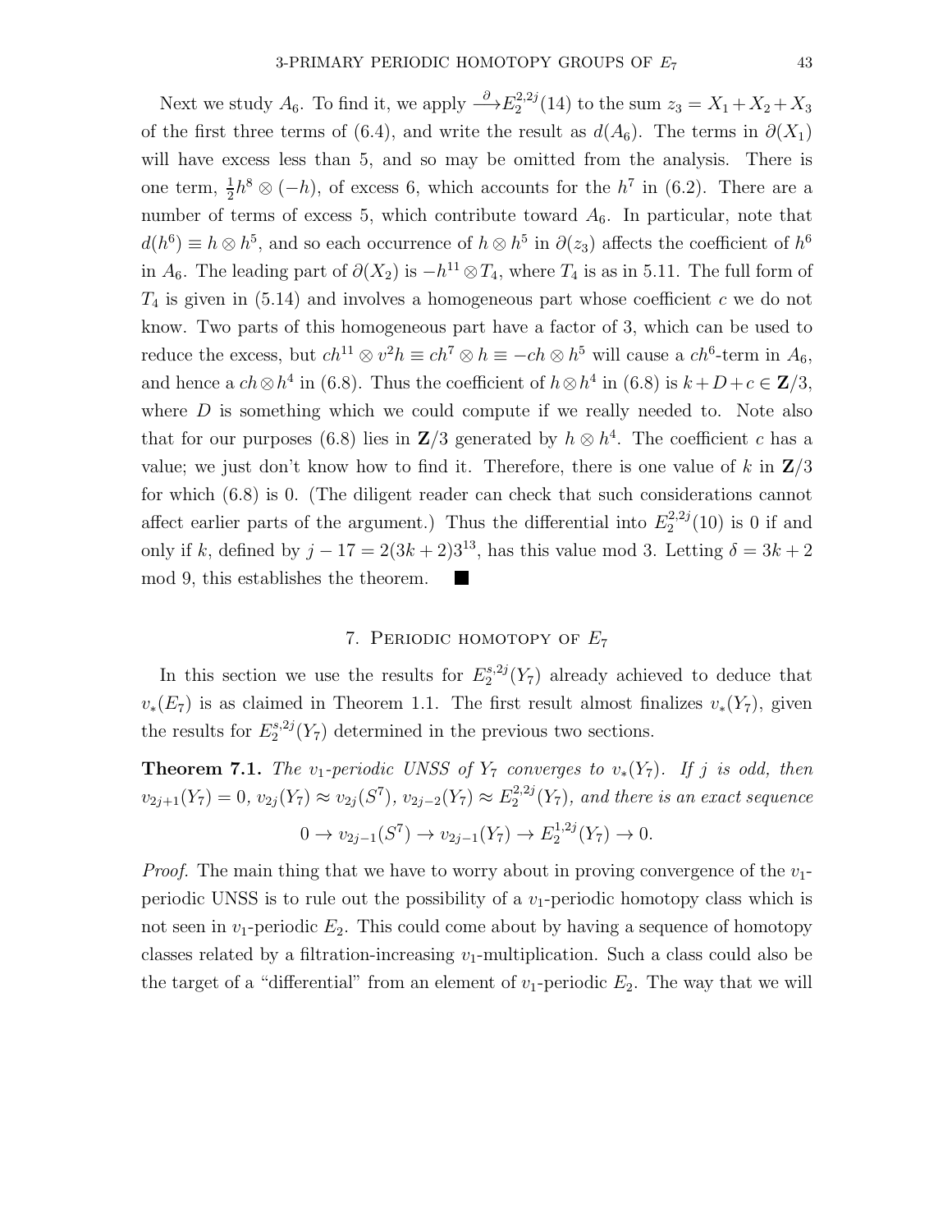Next we study $A_6$. To find it, we apply $\xrightarrow{\partial} E_2^{2,2j}(14)$ to the sum $z_3 = X_1 + X_2 + X_3$ of the first three terms of (6.4), and write the result as $d(A_6)$. The terms in $\partial(X_1)$ will have excess less than 5, and so may be omitted from the analysis. There is one term, $\frac{1}{2}h^8 \otimes (-h)$, of excess 6, which accounts for the $h^7$ in (6.2). There are a number of terms of excess 5, which contribute toward $A_6$. In particular, note that $d(h^6) \equiv h \otimes h^5$, and so each occurrence of $h \otimes h^5$ in $\partial(z_3)$ affects the coefficient of $h^6$ in $A_6$. The leading part of $\partial(X_2)$ is $-h^{11} \otimes T_4$, where $T_4$ is as in 5.11. The full form of $T_4$ is given in (5.14) and involves a homogeneous part whose coefficient $c$ we do not know. Two parts of this homogeneous part have a factor of 3, which can be used to reduce the excess, but $ch^{11} \otimes v^2 h \equiv ch^7 \otimes h \equiv -ch \otimes h^5$ will cause a $ch^6$-term in $A_6$, and hence a $ch \otimes h^4$ in (6.8). Thus the coefficient of $h \otimes h^4$ in (6.8) is $k + D + c \in \mathbf{Z}/3$, where $D$ is something which we could compute if we really needed to. Note also that for our purposes (6.8) lies in $\mathbf{Z}/3$ generated by $h \otimes h^4$. The coefficient $c$ has a value; we just don't know how to find it. Therefore, there is one value of $k$ in $\mathbf{Z}/3$ for which (6.8) is 0. (The diligent reader can check that such considerations cannot affect earlier parts of the argument.) Thus the differential into $E_2^{2,2j}(10)$ is 0 if and only if $k$, defined by $j - 17 = 2(3k+2)3^{13}$, has this value mod 3. Letting $\delta = 3k + 2$ mod 9, this establishes the theorem. ∎

## 7. Periodic homotopy of $E_7$

In this section we use the results for $E_2^{s,2j}(Y_7)$ already achieved to deduce that $v_*(E_7)$ is as claimed in Theorem 1.1. The first result almost finalizes $v_*(Y_7)$, given the results for $E_2^{s,2j}(Y_7)$ determined in the previous two sections.

**Theorem 7.1.** *The $v_1$-periodic UNSS of $Y_7$ converges to $v_*(Y_7)$. If $j$ is odd, then $v_{2j+1}(Y_7) = 0$, $v_{2j}(Y_7) \approx v_{2j}(S^7)$, $v_{2j-2}(Y_7) \approx E_2^{2,2j}(Y_7)$, and there is an exact sequence*

$$0 \to v_{2j-1}(S^7) \to v_{2j-1}(Y_7) \to E_2^{1,2j}(Y_7) \to 0.$$

*Proof.* The main thing that we have to worry about in proving convergence of the $v_1$-periodic UNSS is to rule out the possibility of a $v_1$-periodic homotopy class which is not seen in $v_1$-periodic $E_2$. This could come about by having a sequence of homotopy classes related by a filtration-increasing $v_1$-multiplication. Such a class could also be the target of a "differential" from an element of $v_1$-periodic $E_2$. The way that we will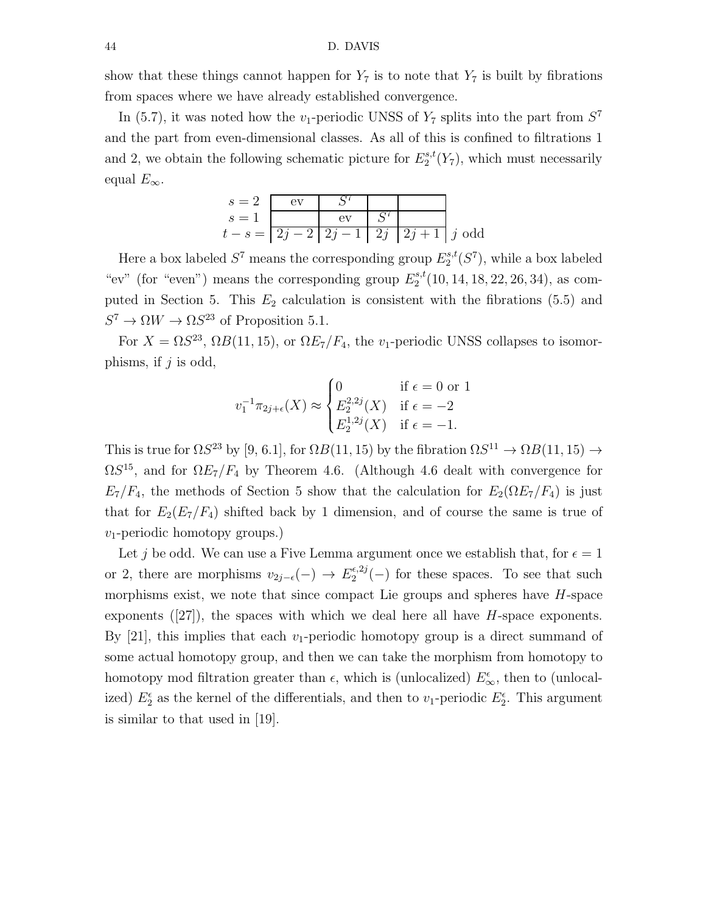show that these things cannot happen for $Y_7$ is to note that $Y_7$ is built by fibrations from spaces where we have already established convergence.

In (5.7), it was noted how the $v_1$-periodic UNSS of $Y_7$ splits into the part from $S^7$ and the part from even-dimensional classes. As all of this is confined to filtrations 1 and 2, we obtain the following schematic picture for $E_2^{s,t}(Y_7)$, which must necessarily equal $E_\infty$.

| | | | | | |
|---|---|---|---|---|---|
| $s = 2$ | ev | $S^7$ | | | |
| $s = 1$ | | ev | $S^7$ | | |
| $t - s =$ | $2j-2$ | $2j-1$ | $2j$ | $2j+1$ | $j$ odd |

Here a box labeled $S^7$ means the corresponding group $E_2^{s,t}(S^7)$, while a box labeled "ev" (for "even") means the corresponding group $E_2^{s,t}(10, 14, 18, 22, 26, 34)$, as computed in Section 5. This $E_2$ calculation is consistent with the fibrations (5.5) and $S^7 \to \Omega W \to \Omega S^{23}$ of Proposition 5.1.

For $X = \Omega S^{23}$, $\Omega B(11, 15)$, or $\Omega E_7/F_4$, the $v_1$-periodic UNSS collapses to isomorphisms, if $j$ is odd,

$$v_1^{-1}\pi_{2j+\epsilon}(X) \approx \begin{cases} 0 & \text{if } \epsilon = 0 \text{ or } 1 \\ E_2^{2,2j}(X) & \text{if } \epsilon = -2 \\ E_2^{1,2j}(X) & \text{if } \epsilon = -1. \end{cases}$$

This is true for $\Omega S^{23}$ by [9, 6.1], for $\Omega B(11, 15)$ by the fibration $\Omega S^{11} \to \Omega B(11, 15) \to \Omega S^{15}$, and for $\Omega E_7/F_4$ by Theorem 4.6. (Although 4.6 dealt with convergence for $E_7/F_4$, the methods of Section 5 show that the calculation for $E_2(\Omega E_7/F_4)$ is just that for $E_2(E_7/F_4)$ shifted back by 1 dimension, and of course the same is true of $v_1$-periodic homotopy groups.)

Let $j$ be odd. We can use a Five Lemma argument once we establish that, for $\epsilon = 1$ or 2, there are morphisms $v_{2j-\epsilon}(-) \to E_2^{\epsilon,2j}(-)$ for these spaces. To see that such morphisms exist, we note that since compact Lie groups and spheres have $H$-space exponents ([27]), the spaces with which we deal here all have $H$-space exponents. By [21], this implies that each $v_1$-periodic homotopy group is a direct summand of some actual homotopy group, and then we can take the morphism from homotopy to homotopy mod filtration greater than $\epsilon$, which is (unlocalized) $E_\infty^\epsilon$, then to (unlocalized) $E_2^\epsilon$ as the kernel of the differentials, and then to $v_1$-periodic $E_2^\epsilon$. This argument is similar to that used in [19].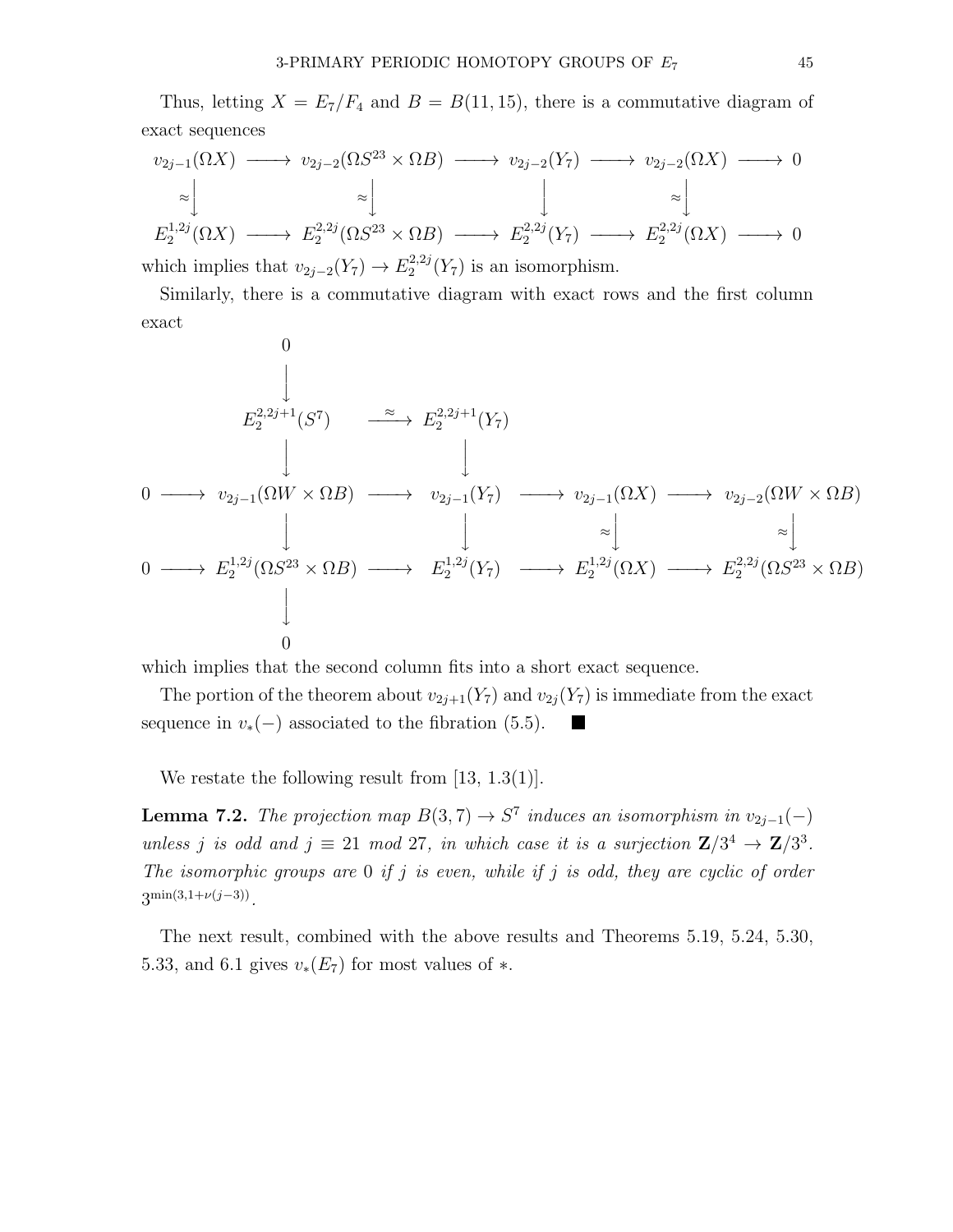Thus, letting $X = E_7/F_4$ and $B = B(11, 15)$, there is a commutative diagram of exact sequences

$$\begin{array}{ccccccccc}
v_{2j-1}(\Omega X) & \longrightarrow & v_{2j-2}(\Omega S^{23} \times \Omega B) & \longrightarrow & v_{2j-2}(Y_7) & \longrightarrow & v_{2j-2}(\Omega X) & \longrightarrow & 0 \\
\approx\downarrow & & \approx\downarrow & & \downarrow & & \approx\downarrow & & \\
E_2^{1,2j}(\Omega X) & \longrightarrow & E_2^{2,2j}(\Omega S^{23} \times \Omega B) & \longrightarrow & E_2^{2,2j}(Y_7) & \longrightarrow & E_2^{2,2j}(\Omega X) & \longrightarrow & 0
\end{array}$$

which implies that $v_{2j-2}(Y_7) \to E_2^{2,2j}(Y_7)$ is an isomorphism.

Similarly, there is a commutative diagram with exact rows and the first column exact

$$\begin{array}{ccccccccc}
 & & 0 & & & & & & \\
 & & \downarrow & & & & & & \\
 & & E_2^{2,2j+1}(S^7) & \xrightarrow{\approx} & E_2^{2,2j+1}(Y_7) & & & & \\
 & & \downarrow & & \downarrow & & & & \\
0 & \longrightarrow & v_{2j-1}(\Omega W \times \Omega B) & \longrightarrow & v_{2j-1}(Y_7) & \longrightarrow & v_{2j-1}(\Omega X) & \longrightarrow & v_{2j-2}(\Omega W \times \Omega B) \\
 & & \downarrow & & \downarrow & & \approx\downarrow & & \approx\downarrow \\
0 & \longrightarrow & E_2^{1,2j}(\Omega S^{23} \times \Omega B) & \longrightarrow & E_2^{1,2j}(Y_7) & \longrightarrow & E_2^{1,2j}(\Omega X) & \longrightarrow & E_2^{2,2j}(\Omega S^{23} \times \Omega B) \\
 & & \downarrow & & & & & & \\
 & & 0 & & & & & &
\end{array}$$

which implies that the second column fits into a short exact sequence.

The portion of the theorem about $v_{2j+1}(Y_7)$ and $v_{2j}(Y_7)$ is immediate from the exact sequence in $v_*(-)$ associated to the fibration (5.5). ■

We restate the following result from [13, 1.3(1)].

**Lemma 7.2.** *The projection map $B(3, 7) \to S^7$ induces an isomorphism in $v_{2j-1}(-)$ unless $j$ is odd and $j \equiv 21$ mod 27, in which case it is a surjection $\mathbf{Z}/3^4 \to \mathbf{Z}/3^3$. The isomorphic groups are 0 if $j$ is even, while if $j$ is odd, they are cyclic of order $3^{\min(3,1+\nu(j-3))}$.*

The next result, combined with the above results and Theorems 5.19, 5.24, 5.30, 5.33, and 6.1 gives $v_*(E_7)$ for most values of $*$.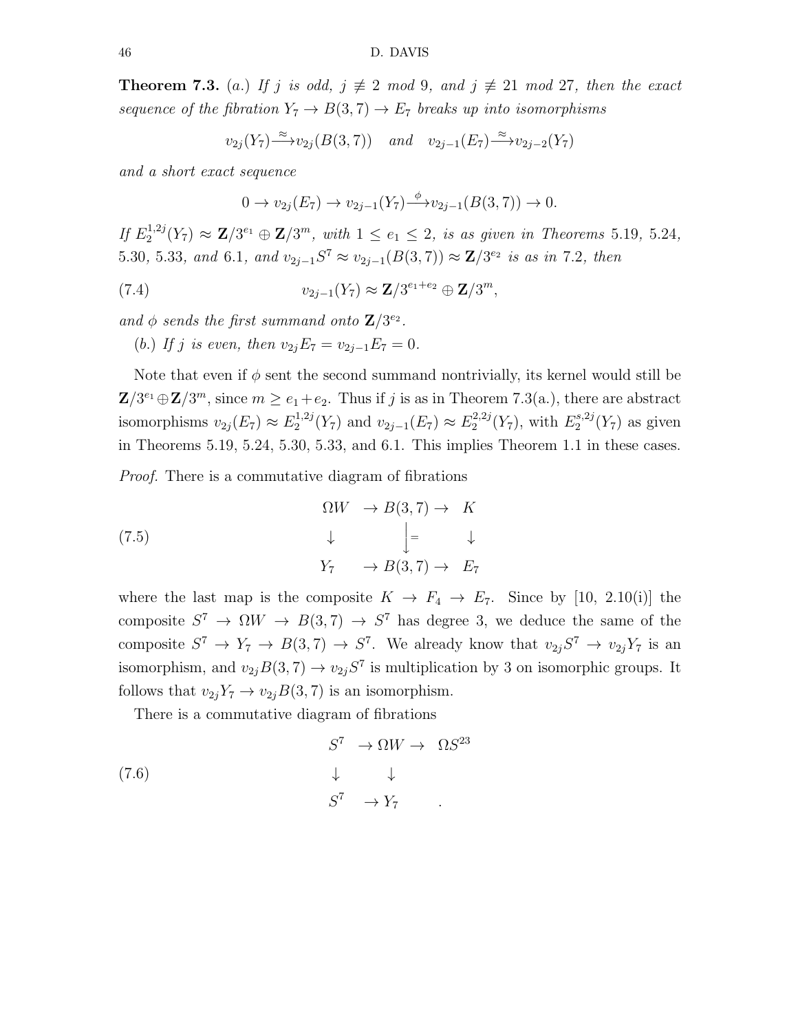**Theorem 7.3.** (*a.*) *If $j$ is odd, $j \not\equiv 2$ mod 9, and $j \not\equiv 21$ mod 27, then the exact sequence of the fibration $Y_7 \to B(3,7) \to E_7$ breaks up into isomorphisms*

$$v_{2j}(Y_7) \xrightarrow{\approx} v_{2j}(B(3,7)) \quad \text{and} \quad v_{2j-1}(E_7) \xrightarrow{\approx} v_{2j-2}(Y_7)$$

*and a short exact sequence*

$$0 \to v_{2j}(E_7) \to v_{2j-1}(Y_7) \xrightarrow{\phi} v_{2j-1}(B(3,7)) \to 0.$$

*If $E_2^{1,2j}(Y_7) \approx \mathbf{Z}/3^{e_1} \oplus \mathbf{Z}/3^m$, with $1 \le e_1 \le 2$, is as given in Theorems 5.19, 5.24, 5.30, 5.33, and 6.1, and $v_{2j-1}S^7 \approx v_{2j-1}(B(3,7)) \approx \mathbf{Z}/3^{e_2}$ is as in 7.2, then*

$$v_{2j-1}(Y_7) \approx \mathbf{Z}/3^{e_1+e_2} \oplus \mathbf{Z}/3^m, \tag{7.4}$$

*and $\phi$ sends the first summand onto $\mathbf{Z}/3^{e_2}$.*

(*b.*) *If $j$ is even, then $v_{2j}E_7 = v_{2j-1}E_7 = 0$.*

Note that even if $\phi$ sent the second summand nontrivially, its kernel would still be $\mathbf{Z}/3^{e_1} \oplus \mathbf{Z}/3^m$, since $m \ge e_1 + e_2$. Thus if $j$ is as in Theorem 7.3(a.), there are abstract isomorphisms $v_{2j}(E_7) \approx E_2^{1,2j}(Y_7)$ and $v_{2j-1}(E_7) \approx E_2^{2,2j}(Y_7)$, with $E_2^{s,2j}(Y_7)$ as given in Theorems 5.19, 5.24, 5.30, 5.33, and 6.1. This implies Theorem 1.1 in these cases.

*Proof.* There is a commutative diagram of fibrations

$$\begin{array}{ccccc} \Omega W & \to & B(3,7) & \to & K \\ \downarrow & & \Big\downarrow = & & \downarrow \\ Y_7 & \to & B(3,7) & \to & E_7 \end{array} \tag{7.5}$$

where the last map is the composite $K \to F_4 \to E_7$. Since by [10, 2.10(i)] the composite $S^7 \to \Omega W \to B(3,7) \to S^7$ has degree 3, we deduce the same of the composite $S^7 \to Y_7 \to B(3,7) \to S^7$. We already know that $v_{2j}S^7 \to v_{2j}Y_7$ is an isomorphism, and $v_{2j}B(3,7) \to v_{2j}S^7$ is multiplication by 3 on isomorphic groups. It follows that $v_{2j}Y_7 \to v_{2j}B(3,7)$ is an isomorphism.

There is a commutative diagram of fibrations

$$\begin{array}{ccccc} S^7 & \to & \Omega W & \to & \Omega S^{23} \\ \downarrow & & \downarrow & & \\ S^7 & \to & Y_7 & & . \end{array} \tag{7.6}$$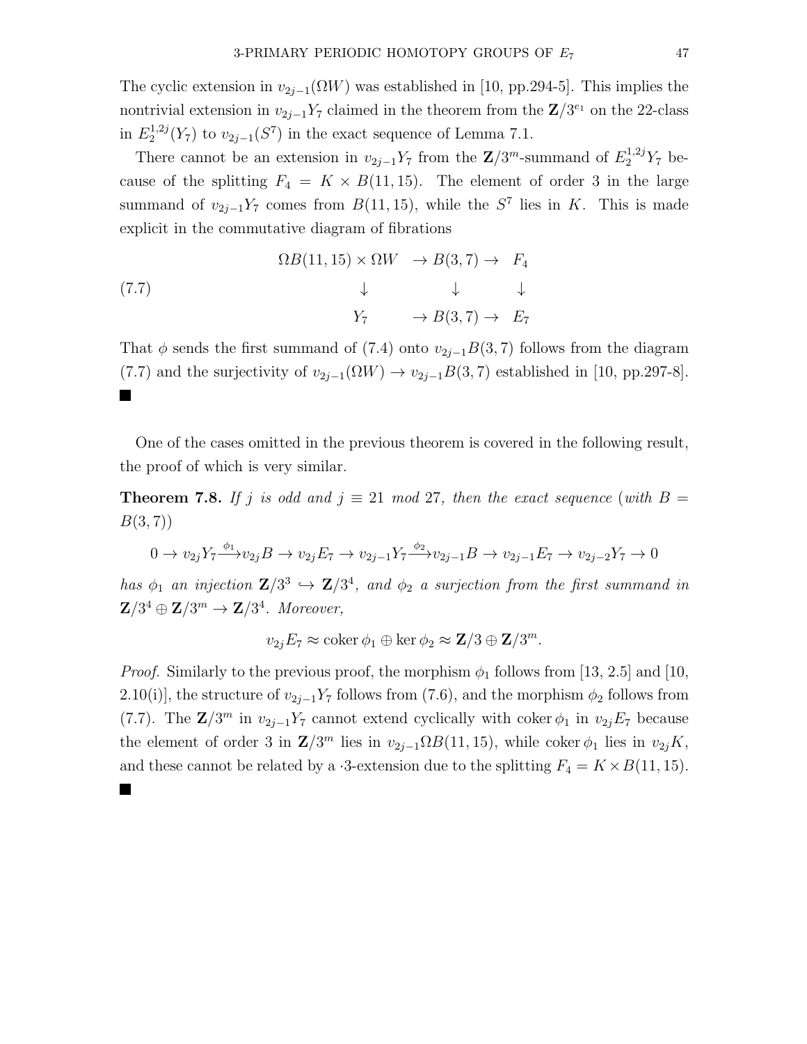The cyclic extension in $v_{2j-1}(\Omega W)$ was established in [10, pp.294-5]. This implies the nontrivial extension in $v_{2j-1}Y_7$ claimed in the theorem from the $\mathbf{Z}/3^{e_1}$ on the 22-class in $E_2^{1,2j}(Y_7)$ to $v_{2j-1}(S^7)$ in the exact sequence of Lemma 7.1.

There cannot be an extension in $v_{2j-1}Y_7$ from the $\mathbf{Z}/3^m$-summand of $E_2^{1,2j}Y_7$ because of the splitting $F_4 = K \times B(11,15)$. The element of order 3 in the large summand of $v_{2j-1}Y_7$ comes from $B(11,15)$, while the $S^7$ lies in $K$. This is made explicit in the commutative diagram of fibrations

$$
\begin{array}{ccccc}
\Omega B(11,15) \times \Omega W & \to & B(3,7) & \to & F_4 \\
\downarrow & & \downarrow & & \downarrow \\
Y_7 & \to & B(3,7) & \to & E_7
\end{array}
\tag{7.7}
$$

That $\phi$ sends the first summand of (7.4) onto $v_{2j-1}B(3,7)$ follows from the diagram (7.7) and the surjectivity of $v_{2j-1}(\Omega W) \to v_{2j-1}B(3,7)$ established in [10, pp.297-8]. ■

One of the cases omitted in the previous theorem is covered in the following result, the proof of which is very similar.

**Theorem 7.8.** *If $j$ is odd and $j \equiv 21$ mod 27, then the exact sequence (with $B = B(3,7)$)*

$$
0 \to v_{2j}Y_7 \xrightarrow{\phi_1} v_{2j}B \to v_{2j}E_7 \to v_{2j-1}Y_7 \xrightarrow{\phi_2} v_{2j-1}B \to v_{2j-1}E_7 \to v_{2j-2}Y_7 \to 0
$$

*has $\phi_1$ an injection $\mathbf{Z}/3^3 \hookrightarrow \mathbf{Z}/3^4$, and $\phi_2$ a surjection from the first summand in $\mathbf{Z}/3^4 \oplus \mathbf{Z}/3^m \to \mathbf{Z}/3^4$. Moreover,*

$$
v_{2j}E_7 \approx \operatorname{coker} \phi_1 \oplus \ker \phi_2 \approx \mathbf{Z}/3 \oplus \mathbf{Z}/3^m.
$$

*Proof.* Similarly to the previous proof, the morphism $\phi_1$ follows from [13, 2.5] and [10, 2.10(i)], the structure of $v_{2j-1}Y_7$ follows from (7.6), and the morphism $\phi_2$ follows from (7.7). The $\mathbf{Z}/3^m$ in $v_{2j-1}Y_7$ cannot extend cyclically with $\operatorname{coker} \phi_1$ in $v_{2j}E_7$ because the element of order 3 in $\mathbf{Z}/3^m$ lies in $v_{2j-1}\Omega B(11,15)$, while $\operatorname{coker} \phi_1$ lies in $v_{2j}K$, and these cannot be related by a $\cdot 3$-extension due to the splitting $F_4 = K \times B(11,15)$. ■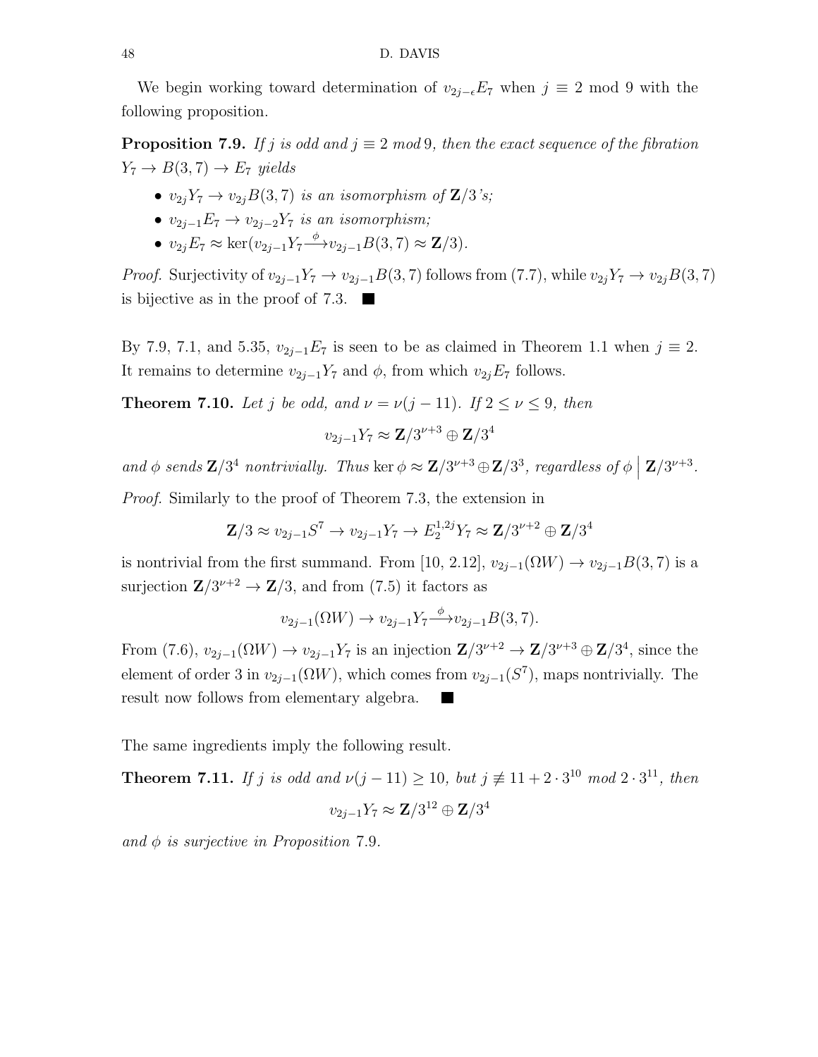We begin working toward determination of $v_{2j-\epsilon}E_7$ when $j \equiv 2$ mod 9 with the following proposition.

**Proposition 7.9.** *If $j$ is odd and $j \equiv 2$ mod 9, then the exact sequence of the fibration $Y_7 \to B(3,7) \to E_7$ yields*

- *$v_{2j}Y_7 \to v_{2j}B(3,7)$ is an isomorphism of $\mathbf{Z}/3$'s;*
- *$v_{2j-1}E_7 \to v_{2j-2}Y_7$ is an isomorphism;*
- *$v_{2j}E_7 \approx \ker(v_{2j-1}Y_7 \xrightarrow{\phi} v_{2j-1}B(3,7) \approx \mathbf{Z}/3)$.*

*Proof.* Surjectivity of $v_{2j-1}Y_7 \to v_{2j-1}B(3,7)$ follows from (7.7), while $v_{2j}Y_7 \to v_{2j}B(3,7)$ is bijective as in the proof of 7.3. ■

By 7.9, 7.1, and 5.35, $v_{2j-1}E_7$ is seen to be as claimed in Theorem 1.1 when $j \equiv 2$. It remains to determine $v_{2j-1}Y_7$ and $\phi$, from which $v_{2j}E_7$ follows.

**Theorem 7.10.** *Let $j$ be odd, and $\nu = \nu(j-11)$. If $2 \le \nu \le 9$, then*

$$v_{2j-1}Y_7 \approx \mathbf{Z}/3^{\nu+3} \oplus \mathbf{Z}/3^4$$

*and $\phi$ sends $\mathbf{Z}/3^4$ nontrivially. Thus $\ker\phi \approx \mathbf{Z}/3^{\nu+3} \oplus \mathbf{Z}/3^3$, regardless of $\phi \,\Big|\, \mathbf{Z}/3^{\nu+3}$.*

*Proof.* Similarly to the proof of Theorem 7.3, the extension in

$$\mathbf{Z}/3 \approx v_{2j-1}S^7 \to v_{2j-1}Y_7 \to E_2^{1,2j}Y_7 \approx \mathbf{Z}/3^{\nu+2} \oplus \mathbf{Z}/3^4$$

is nontrivial from the first summand. From [10, 2.12], $v_{2j-1}(\Omega W) \to v_{2j-1}B(3,7)$ is a surjection $\mathbf{Z}/3^{\nu+2} \to \mathbf{Z}/3$, and from (7.5) it factors as

$$v_{2j-1}(\Omega W) \to v_{2j-1}Y_7 \xrightarrow{\phi} v_{2j-1}B(3,7).$$

From (7.6), $v_{2j-1}(\Omega W) \to v_{2j-1}Y_7$ is an injection $\mathbf{Z}/3^{\nu+2} \to \mathbf{Z}/3^{\nu+3} \oplus \mathbf{Z}/3^4$, since the element of order 3 in $v_{2j-1}(\Omega W)$, which comes from $v_{2j-1}(S^7)$, maps nontrivially. The result now follows from elementary algebra. ■

The same ingredients imply the following result.

**Theorem 7.11.** *If $j$ is odd and $\nu(j-11) \ge 10$, but $j \not\equiv 11 + 2\cdot 3^{10}$ mod $2\cdot 3^{11}$, then*

$$v_{2j-1}Y_7 \approx \mathbf{Z}/3^{12} \oplus \mathbf{Z}/3^4$$

*and $\phi$ is surjective in Proposition 7.9.*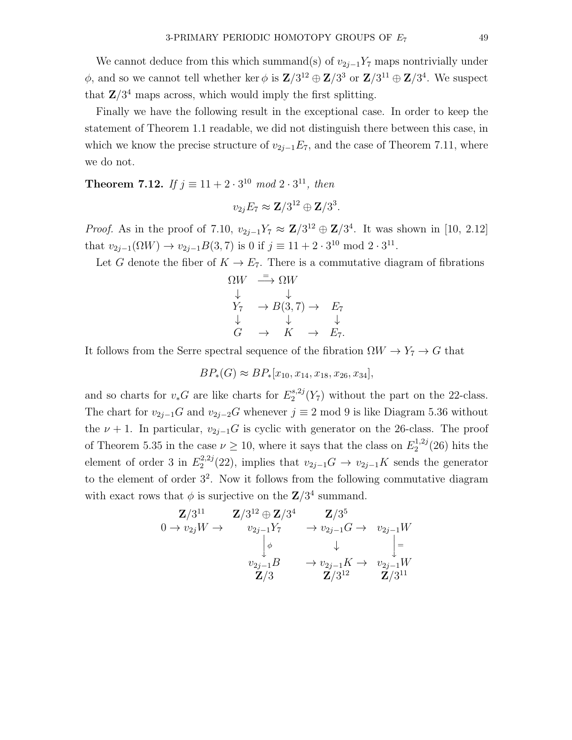We cannot deduce from this which summand(s) of $v_{2j-1}Y_7$ maps nontrivially under $\phi$, and so we cannot tell whether $\ker \phi$ is $\mathbf{Z}/3^{12} \oplus \mathbf{Z}/3^3$ or $\mathbf{Z}/3^{11} \oplus \mathbf{Z}/3^4$. We suspect that $\mathbf{Z}/3^4$ maps across, which would imply the first splitting.

Finally we have the following result in the exceptional case. In order to keep the statement of Theorem 1.1 readable, we did not distinguish there between this case, in which we know the precise structure of $v_{2j-1}E_7$, and the case of Theorem 7.11, where we do not.

**Theorem 7.12.** *If $j \equiv 11 + 2 \cdot 3^{10}$ mod $2 \cdot 3^{11}$, then*

$$v_{2j}E_7 \approx \mathbf{Z}/3^{12} \oplus \mathbf{Z}/3^3.$$

*Proof.* As in the proof of 7.10, $v_{2j-1}Y_7 \approx \mathbf{Z}/3^{12} \oplus \mathbf{Z}/3^4$. It was shown in [10, 2.12] that $v_{2j-1}(\Omega W) \to v_{2j-1}B(3,7)$ is 0 if $j \equiv 11 + 2 \cdot 3^{10}$ mod $2 \cdot 3^{11}$.

Let $G$ denote the fiber of $K \to E_7$. There is a commutative diagram of fibrations

$$\begin{array}{ccccc}
\Omega W & \xrightarrow{=} & \Omega W & & \\
\downarrow & & \downarrow & & \\
Y_7 & \to & B(3,7) & \to & E_7 \\
\downarrow & & \downarrow & & \downarrow \\
G & \to & K & \to & E_7.
\end{array}$$

It follows from the Serre spectral sequence of the fibration $\Omega W \to Y_7 \to G$ that

$$BP_*(G) \approx BP_*[x_{10}, x_{14}, x_{18}, x_{26}, x_{34}],$$

and so charts for $v_*G$ are like charts for $E_2^{s,2j}(Y_7)$ without the part on the 22-class. The chart for $v_{2j-1}G$ and $v_{2j-2}G$ whenever $j \equiv 2$ mod 9 is like Diagram 5.36 without the $\nu + 1$. In particular, $v_{2j-1}G$ is cyclic with generator on the 26-class. The proof of Theorem 5.35 in the case $\nu \geq 10$, where it says that the class on $E_2^{1,2j}(26)$ hits the element of order 3 in $E_2^{2,2j}(22)$, implies that $v_{2j-1}G \to v_{2j-1}K$ sends the generator to the element of order $3^2$. Now it follows from the following commutative diagram with exact rows that $\phi$ is surjective on the $\mathbf{Z}/3^4$ summand.

$$\begin{array}{ccccccc}
 & \mathbf{Z}/3^{11} & & \mathbf{Z}/3^{12} \oplus \mathbf{Z}/3^4 & & \mathbf{Z}/3^5 & & \\
0 \to & v_{2j}W & \to & v_{2j-1}Y_7 & \to & v_{2j-1}G & \to & v_{2j-1}W \\
 & & & \downarrow \phi & & \downarrow & & \downarrow = \\
 & & & v_{2j-1}B & \to & v_{2j-1}K & \to & v_{2j-1}W \\
 & & & \mathbf{Z}/3 & & \mathbf{Z}/3^{12} & & \mathbf{Z}/3^{11}
\end{array}$$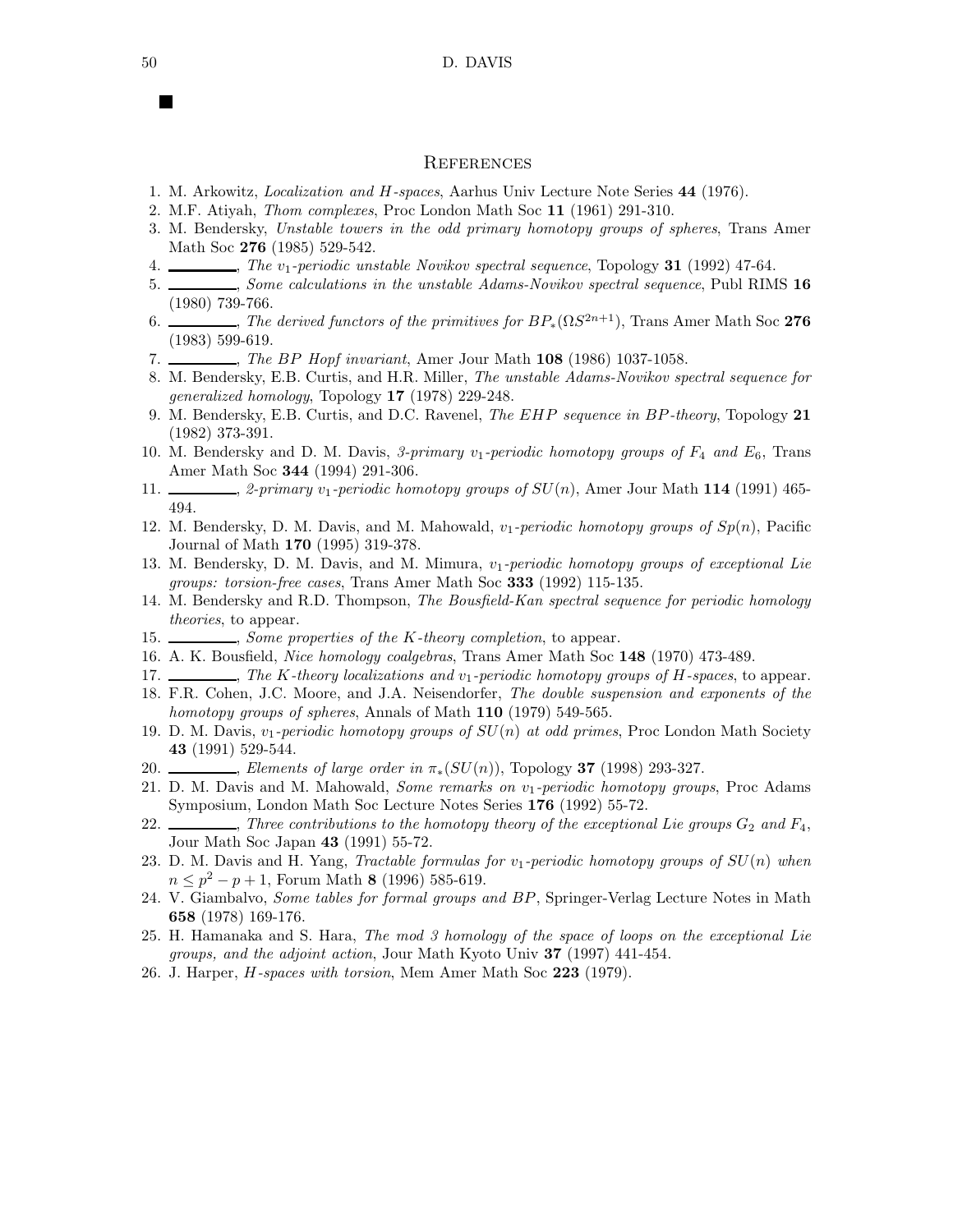■

## References

1. M. Arkowitz, *Localization and H-spaces*, Aarhus Univ Lecture Note Series **44** (1976).
2. M.F. Atiyah, *Thom complexes*, Proc London Math Soc **11** (1961) 291-310.
3. M. Bendersky, *Unstable towers in the odd primary homotopy groups of spheres*, Trans Amer Math Soc **276** (1985) 529-542.
4. ________, *The $v_1$-periodic unstable Novikov spectral sequence*, Topology **31** (1992) 47-64.
5. ________, *Some calculations in the unstable Adams-Novikov spectral sequence*, Publ RIMS **16** (1980) 739-766.
6. ________, *The derived functors of the primitives for $BP_*(\Omega S^{2n+1})$*, Trans Amer Math Soc **276** (1983) 599-619.
7. ________, *The BP Hopf invariant*, Amer Jour Math **108** (1986) 1037-1058.
8. M. Bendersky, E.B. Curtis, and H.R. Miller, *The unstable Adams-Novikov spectral sequence for generalized homology*, Topology **17** (1978) 229-248.
9. M. Bendersky, E.B. Curtis, and D.C. Ravenel, *The EHP sequence in BP-theory*, Topology **21** (1982) 373-391.
10. M. Bendersky and D. M. Davis, *3-primary $v_1$-periodic homotopy groups of $F_4$ and $E_6$*, Trans Amer Math Soc **344** (1994) 291-306.
11. ________, *2-primary $v_1$-periodic homotopy groups of $SU(n)$*, Amer Jour Math **114** (1991) 465-494.
12. M. Bendersky, D. M. Davis, and M. Mahowald, *$v_1$-periodic homotopy groups of $Sp(n)$*, Pacific Journal of Math **170** (1995) 319-378.
13. M. Bendersky, D. M. Davis, and M. Mimura, *$v_1$-periodic homotopy groups of exceptional Lie groups: torsion-free cases*, Trans Amer Math Soc **333** (1992) 115-135.
14. M. Bendersky and R.D. Thompson, *The Bousfield-Kan spectral sequence for periodic homology theories*, to appear.
15. ________, *Some properties of the K-theory completion*, to appear.
16. A. K. Bousfield, *Nice homology coalgebras*, Trans Amer Math Soc **148** (1970) 473-489.
17. ________, *The K-theory localizations and $v_1$-periodic homotopy groups of H-spaces*, to appear.
18. F.R. Cohen, J.C. Moore, and J.A. Neisendorfer, *The double suspension and exponents of the homotopy groups of spheres*, Annals of Math **110** (1979) 549-565.
19. D. M. Davis, *$v_1$-periodic homotopy groups of $SU(n)$ at odd primes*, Proc London Math Society **43** (1991) 529-544.
20. ________, *Elements of large order in $\pi_*(SU(n))$*, Topology **37** (1998) 293-327.
21. D. M. Davis and M. Mahowald, *Some remarks on $v_1$-periodic homotopy groups*, Proc Adams Symposium, London Math Soc Lecture Notes Series **176** (1992) 55-72.
22. ________, *Three contributions to the homotopy theory of the exceptional Lie groups $G_2$ and $F_4$*, Jour Math Soc Japan **43** (1991) 55-72.
23. D. M. Davis and H. Yang, *Tractable formulas for $v_1$-periodic homotopy groups of $SU(n)$ when $n \le p^2 - p + 1$*, Forum Math **8** (1996) 585-619.
24. V. Giambalvo, *Some tables for formal groups and BP*, Springer-Verlag Lecture Notes in Math **658** (1978) 169-176.
25. H. Hamanaka and S. Hara, *The mod 3 homology of the space of loops on the exceptional Lie groups, and the adjoint action*, Jour Math Kyoto Univ **37** (1997) 441-454.
26. J. Harper, *H-spaces with torsion*, Mem Amer Math Soc **223** (1979).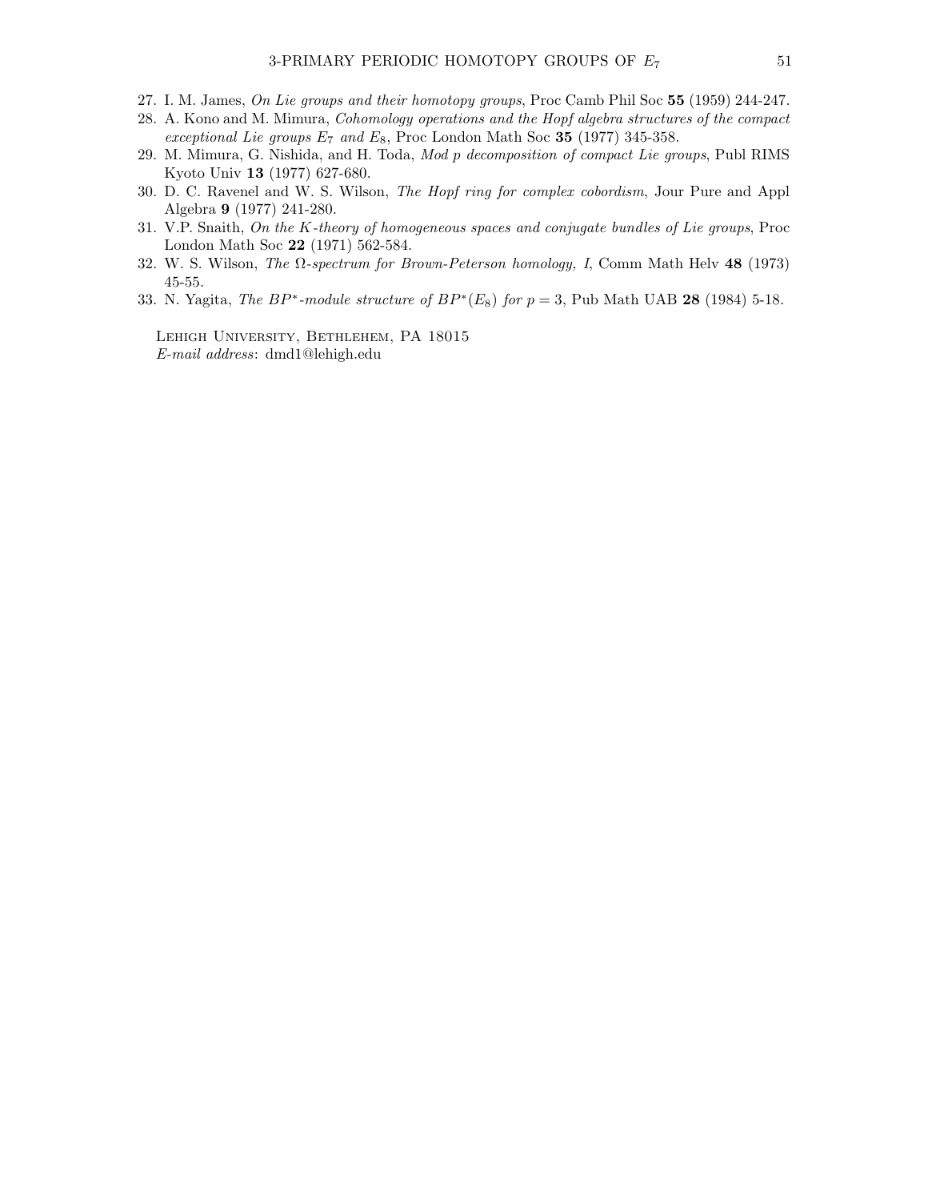27. I. M. James, *On Lie groups and their homotopy groups*, Proc Camb Phil Soc **55** (1959) 244-247.
28. A. Kono and M. Mimura, *Cohomology operations and the Hopf algebra structures of the compact exceptional Lie groups $E_7$ and $E_8$*, Proc London Math Soc **35** (1977) 345-358.
29. M. Mimura, G. Nishida, and H. Toda, *Mod p decomposition of compact Lie groups*, Publ RIMS Kyoto Univ **13** (1977) 627-680.
30. D. C. Ravenel and W. S. Wilson, *The Hopf ring for complex cobordism*, Jour Pure and Appl Algebra **9** (1977) 241-280.
31. V.P. Snaith, *On the K-theory of homogeneous spaces and conjugate bundles of Lie groups*, Proc London Math Soc **22** (1971) 562-584.
32. W. S. Wilson, *The $\Omega$-spectrum for Brown-Peterson homology, I*, Comm Math Helv **48** (1973) 45-55.
33. N. Yagita, *The $BP^*$-module structure of $BP^*(E_8)$ for $p = 3$*, Pub Math UAB **28** (1984) 5-18.

Lehigh University, Bethlehem, PA 18015
*E-mail address*: dmd1@lehigh.edu